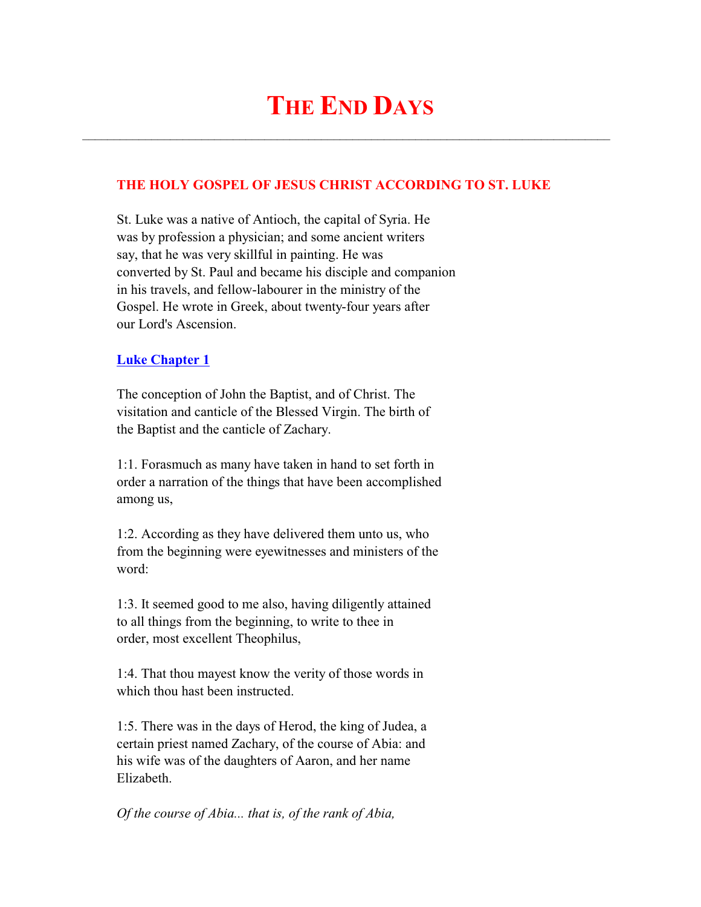# THE END DAYS

---

## THE HOLY GOSPEL OF JESUS CHRIST ACCORDING TO ST. LUKE

St. Luke was a native of Antioch, the capital of Syria. He was by profession a physician; and some ancient writers say, that he was very skillful in painting. He was converted by St. Paul and became his disciple and companion in his travels, and fellow-labourer in the ministry of the Gospel. He wrote in Greek, about twenty-four years after our Lord's Ascension.

### Luke Chapter 1

The conception of John the Baptist, and of Christ. The visitation and canticle of the Blessed Virgin. The birth of the Baptist and the canticle of Zachary.

1:1. Forasmuch as many have taken in hand to set forth in order a narration of the things that have been accomplished among us,

1:2. According as they have delivered them unto us, who from the beginning were eyewitnesses and ministers of the word:

1:3. It seemed good to me also, having diligently attained to all things from the beginning, to write to thee in order, most excellent Theophilus,

1:4. That thou mayest know the verity of those words in which thou hast been instructed.

1:5. There was in the days of Herod, the king of Judea, a certain priest named Zachary, of the course of Abia: and his wife was of the daughters of Aaron, and her name Elizabeth.

*Of the course of Abia... that is, of the rank of Abia,*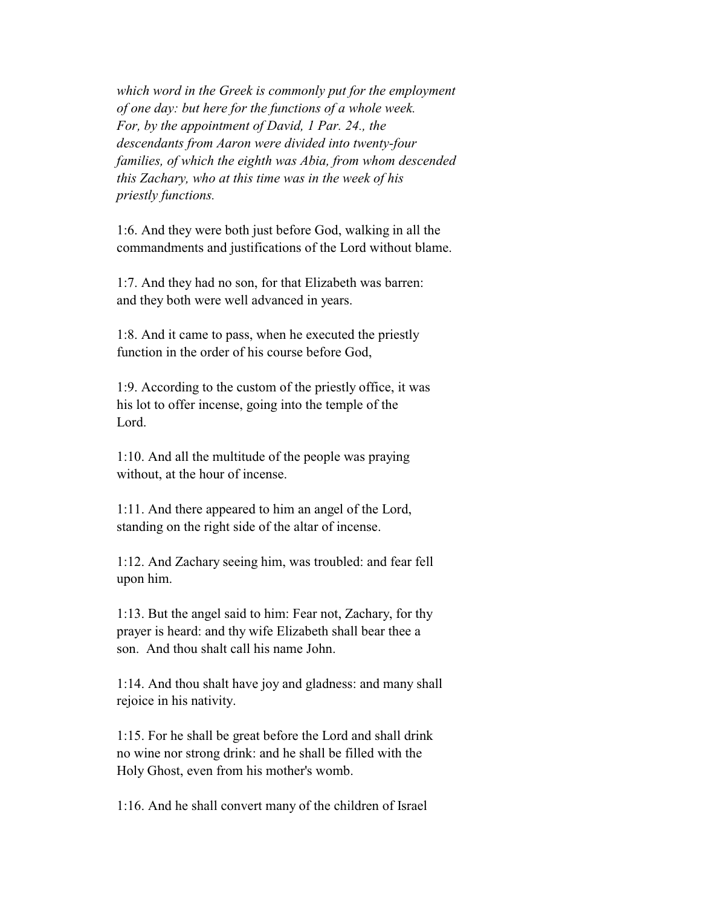*which word in the Greek is commonly put for the employment of one day: but here for the functions of a whole week. For, by the appointment of David, 1 Par. 24., the descendants from Aaron were divided into twenty-four families, of which the eighth was Abia, from whom descended this Zachary, who at this time was in the week of his priestly functions.*

1:6. And they were both just before God, walking in all the commandments and justifications of the Lord without blame.

1:7. And they had no son, for that Elizabeth was barren: and they both were well advanced in years.

1:8. And it came to pass, when he executed the priestly function in the order of his course before God,

1:9. According to the custom of the priestly office, it was his lot to offer incense, going into the temple of the Lord.

1:10. And all the multitude of the people was praying without, at the hour of incense.

1:11. And there appeared to him an angel of the Lord, standing on the right side of the altar of incense.

1:12. And Zachary seeing him, was troubled: and fear fell upon him.

1:13. But the angel said to him: Fear not, Zachary, for thy prayer is heard: and thy wife Elizabeth shall bear thee a son. And thou shalt call his name John.

1:14. And thou shalt have joy and gladness: and many shall rejoice in his nativity.

1:15. For he shall be great before the Lord and shall drink no wine nor strong drink: and he shall be filled with the Holy Ghost, even from his mother's womb.

1:16. And he shall convert many of the children of Israel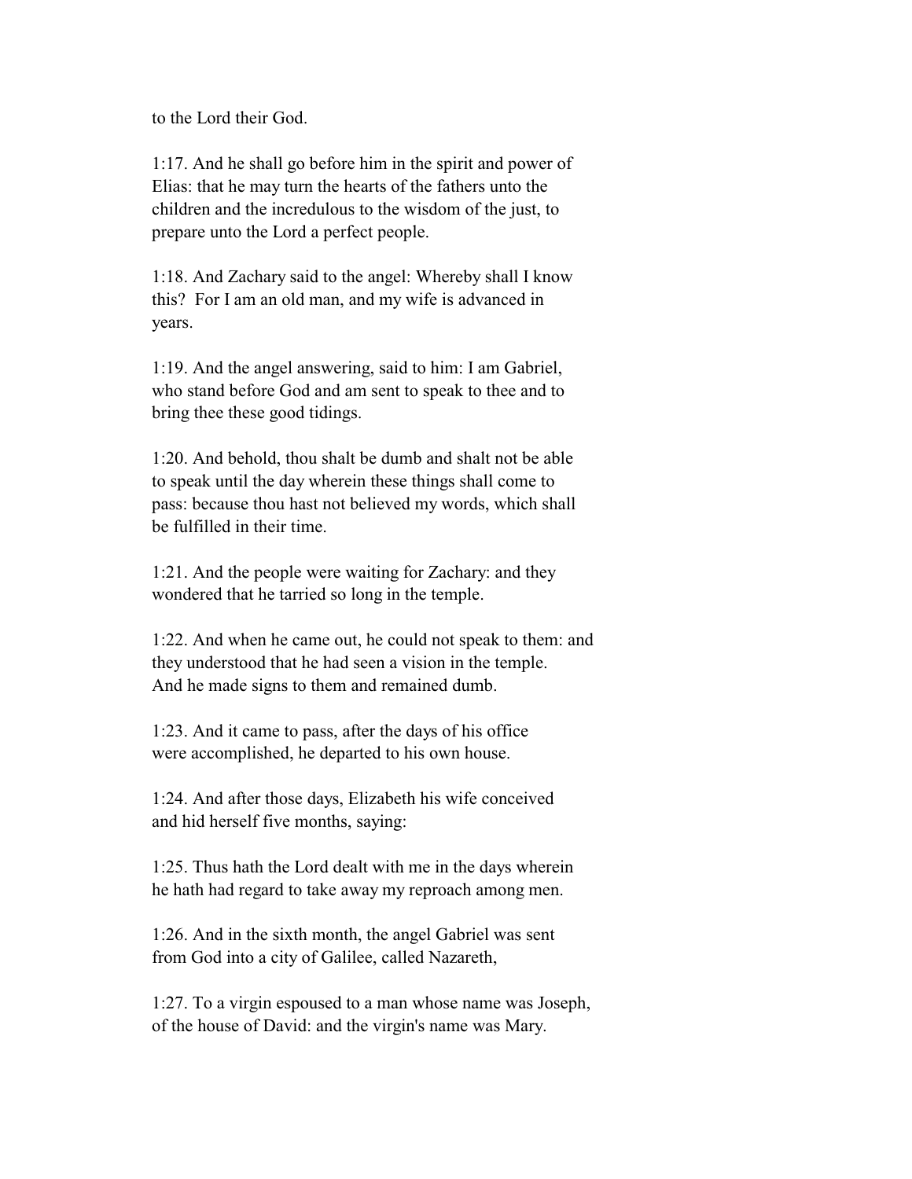to the Lord their God.

1:17. And he shall go before him in the spirit and power of Elias: that he may turn the hearts of the fathers unto the children and the incredulous to the wisdom of the just, to prepare unto the Lord a perfect people.

1:18. And Zachary said to the angel: Whereby shall I know this? For I am an old man, and my wife is advanced in years.

1:19. And the angel answering, said to him: I am Gabriel, who stand before God and am sent to speak to thee and to bring thee these good tidings.

1:20. And behold, thou shalt be dumb and shalt not be able to speak until the day wherein these things shall come to pass: because thou hast not believed my words, which shall be fulfilled in their time.

1:21. And the people were waiting for Zachary: and they wondered that he tarried so long in the temple.

1:22. And when he came out, he could not speak to them: and they understood that he had seen a vision in the temple. And he made signs to them and remained dumb.

1:23. And it came to pass, after the days of his office were accomplished, he departed to his own house.

1:24. And after those days, Elizabeth his wife conceived and hid herself five months, saying:

1:25. Thus hath the Lord dealt with me in the days wherein he hath had regard to take away my reproach among men.

1:26. And in the sixth month, the angel Gabriel was sent from God into a city of Galilee, called Nazareth,

1:27. To a virgin espoused to a man whose name was Joseph, of the house of David: and the virgin's name was Mary.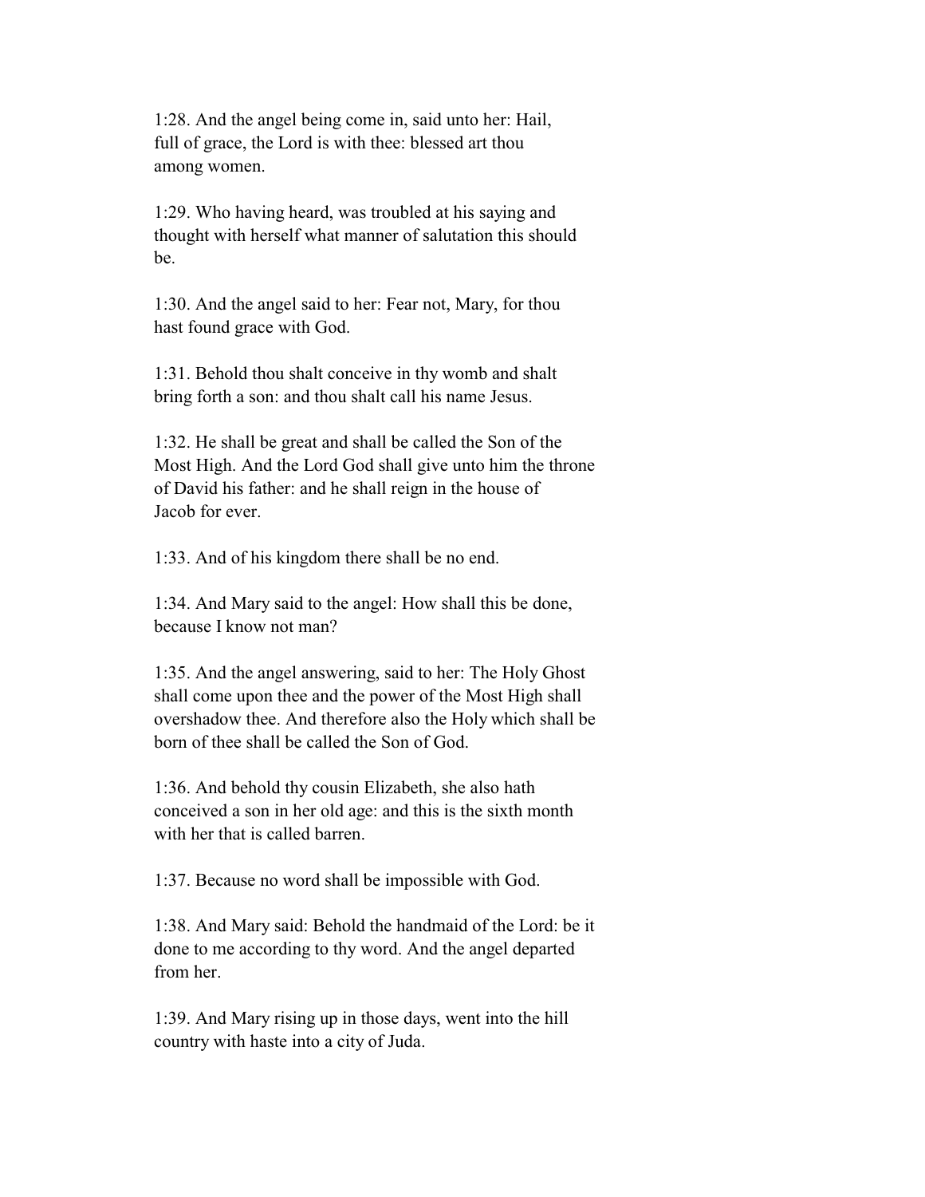1:28. And the angel being come in, said unto her: Hail, full of grace, the Lord is with thee: blessed art thou among women.

1:29. Who having heard, was troubled at his saying and thought with herself what manner of salutation this should be.

1:30. And the angel said to her: Fear not, Mary, for thou hast found grace with God.

1:31. Behold thou shalt conceive in thy womb and shalt bring forth a son: and thou shalt call his name Jesus.

1:32. He shall be great and shall be called the Son of the Most High. And the Lord God shall give unto him the throne of David his father: and he shall reign in the house of Jacob for ever.

1:33. And of his kingdom there shall be no end.

1:34. And Mary said to the angel: How shall this be done, because I know not man?

1:35. And the angel answering, said to her: The Holy Ghost shall come upon thee and the power of the Most High shall overshadow thee. And therefore also the Holy which shall be born of thee shall be called the Son of God.

1:36. And behold thy cousin Elizabeth, she also hath conceived a son in her old age: and this is the sixth month with her that is called barren.

1:37. Because no word shall be impossible with God.

1:38. And Mary said: Behold the handmaid of the Lord: be it done to me according to thy word. And the angel departed from her.

1:39. And Mary rising up in those days, went into the hill country with haste into a city of Juda.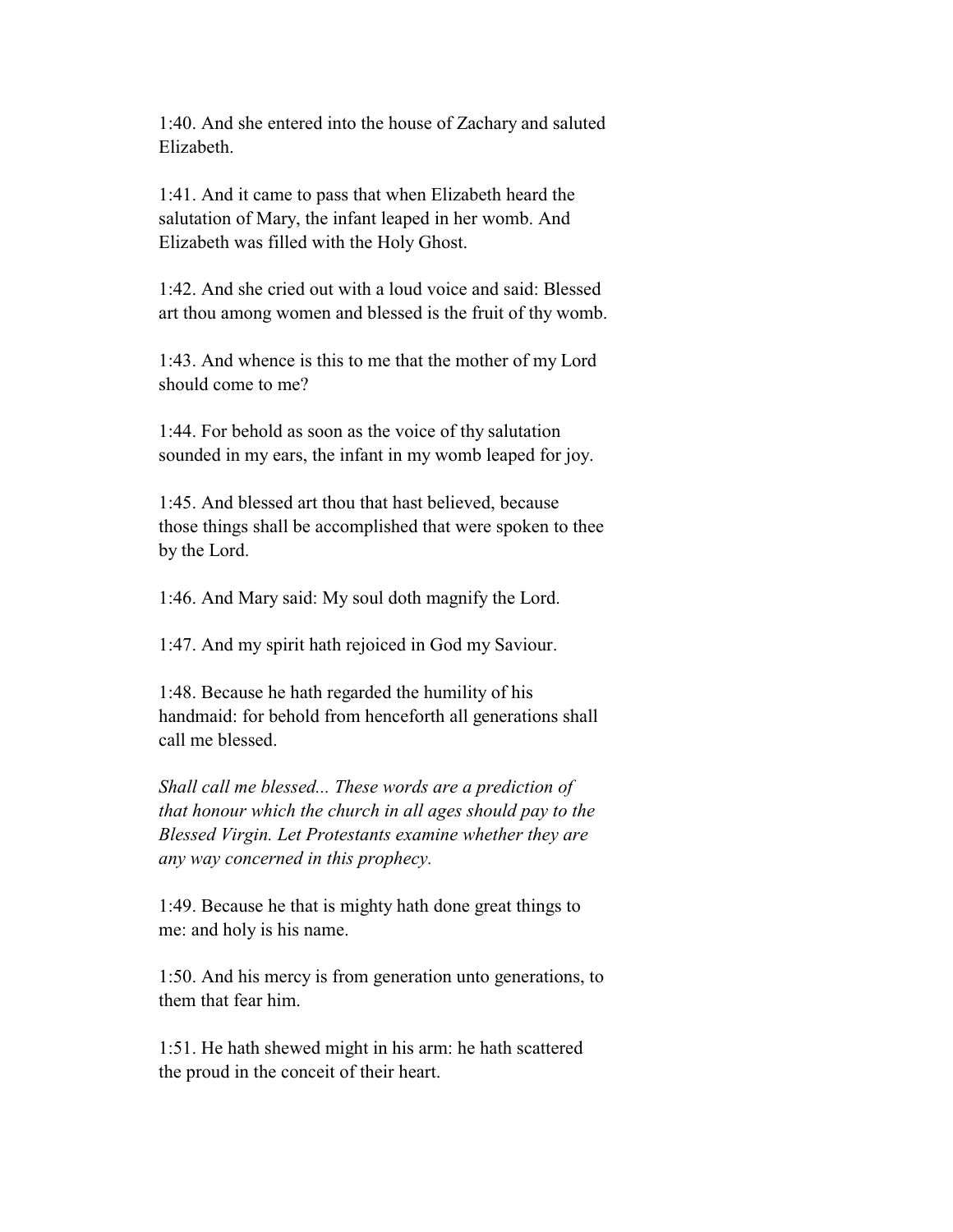1:40. And she entered into the house of Zachary and saluted Elizabeth.

1:41. And it came to pass that when Elizabeth heard the salutation of Mary, the infant leaped in her womb. And Elizabeth was filled with the Holy Ghost.

1:42. And she cried out with a loud voice and said: Blessed art thou among women and blessed is the fruit of thy womb.

1:43. And whence is this to me that the mother of my Lord should come to me?

1:44. For behold as soon as the voice of thy salutation sounded in my ears, the infant in my womb leaped for joy.

1:45. And blessed art thou that hast believed, because those things shall be accomplished that were spoken to thee by the Lord.

1:46. And Mary said: My soul doth magnify the Lord.

1:47. And my spirit hath rejoiced in God my Saviour.

1:48. Because he hath regarded the humility of his handmaid: for behold from henceforth all generations shall call me blessed.

*Shall call me blessed... These words are a prediction of that honour which the church in all ages should pay to the Blessed Virgin. Let Protestants examine whether they are any way concerned in this prophecy.*

1:49. Because he that is mighty hath done great things to me: and holy is his name.

1:50. And his mercy is from generation unto generations, to them that fear him.

1:51. He hath shewed might in his arm: he hath scattered the proud in the conceit of their heart.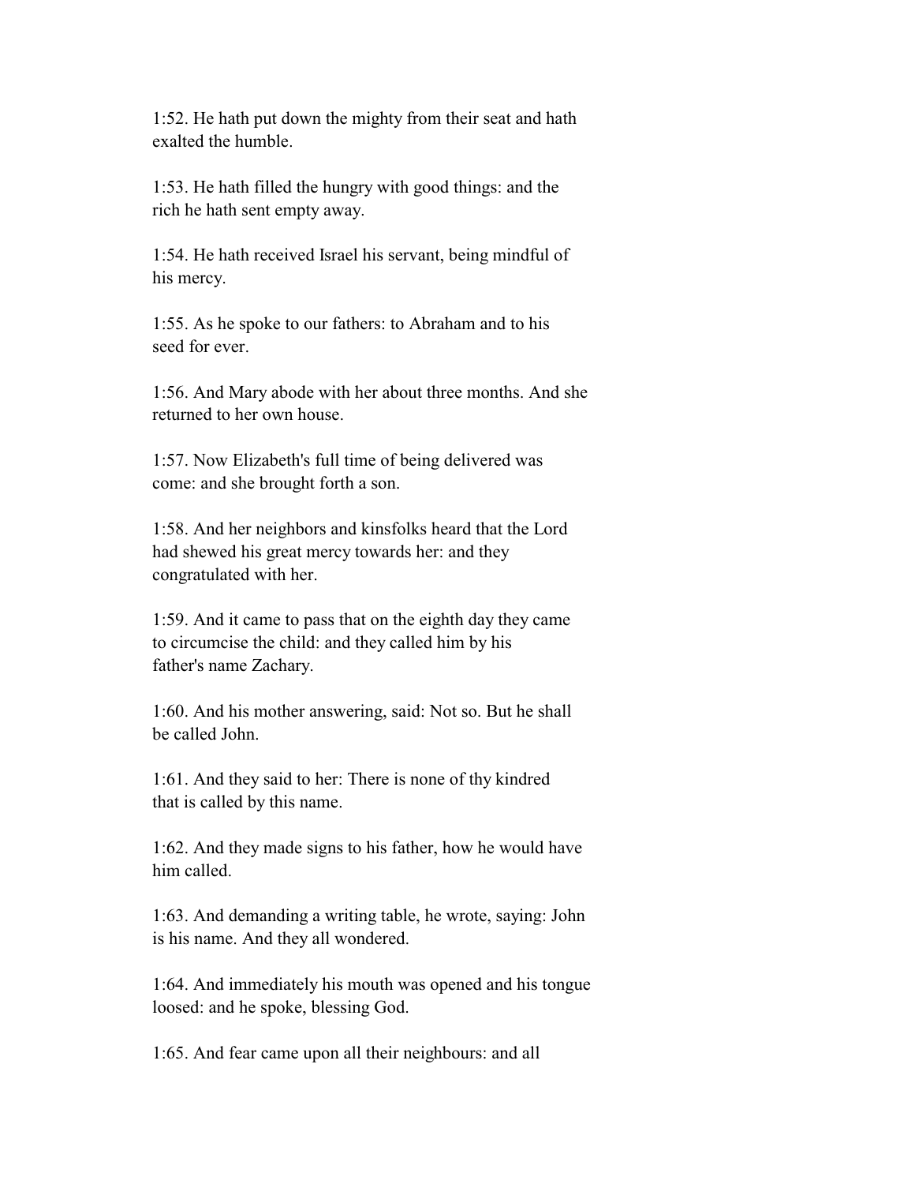1:52. He hath put down the mighty from their seat and hath exalted the humble.

1:53. He hath filled the hungry with good things: and the rich he hath sent empty away.

1:54. He hath received Israel his servant, being mindful of his mercy.

1:55. As he spoke to our fathers: to Abraham and to his seed for ever.

1:56. And Mary abode with her about three months. And she returned to her own house.

1:57. Now Elizabeth's full time of being delivered was come: and she brought forth a son.

1:58. And her neighbors and kinsfolks heard that the Lord had shewed his great mercy towards her: and they congratulated with her.

1:59. And it came to pass that on the eighth day they came to circumcise the child: and they called him by his father's name Zachary.

1:60. And his mother answering, said: Not so. But he shall be called John.

1:61. And they said to her: There is none of thy kindred that is called by this name.

1:62. And they made signs to his father, how he would have him called.

1:63. And demanding a writing table, he wrote, saying: John is his name. And they all wondered.

1:64. And immediately his mouth was opened and his tongue loosed: and he spoke, blessing God.

1:65. And fear came upon all their neighbours: and all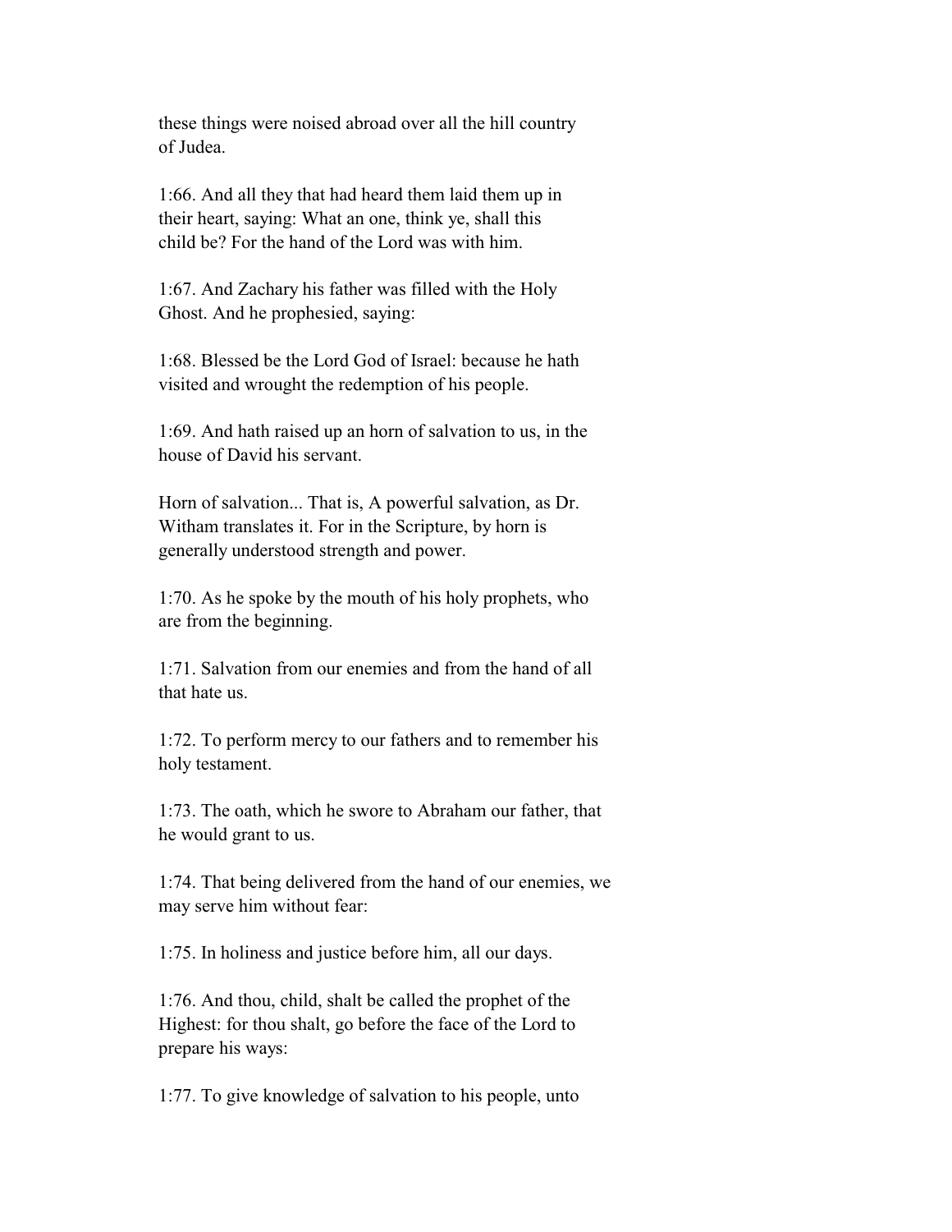these things were noised abroad over all the hill country of Judea.

1:66. And all they that had heard them laid them up in their heart, saying: What an one, think ye, shall this child be? For the hand of the Lord was with him.

1:67. And Zachary his father was filled with the Holy Ghost. And he prophesied, saying:

1:68. Blessed be the Lord God of Israel: because he hath visited and wrought the redemption of his people.

1:69. And hath raised up an horn of salvation to us, in the house of David his servant.

Horn of salvation... That is, A powerful salvation, as Dr. Witham translates it. For in the Scripture, by horn is generally understood strength and power.

1:70. As he spoke by the mouth of his holy prophets, who are from the beginning.

1:71. Salvation from our enemies and from the hand of all that hate us.

1:72. To perform mercy to our fathers and to remember his holy testament.

1:73. The oath, which he swore to Abraham our father, that he would grant to us.

1:74. That being delivered from the hand of our enemies, we may serve him without fear:

1:75. In holiness and justice before him, all our days.

1:76. And thou, child, shalt be called the prophet of the Highest: for thou shalt, go before the face of the Lord to prepare his ways:

1:77. To give knowledge of salvation to his people, unto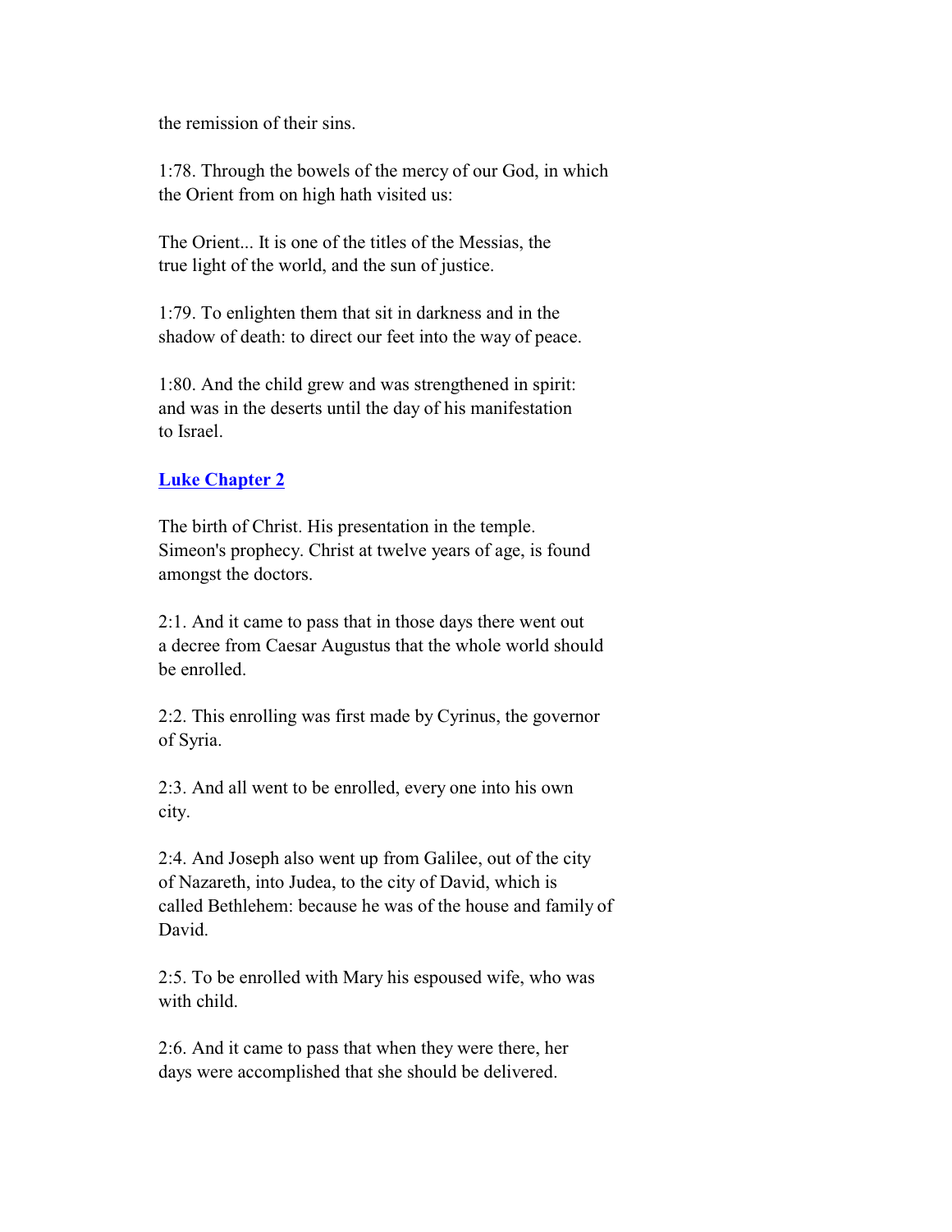the remission of their sins.

1:78. Through the bowels of the mercy of our God, in which the Orient from on high hath visited us:

The Orient... It is one of the titles of the Messias, the true light of the world, and the sun of justice.

1:79. To enlighten them that sit in darkness and in the shadow of death: to direct our feet into the way of peace.

1:80. And the child grew and was strengthened in spirit: and was in the deserts until the day of his manifestation to Israel.

## Luke Chapter 2

The birth of Christ. His presentation in the temple. Simeon's prophecy. Christ at twelve years of age, is found amongst the doctors.

2:1. And it came to pass that in those days there went out a decree from Caesar Augustus that the whole world should be enrolled.

2:2. This enrolling was first made by Cyrinus, the governor of Syria.

2:3. And all went to be enrolled, every one into his own city.

2:4. And Joseph also went up from Galilee, out of the city of Nazareth, into Judea, to the city of David, which is called Bethlehem: because he was of the house and family of David.

2:5. To be enrolled with Mary his espoused wife, who was with child.

2:6. And it came to pass that when they were there, her days were accomplished that she should be delivered.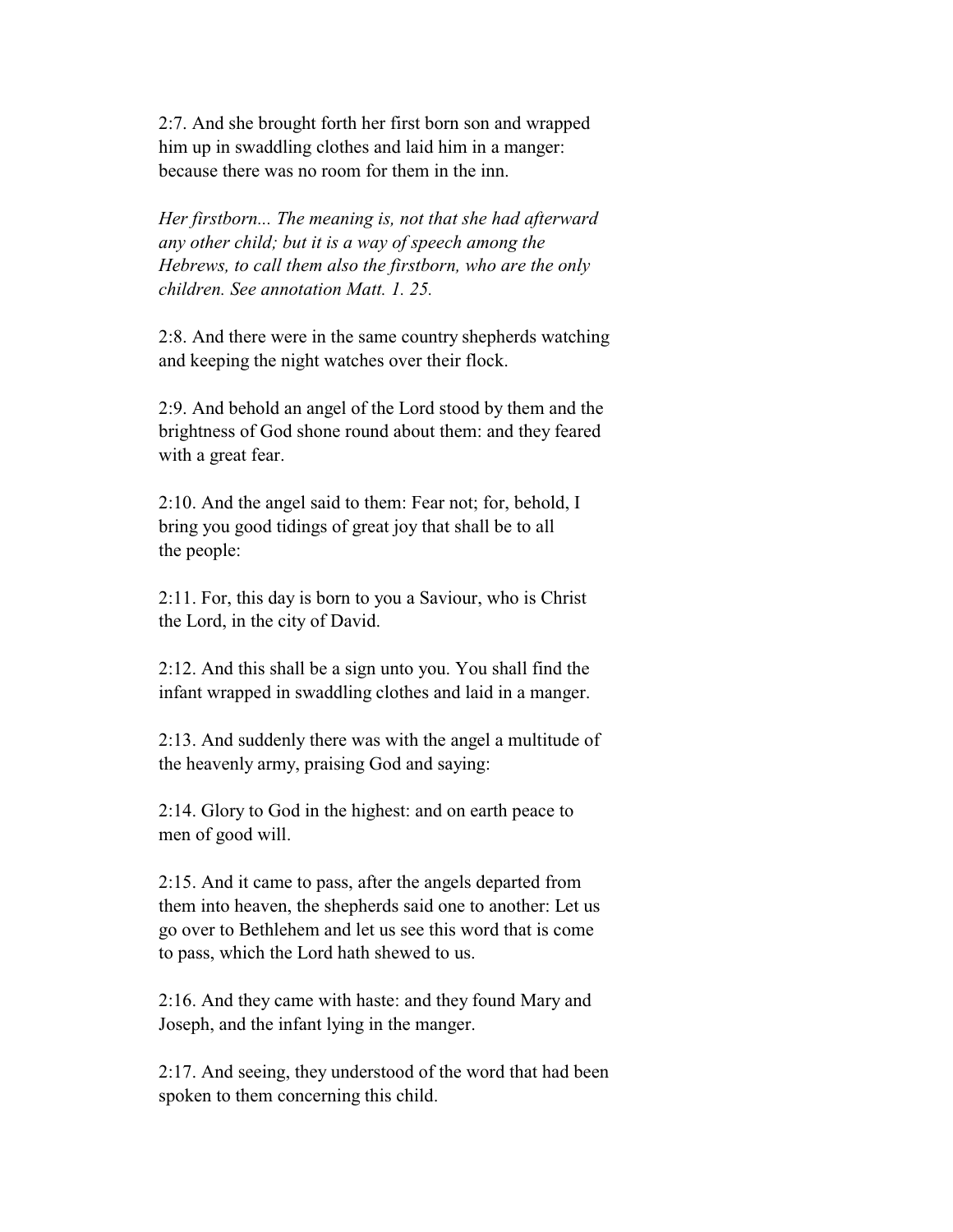2:7. And she brought forth her first born son and wrapped him up in swaddling clothes and laid him in a manger: because there was no room for them in the inn.

*Her firstborn... The meaning is, not that she had afterward any other child; but it is a way of speech among the Hebrews, to call them also the firstborn, who are the only children. See annotation Matt. 1. 25.*

2:8. And there were in the same country shepherds watching and keeping the night watches over their flock.

2:9. And behold an angel of the Lord stood by them and the brightness of God shone round about them: and they feared with a great fear.

2:10. And the angel said to them: Fear not; for, behold, I bring you good tidings of great joy that shall be to all the people:

2:11. For, this day is born to you a Saviour, who is Christ the Lord, in the city of David.

2:12. And this shall be a sign unto you. You shall find the infant wrapped in swaddling clothes and laid in a manger.

2:13. And suddenly there was with the angel a multitude of the heavenly army, praising God and saying:

2:14. Glory to God in the highest: and on earth peace to men of good will.

2:15. And it came to pass, after the angels departed from them into heaven, the shepherds said one to another: Let us go over to Bethlehem and let us see this word that is come to pass, which the Lord hath shewed to us.

2:16. And they came with haste: and they found Mary and Joseph, and the infant lying in the manger.

2:17. And seeing, they understood of the word that had been spoken to them concerning this child.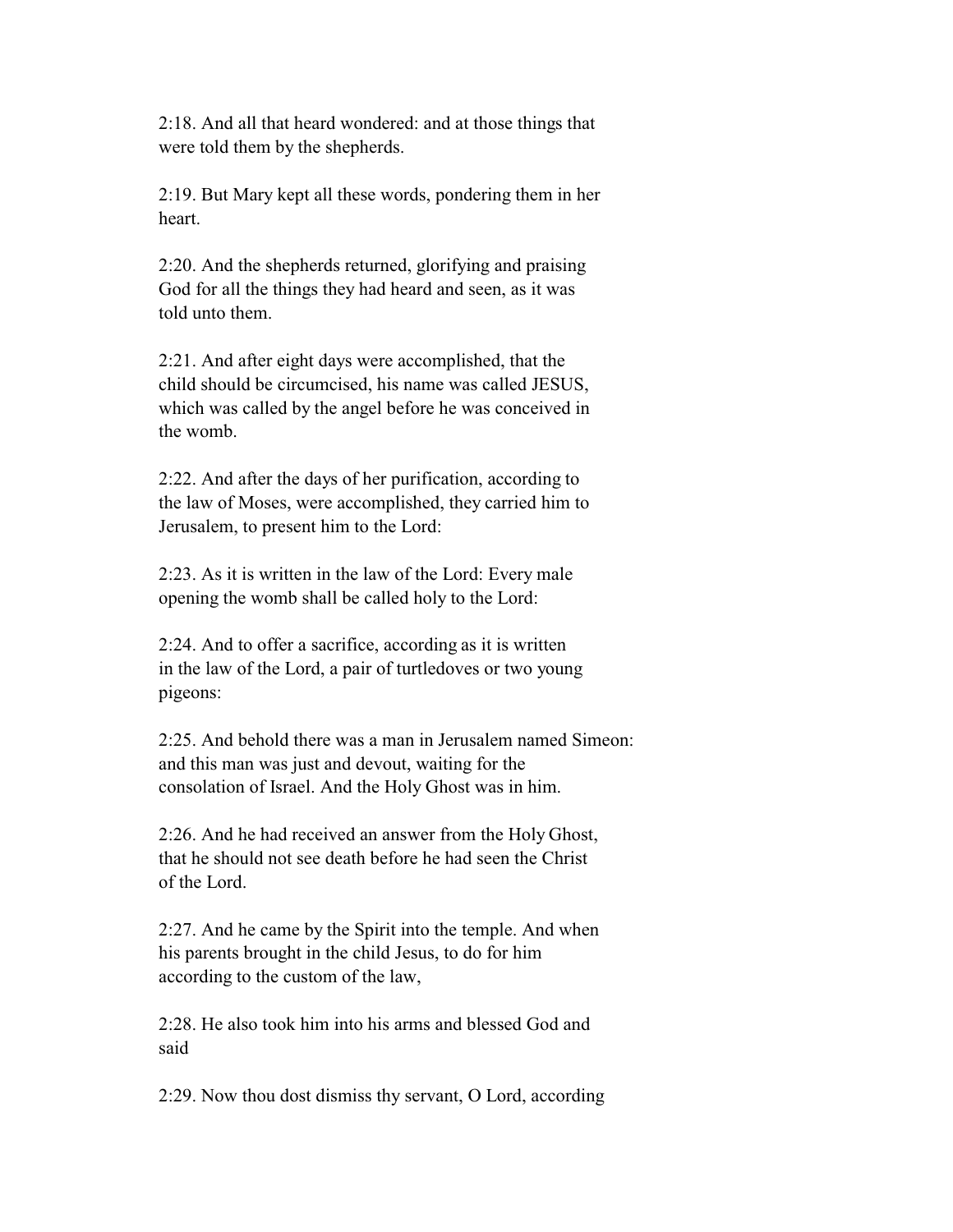2:18. And all that heard wondered: and at those things that were told them by the shepherds.

2:19. But Mary kept all these words, pondering them in her heart.

2:20. And the shepherds returned, glorifying and praising God for all the things they had heard and seen, as it was told unto them.

2:21. And after eight days were accomplished, that the child should be circumcised, his name was called JESUS, which was called by the angel before he was conceived in the womb.

2:22. And after the days of her purification, according to the law of Moses, were accomplished, they carried him to Jerusalem, to present him to the Lord:

2:23. As it is written in the law of the Lord: Every male opening the womb shall be called holy to the Lord:

2:24. And to offer a sacrifice, according as it is written in the law of the Lord, a pair of turtledoves or two young pigeons:

2:25. And behold there was a man in Jerusalem named Simeon: and this man was just and devout, waiting for the consolation of Israel. And the Holy Ghost was in him.

2:26. And he had received an answer from the Holy Ghost, that he should not see death before he had seen the Christ of the Lord.

2:27. And he came by the Spirit into the temple. And when his parents brought in the child Jesus, to do for him according to the custom of the law,

2:28. He also took him into his arms and blessed God and said

2:29. Now thou dost dismiss thy servant, O Lord, according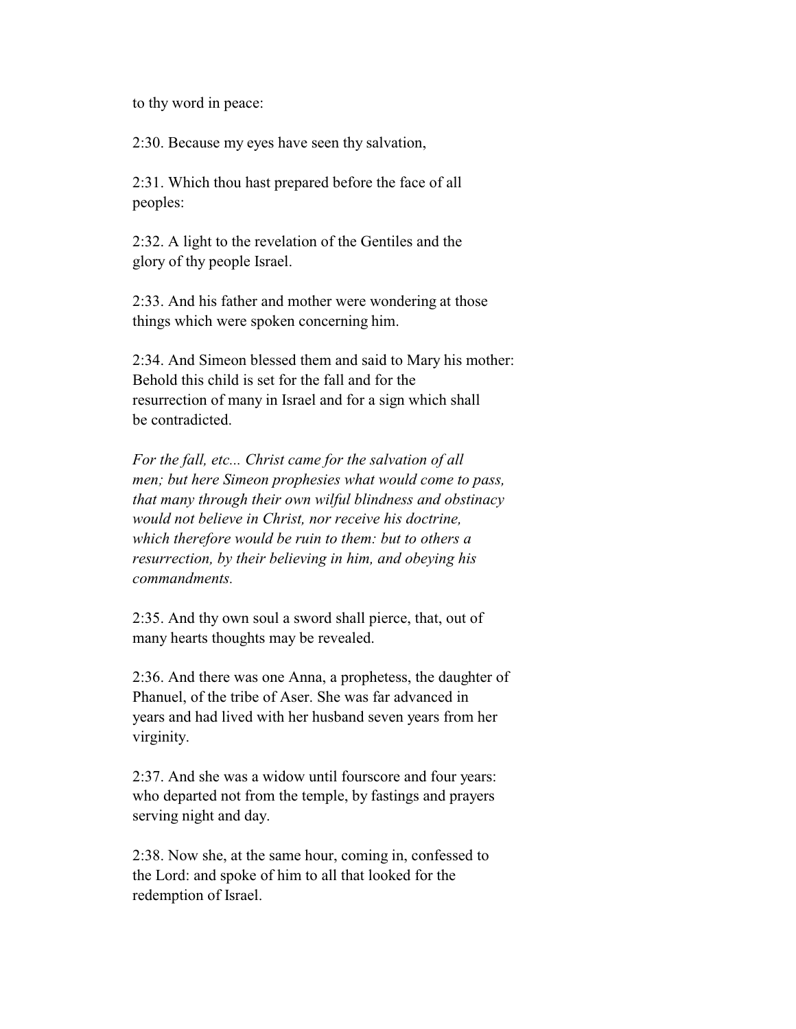to thy word in peace:

2:30. Because my eyes have seen thy salvation,

2:31. Which thou hast prepared before the face of all peoples:

2:32. A light to the revelation of the Gentiles and the glory of thy people Israel.

2:33. And his father and mother were wondering at those things which were spoken concerning him.

2:34. And Simeon blessed them and said to Mary his mother: Behold this child is set for the fall and for the resurrection of many in Israel and for a sign which shall be contradicted.

*For the fall, etc... Christ came for the salvation of all men; but here Simeon prophesies what would come to pass, that many through their own wilful blindness and obstinacy would not believe in Christ, nor receive his doctrine, which therefore would be ruin to them: but to others a resurrection, by their believing in him, and obeying his commandments.*

2:35. And thy own soul a sword shall pierce, that, out of many hearts thoughts may be revealed.

2:36. And there was one Anna, a prophetess, the daughter of Phanuel, of the tribe of Aser. She was far advanced in years and had lived with her husband seven years from her virginity.

2:37. And she was a widow until fourscore and four years: who departed not from the temple, by fastings and prayers serving night and day.

2:38. Now she, at the same hour, coming in, confessed to the Lord: and spoke of him to all that looked for the redemption of Israel.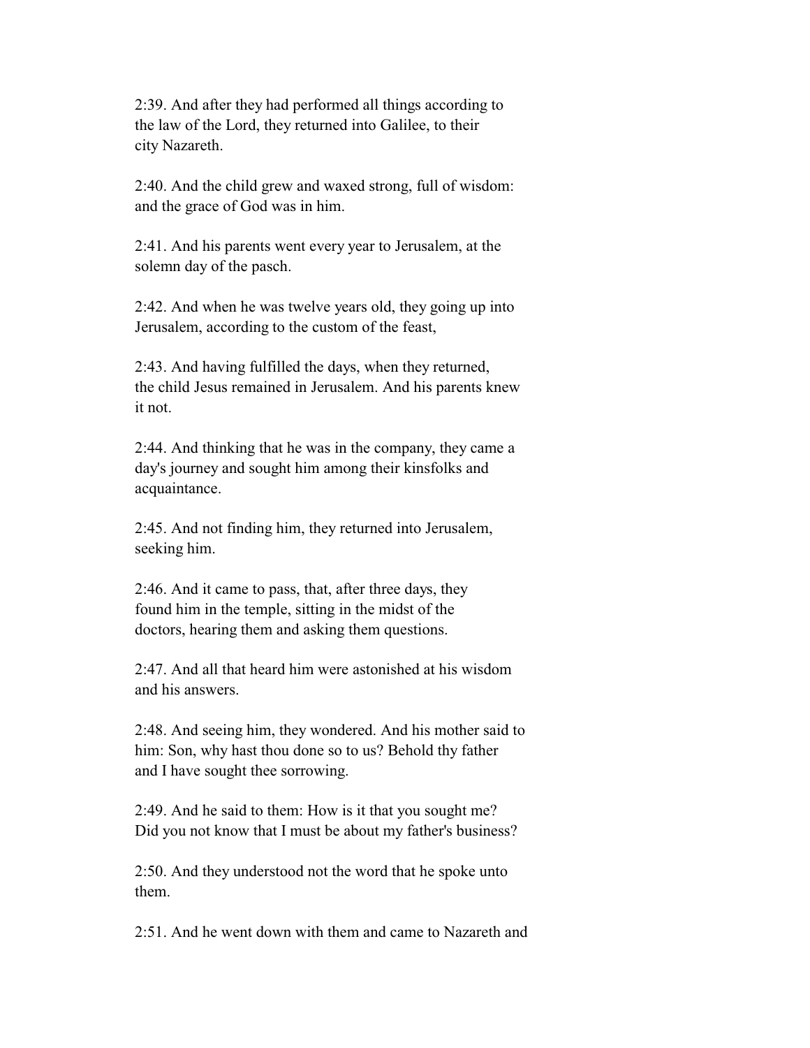2:39. And after they had performed all things according to the law of the Lord, they returned into Galilee, to their city Nazareth.

2:40. And the child grew and waxed strong, full of wisdom: and the grace of God was in him.

2:41. And his parents went every year to Jerusalem, at the solemn day of the pasch.

2:42. And when he was twelve years old, they going up into Jerusalem, according to the custom of the feast,

2:43. And having fulfilled the days, when they returned, the child Jesus remained in Jerusalem. And his parents knew it not.

2:44. And thinking that he was in the company, they came a day's journey and sought him among their kinsfolks and acquaintance.

2:45. And not finding him, they returned into Jerusalem, seeking him.

2:46. And it came to pass, that, after three days, they found him in the temple, sitting in the midst of the doctors, hearing them and asking them questions.

2:47. And all that heard him were astonished at his wisdom and his answers.

2:48. And seeing him, they wondered. And his mother said to him: Son, why hast thou done so to us? Behold thy father and I have sought thee sorrowing.

2:49. And he said to them: How is it that you sought me? Did you not know that I must be about my father's business?

2:50. And they understood not the word that he spoke unto them.

2:51. And he went down with them and came to Nazareth and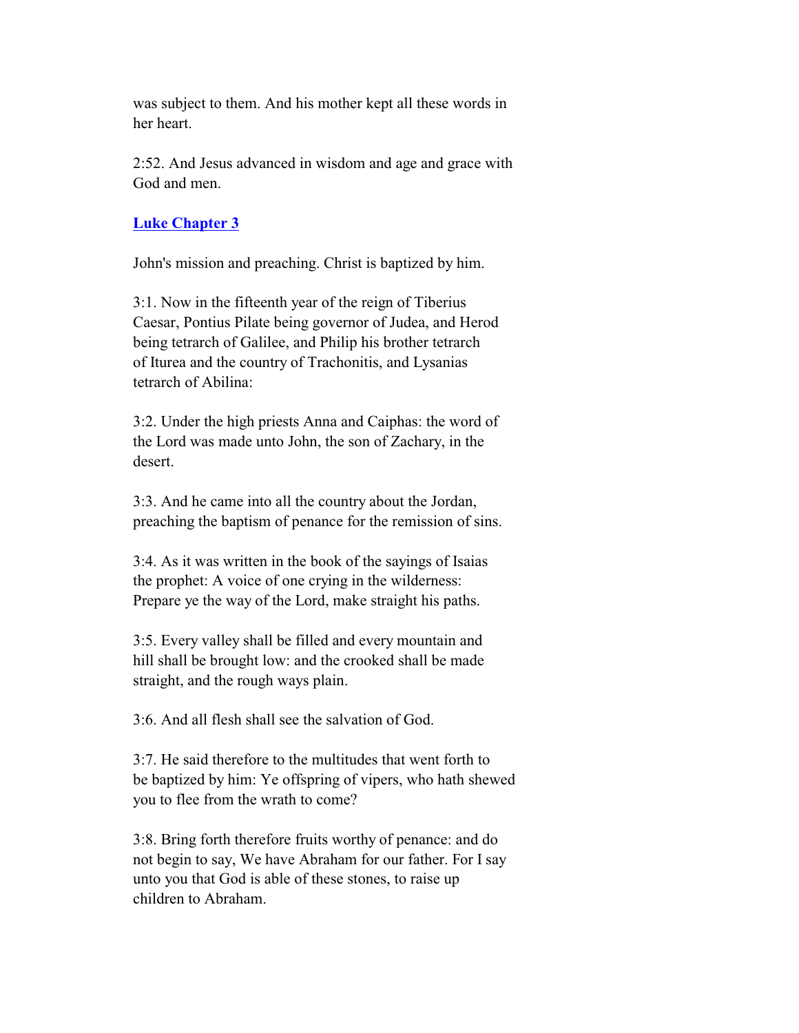was subject to them. And his mother kept all these words in her heart.

2:52. And Jesus advanced in wisdom and age and grace with God and men.

## Luke Chapter 3

John's mission and preaching. Christ is baptized by him.

3:1. Now in the fifteenth year of the reign of Tiberius Caesar, Pontius Pilate being governor of Judea, and Herod being tetrarch of Galilee, and Philip his brother tetrarch of Iturea and the country of Trachonitis, and Lysanias tetrarch of Abilina:

3:2. Under the high priests Anna and Caiphas: the word of the Lord was made unto John, the son of Zachary, in the desert.

3:3. And he came into all the country about the Jordan, preaching the baptism of penance for the remission of sins.

3:4. As it was written in the book of the sayings of Isaias the prophet: A voice of one crying in the wilderness: Prepare ye the way of the Lord, make straight his paths.

3:5. Every valley shall be filled and every mountain and hill shall be brought low: and the crooked shall be made straight, and the rough ways plain.

3:6. And all flesh shall see the salvation of God.

3:7. He said therefore to the multitudes that went forth to be baptized by him: Ye offspring of vipers, who hath shewed you to flee from the wrath to come?

3:8. Bring forth therefore fruits worthy of penance: and do not begin to say, We have Abraham for our father. For I say unto you that God is able of these stones, to raise up children to Abraham.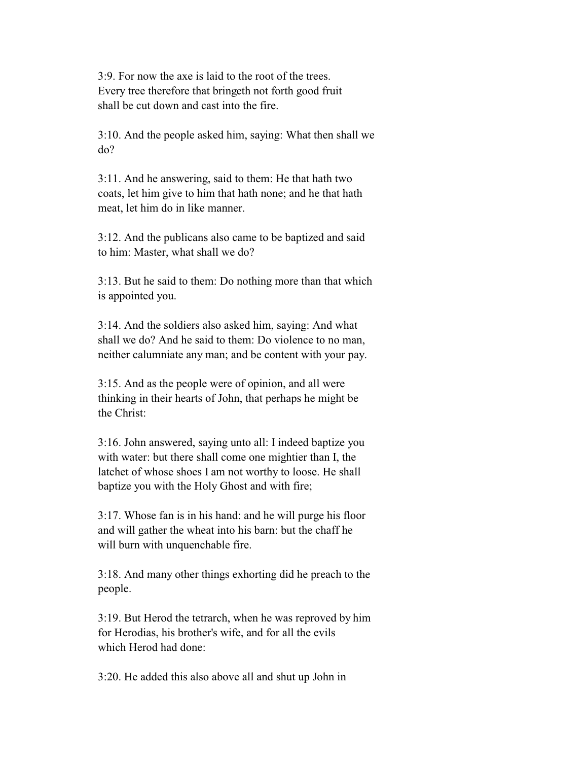3:9. For now the axe is laid to the root of the trees. Every tree therefore that bringeth not forth good fruit shall be cut down and cast into the fire.

3:10. And the people asked him, saying: What then shall we do?

3:11. And he answering, said to them: He that hath two coats, let him give to him that hath none; and he that hath meat, let him do in like manner.

3:12. And the publicans also came to be baptized and said to him: Master, what shall we do?

3:13. But he said to them: Do nothing more than that which is appointed you.

3:14. And the soldiers also asked him, saying: And what shall we do? And he said to them: Do violence to no man, neither calumniate any man; and be content with your pay.

3:15. And as the people were of opinion, and all were thinking in their hearts of John, that perhaps he might be the Christ:

3:16. John answered, saying unto all: I indeed baptize you with water: but there shall come one mightier than I, the latchet of whose shoes I am not worthy to loose. He shall baptize you with the Holy Ghost and with fire;

3:17. Whose fan is in his hand: and he will purge his floor and will gather the wheat into his barn: but the chaff he will burn with unquenchable fire.

3:18. And many other things exhorting did he preach to the people.

3:19. But Herod the tetrarch, when he was reproved by him for Herodias, his brother's wife, and for all the evils which Herod had done:

3:20. He added this also above all and shut up John in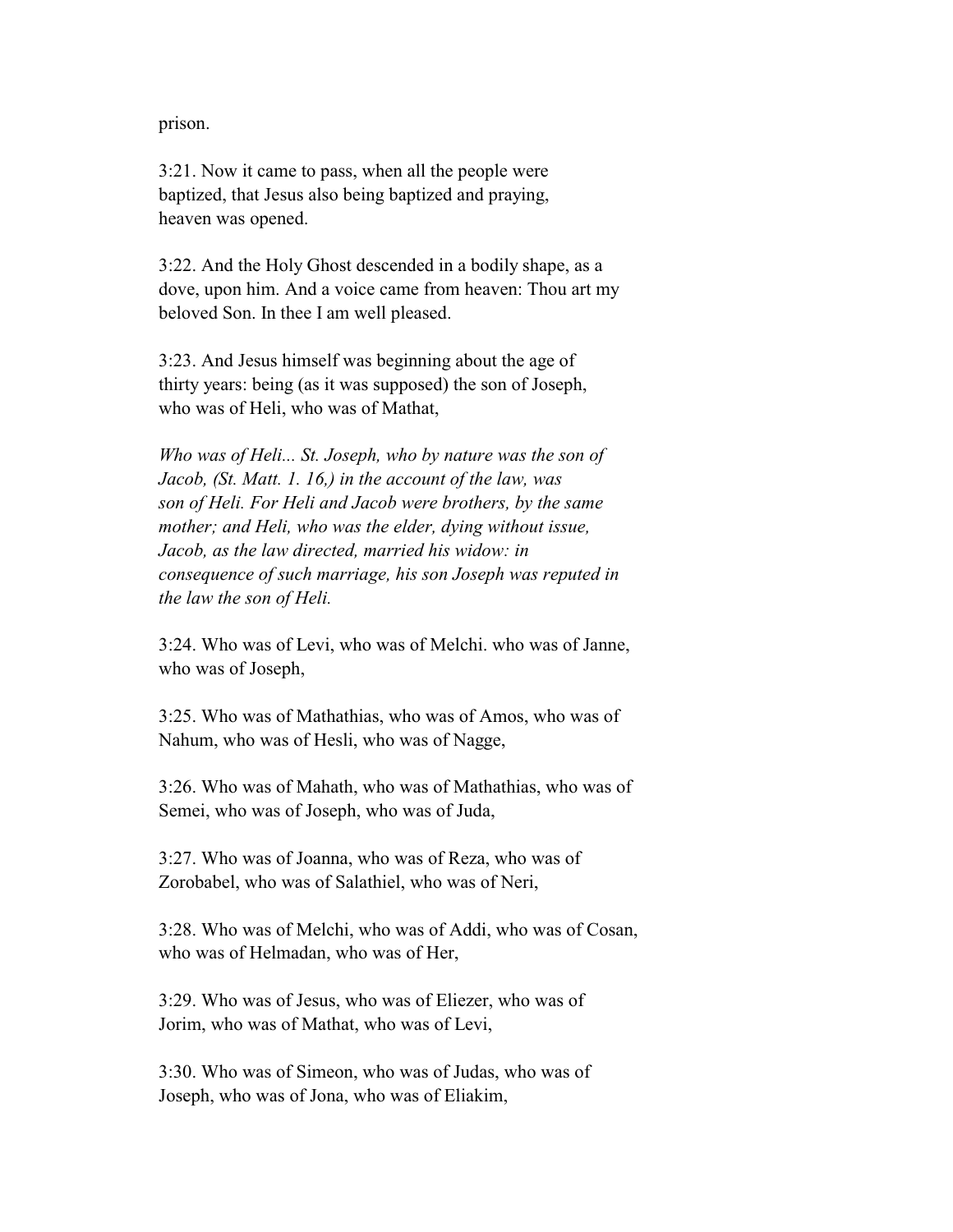prison.

3:21. Now it came to pass, when all the people were baptized, that Jesus also being baptized and praying, heaven was opened.

3:22. And the Holy Ghost descended in a bodily shape, as a dove, upon him. And a voice came from heaven: Thou art my beloved Son. In thee I am well pleased.

3:23. And Jesus himself was beginning about the age of thirty years: being (as it was supposed) the son of Joseph, who was of Heli, who was of Mathat,

*Who was of Heli... St. Joseph, who by nature was the son of Jacob, (St. Matt. 1. 16,) in the account of the law, was son of Heli. For Heli and Jacob were brothers, by the same mother; and Heli, who was the elder, dying without issue, Jacob, as the law directed, married his widow: in consequence of such marriage, his son Joseph was reputed in the law the son of Heli.*

3:24. Who was of Levi, who was of Melchi. who was of Janne, who was of Joseph,

3:25. Who was of Mathathias, who was of Amos, who was of Nahum, who was of Hesli, who was of Nagge,

3:26. Who was of Mahath, who was of Mathathias, who was of Semei, who was of Joseph, who was of Juda,

3:27. Who was of Joanna, who was of Reza, who was of Zorobabel, who was of Salathiel, who was of Neri,

3:28. Who was of Melchi, who was of Addi, who was of Cosan, who was of Helmadan, who was of Her,

3:29. Who was of Jesus, who was of Eliezer, who was of Jorim, who was of Mathat, who was of Levi,

3:30. Who was of Simeon, who was of Judas, who was of Joseph, who was of Jona, who was of Eliakim,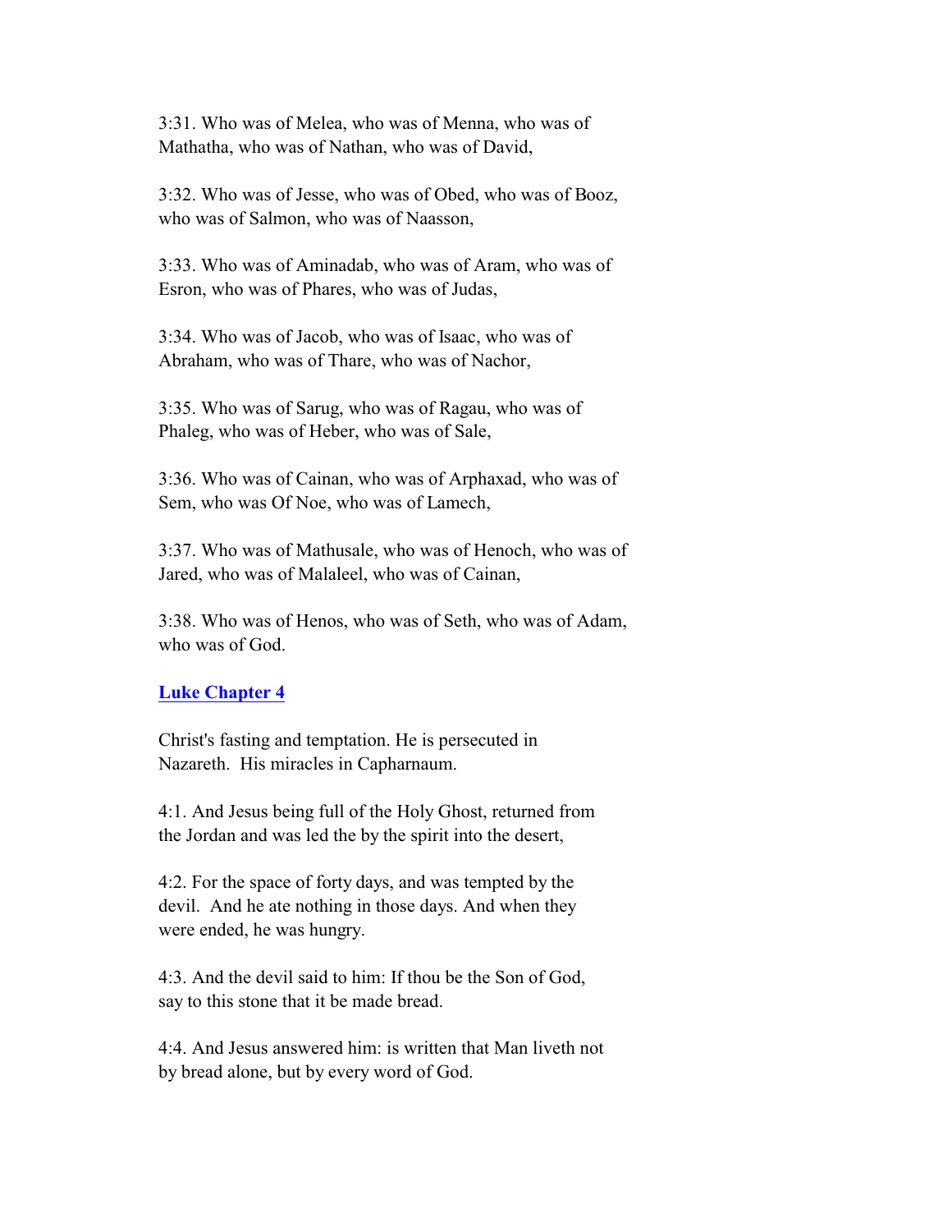3:31. Who was of Melea, who was of Menna, who was of Mathatha, who was of Nathan, who was of David,

3:32. Who was of Jesse, who was of Obed, who was of Booz, who was of Salmon, who was of Naasson,

3:33. Who was of Aminadab, who was of Aram, who was of Esron, who was of Phares, who was of Judas,

3:34. Who was of Jacob, who was of Isaac, who was of Abraham, who was of Thare, who was of Nachor,

3:35. Who was of Sarug, who was of Ragau, who was of Phaleg, who was of Heber, who was of Sale,

3:36. Who was of Cainan, who was of Arphaxad, who was of Sem, who was Of Noe, who was of Lamech,

3:37. Who was of Mathusale, who was of Henoch, who was of Jared, who was of Malaleel, who was of Cainan,

3:38. Who was of Henos, who was of Seth, who was of Adam, who was of God.

## Luke Chapter 4

Christ's fasting and temptation. He is persecuted in Nazareth. His miracles in Capharnaum.

4:1. And Jesus being full of the Holy Ghost, returned from the Jordan and was led the by the spirit into the desert,

4:2. For the space of forty days, and was tempted by the devil. And he ate nothing in those days. And when they were ended, he was hungry.

4:3. And the devil said to him: If thou be the Son of God, say to this stone that it be made bread.

4:4. And Jesus answered him: is written that Man liveth not by bread alone, but by every word of God.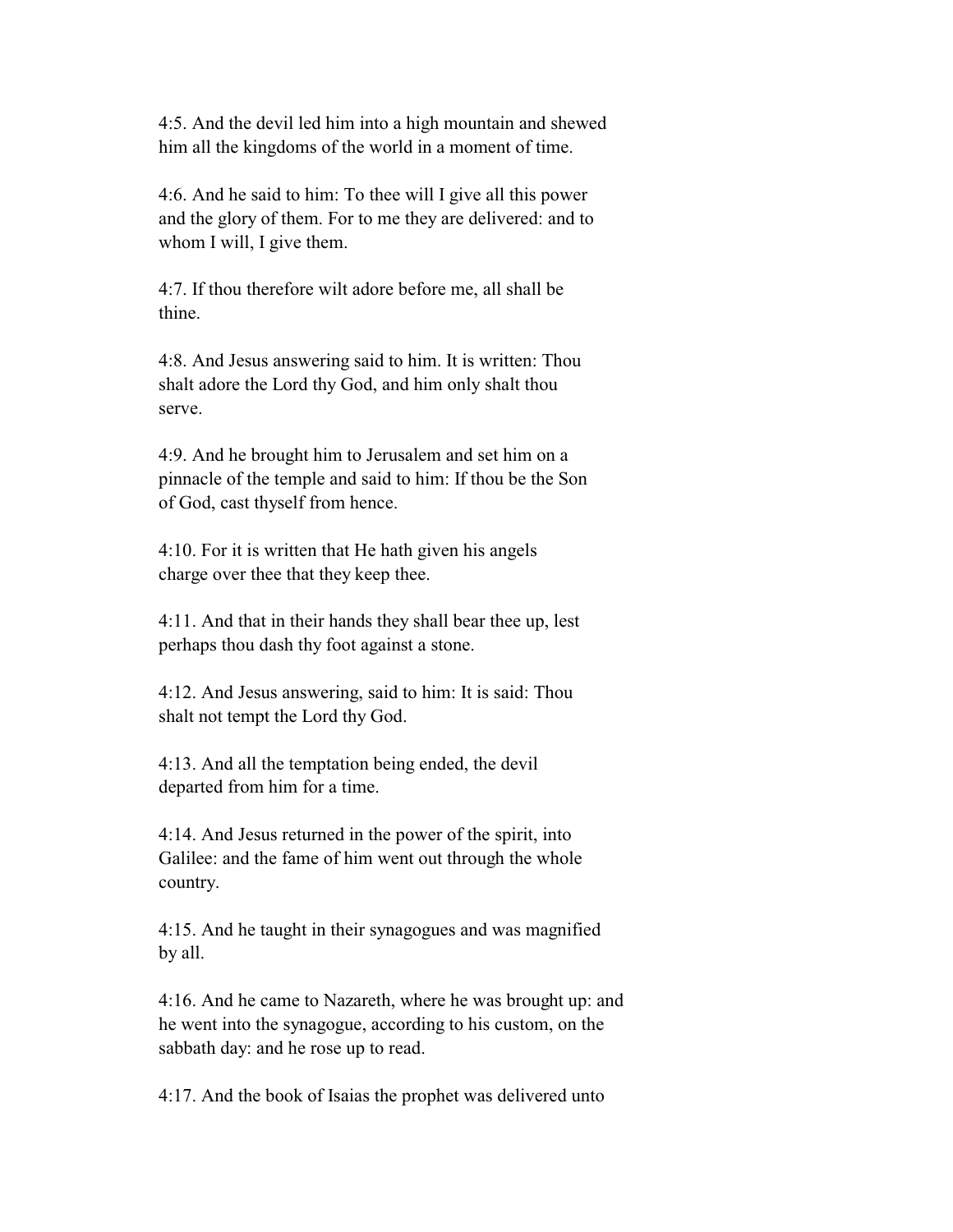4:5. And the devil led him into a high mountain and shewed him all the kingdoms of the world in a moment of time.

4:6. And he said to him: To thee will I give all this power and the glory of them. For to me they are delivered: and to whom I will, I give them.

4:7. If thou therefore wilt adore before me, all shall be thine.

4:8. And Jesus answering said to him. It is written: Thou shalt adore the Lord thy God, and him only shalt thou serve.

4:9. And he brought him to Jerusalem and set him on a pinnacle of the temple and said to him: If thou be the Son of God, cast thyself from hence.

4:10. For it is written that He hath given his angels charge over thee that they keep thee.

4:11. And that in their hands they shall bear thee up, lest perhaps thou dash thy foot against a stone.

4:12. And Jesus answering, said to him: It is said: Thou shalt not tempt the Lord thy God.

4:13. And all the temptation being ended, the devil departed from him for a time.

4:14. And Jesus returned in the power of the spirit, into Galilee: and the fame of him went out through the whole country.

4:15. And he taught in their synagogues and was magnified by all.

4:16. And he came to Nazareth, where he was brought up: and he went into the synagogue, according to his custom, on the sabbath day: and he rose up to read.

4:17. And the book of Isaias the prophet was delivered unto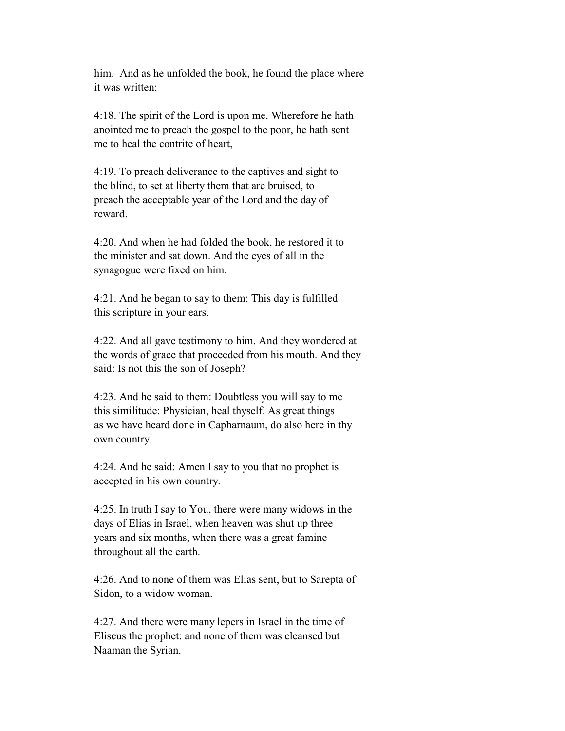him. And as he unfolded the book, he found the place where it was written:

4:18. The spirit of the Lord is upon me. Wherefore he hath anointed me to preach the gospel to the poor, he hath sent me to heal the contrite of heart,

4:19. To preach deliverance to the captives and sight to the blind, to set at liberty them that are bruised, to preach the acceptable year of the Lord and the day of reward.

4:20. And when he had folded the book, he restored it to the minister and sat down. And the eyes of all in the synagogue were fixed on him.

4:21. And he began to say to them: This day is fulfilled this scripture in your ears.

4:22. And all gave testimony to him. And they wondered at the words of grace that proceeded from his mouth. And they said: Is not this the son of Joseph?

4:23. And he said to them: Doubtless you will say to me this similitude: Physician, heal thyself. As great things as we have heard done in Capharnaum, do also here in thy own country.

4:24. And he said: Amen I say to you that no prophet is accepted in his own country.

4:25. In truth I say to You, there were many widows in the days of Elias in Israel, when heaven was shut up three years and six months, when there was a great famine throughout all the earth.

4:26. And to none of them was Elias sent, but to Sarepta of Sidon, to a widow woman.

4:27. And there were many lepers in Israel in the time of Eliseus the prophet: and none of them was cleansed but Naaman the Syrian.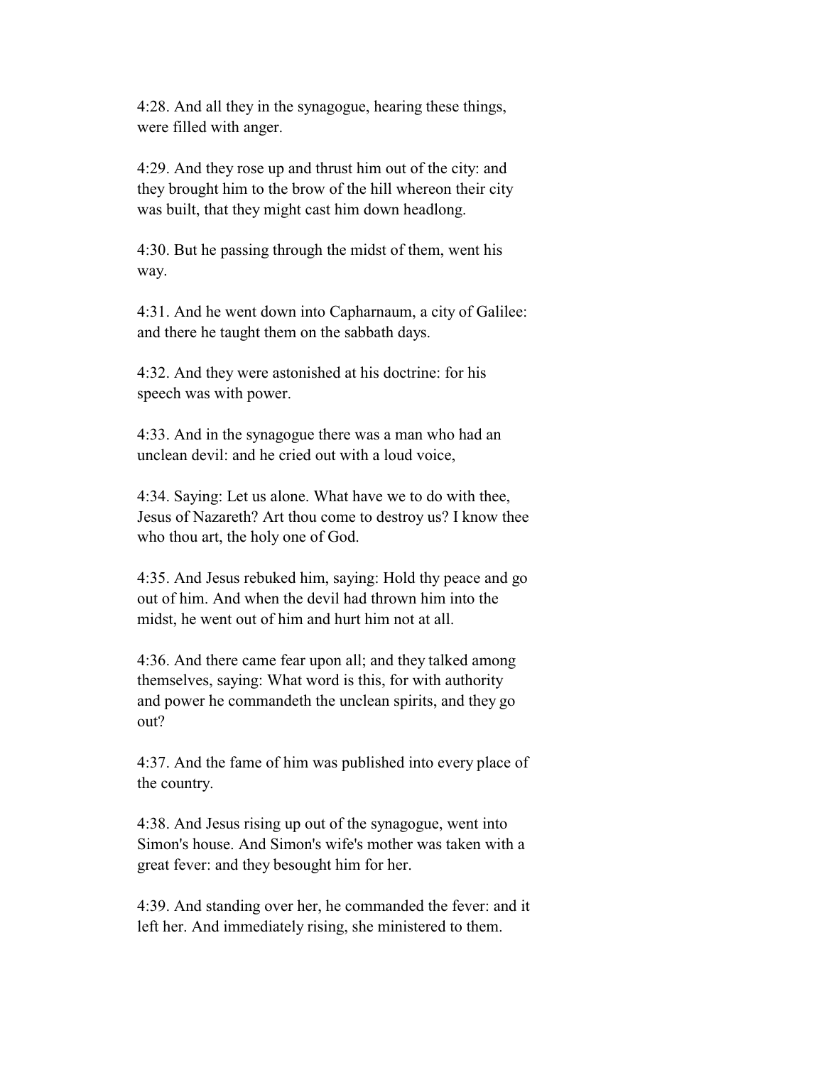4:28. And all they in the synagogue, hearing these things, were filled with anger.

4:29. And they rose up and thrust him out of the city: and they brought him to the brow of the hill whereon their city was built, that they might cast him down headlong.

4:30. But he passing through the midst of them, went his way.

4:31. And he went down into Capharnaum, a city of Galilee: and there he taught them on the sabbath days.

4:32. And they were astonished at his doctrine: for his speech was with power.

4:33. And in the synagogue there was a man who had an unclean devil: and he cried out with a loud voice,

4:34. Saying: Let us alone. What have we to do with thee, Jesus of Nazareth? Art thou come to destroy us? I know thee who thou art, the holy one of God.

4:35. And Jesus rebuked him, saying: Hold thy peace and go out of him. And when the devil had thrown him into the midst, he went out of him and hurt him not at all.

4:36. And there came fear upon all; and they talked among themselves, saying: What word is this, for with authority and power he commandeth the unclean spirits, and they go out?

4:37. And the fame of him was published into every place of the country.

4:38. And Jesus rising up out of the synagogue, went into Simon's house. And Simon's wife's mother was taken with a great fever: and they besought him for her.

4:39. And standing over her, he commanded the fever: and it left her. And immediately rising, she ministered to them.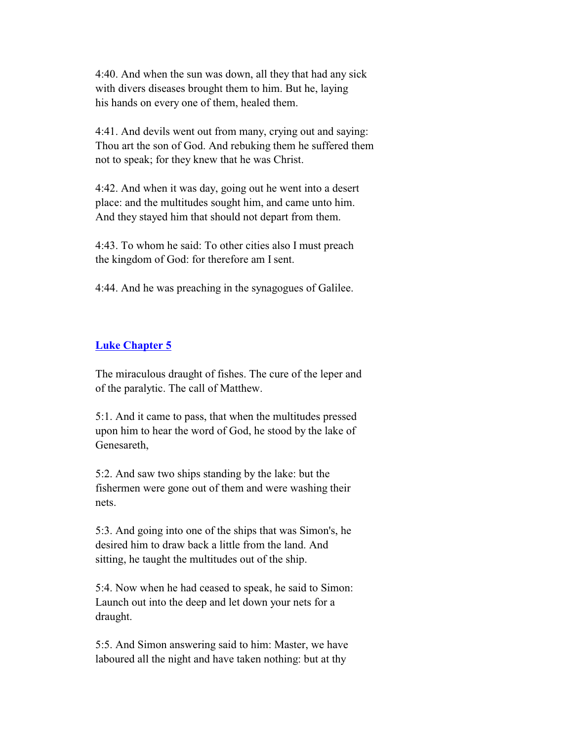4:40. And when the sun was down, all they that had any sick with divers diseases brought them to him. But he, laying his hands on every one of them, healed them.

4:41. And devils went out from many, crying out and saying: Thou art the son of God. And rebuking them he suffered them not to speak; for they knew that he was Christ.

4:42. And when it was day, going out he went into a desert place: and the multitudes sought him, and came unto him. And they stayed him that should not depart from them.

4:43. To whom he said: To other cities also I must preach the kingdom of God: for therefore am I sent.

4:44. And he was preaching in the synagogues of Galilee.

## Luke Chapter 5

The miraculous draught of fishes. The cure of the leper and of the paralytic. The call of Matthew.

5:1. And it came to pass, that when the multitudes pressed upon him to hear the word of God, he stood by the lake of Genesareth,

5:2. And saw two ships standing by the lake: but the fishermen were gone out of them and were washing their nets.

5:3. And going into one of the ships that was Simon's, he desired him to draw back a little from the land. And sitting, he taught the multitudes out of the ship.

5:4. Now when he had ceased to speak, he said to Simon: Launch out into the deep and let down your nets for a draught.

5:5. And Simon answering said to him: Master, we have laboured all the night and have taken nothing: but at thy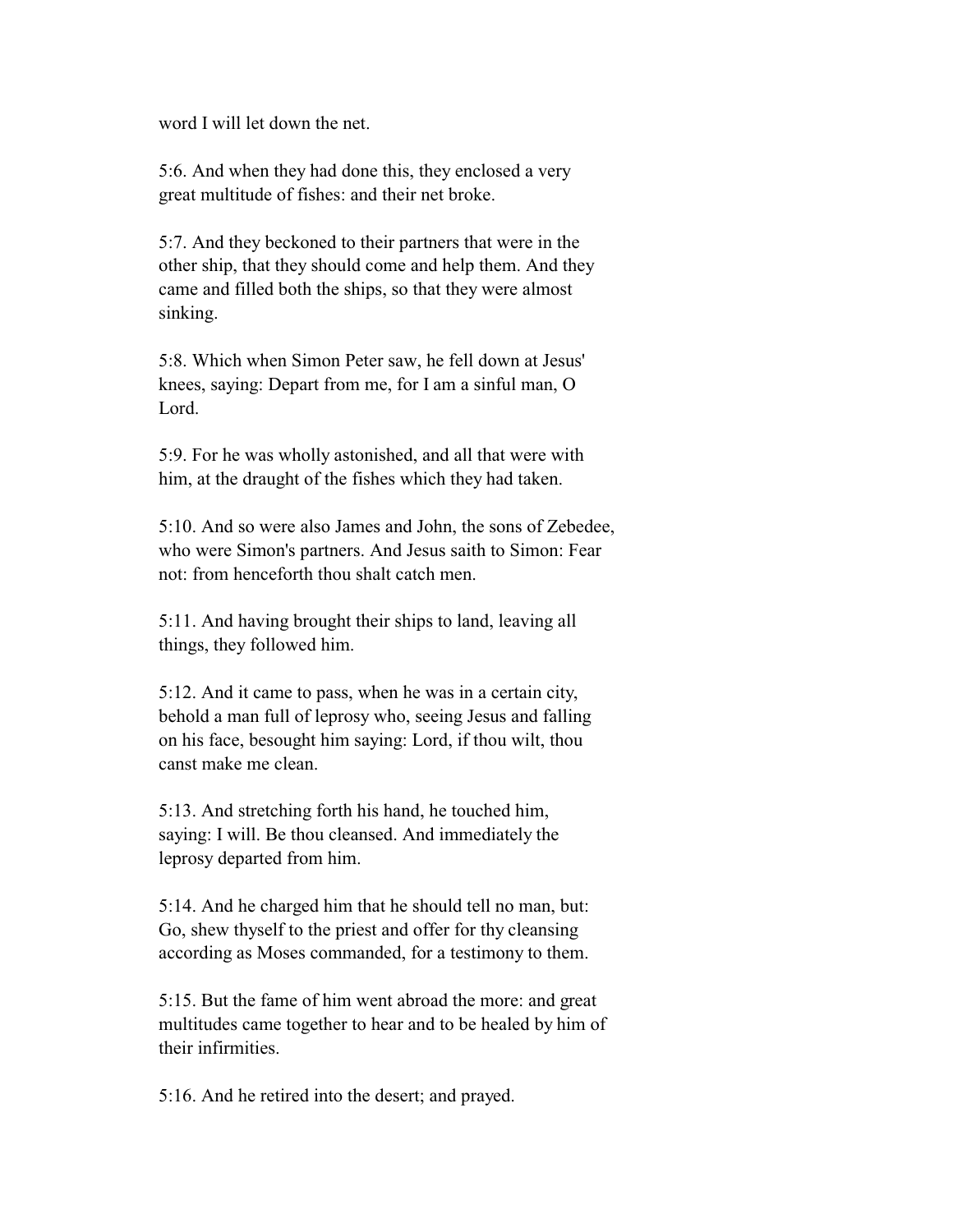word I will let down the net.

5:6. And when they had done this, they enclosed a very great multitude of fishes: and their net broke.

5:7. And they beckoned to their partners that were in the other ship, that they should come and help them. And they came and filled both the ships, so that they were almost sinking.

5:8. Which when Simon Peter saw, he fell down at Jesus' knees, saying: Depart from me, for I am a sinful man, O Lord.

5:9. For he was wholly astonished, and all that were with him, at the draught of the fishes which they had taken.

5:10. And so were also James and John, the sons of Zebedee, who were Simon's partners. And Jesus saith to Simon: Fear not: from henceforth thou shalt catch men.

5:11. And having brought their ships to land, leaving all things, they followed him.

5:12. And it came to pass, when he was in a certain city, behold a man full of leprosy who, seeing Jesus and falling on his face, besought him saying: Lord, if thou wilt, thou canst make me clean.

5:13. And stretching forth his hand, he touched him, saying: I will. Be thou cleansed. And immediately the leprosy departed from him.

5:14. And he charged him that he should tell no man, but: Go, shew thyself to the priest and offer for thy cleansing according as Moses commanded, for a testimony to them.

5:15. But the fame of him went abroad the more: and great multitudes came together to hear and to be healed by him of their infirmities.

5:16. And he retired into the desert; and prayed.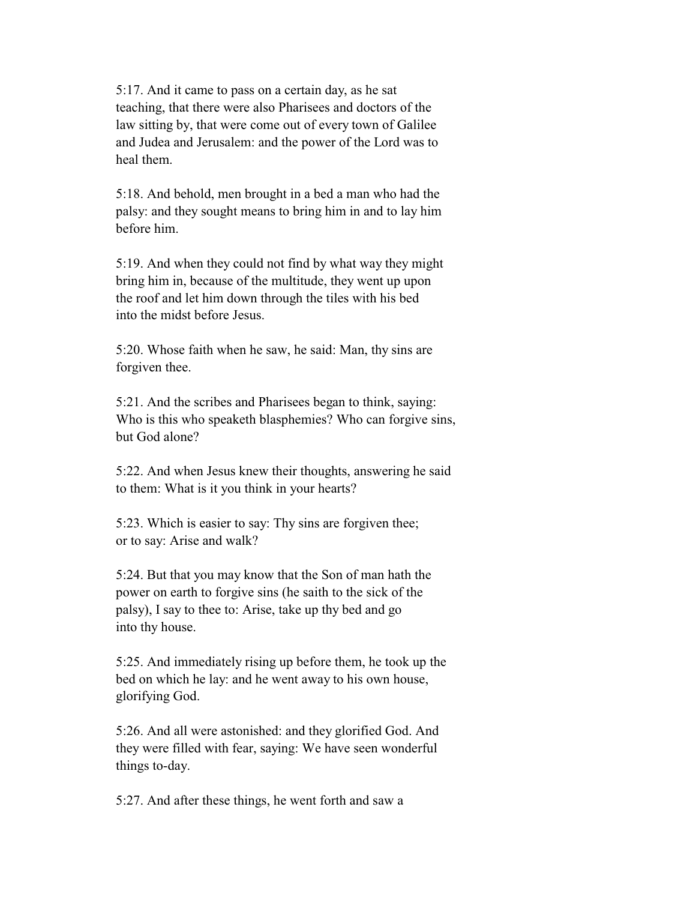5:17. And it came to pass on a certain day, as he sat teaching, that there were also Pharisees and doctors of the law sitting by, that were come out of every town of Galilee and Judea and Jerusalem: and the power of the Lord was to heal them.

5:18. And behold, men brought in a bed a man who had the palsy: and they sought means to bring him in and to lay him before him.

5:19. And when they could not find by what way they might bring him in, because of the multitude, they went up upon the roof and let him down through the tiles with his bed into the midst before Jesus.

5:20. Whose faith when he saw, he said: Man, thy sins are forgiven thee.

5:21. And the scribes and Pharisees began to think, saying: Who is this who speaketh blasphemies? Who can forgive sins, but God alone?

5:22. And when Jesus knew their thoughts, answering he said to them: What is it you think in your hearts?

5:23. Which is easier to say: Thy sins are forgiven thee; or to say: Arise and walk?

5:24. But that you may know that the Son of man hath the power on earth to forgive sins (he saith to the sick of the palsy), I say to thee to: Arise, take up thy bed and go into thy house.

5:25. And immediately rising up before them, he took up the bed on which he lay: and he went away to his own house, glorifying God.

5:26. And all were astonished: and they glorified God. And they were filled with fear, saying: We have seen wonderful things to-day.

5:27. And after these things, he went forth and saw a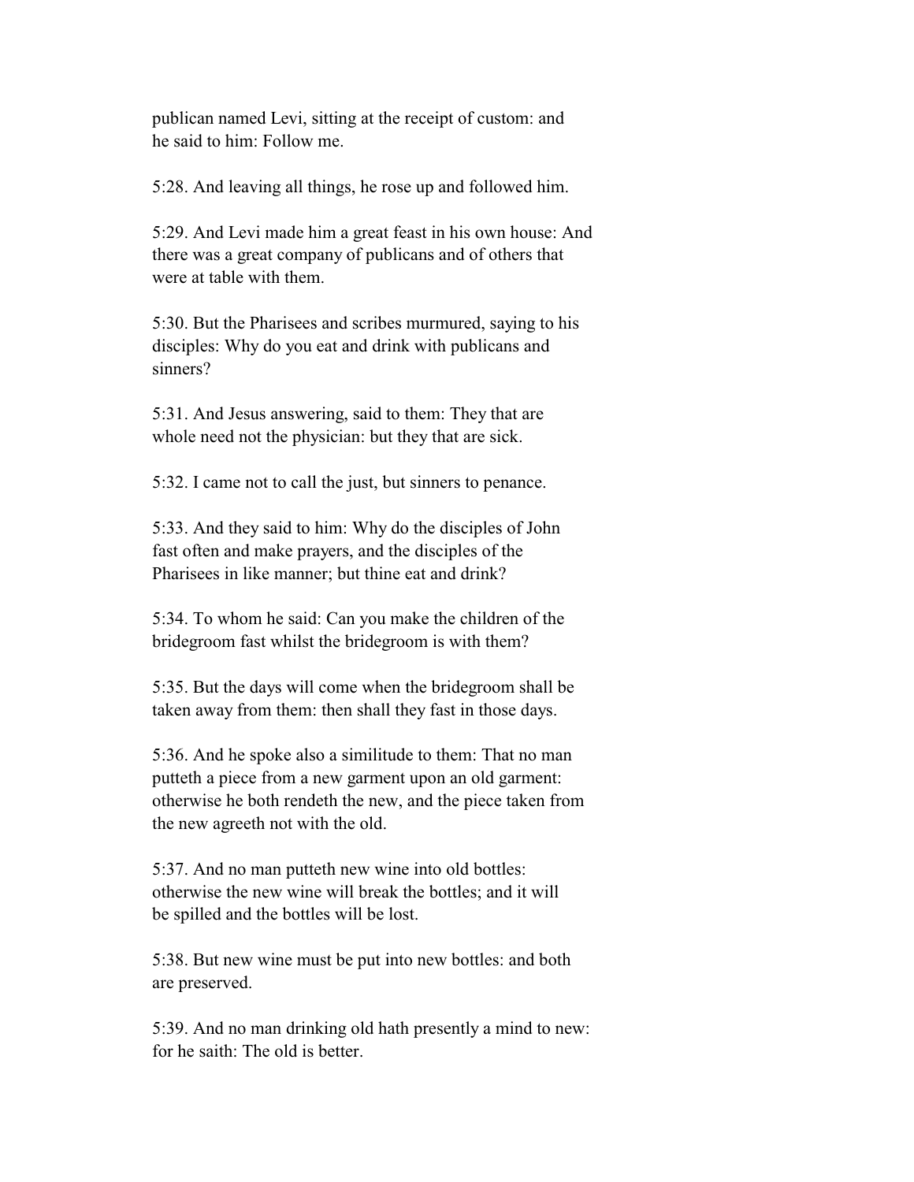publican named Levi, sitting at the receipt of custom: and he said to him: Follow me.

5:28. And leaving all things, he rose up and followed him.

5:29. And Levi made him a great feast in his own house: And there was a great company of publicans and of others that were at table with them.

5:30. But the Pharisees and scribes murmured, saying to his disciples: Why do you eat and drink with publicans and sinners?

5:31. And Jesus answering, said to them: They that are whole need not the physician: but they that are sick.

5:32. I came not to call the just, but sinners to penance.

5:33. And they said to him: Why do the disciples of John fast often and make prayers, and the disciples of the Pharisees in like manner; but thine eat and drink?

5:34. To whom he said: Can you make the children of the bridegroom fast whilst the bridegroom is with them?

5:35. But the days will come when the bridegroom shall be taken away from them: then shall they fast in those days.

5:36. And he spoke also a similitude to them: That no man putteth a piece from a new garment upon an old garment: otherwise he both rendeth the new, and the piece taken from the new agreeth not with the old.

5:37. And no man putteth new wine into old bottles: otherwise the new wine will break the bottles; and it will be spilled and the bottles will be lost.

5:38. But new wine must be put into new bottles: and both are preserved.

5:39. And no man drinking old hath presently a mind to new: for he saith: The old is better.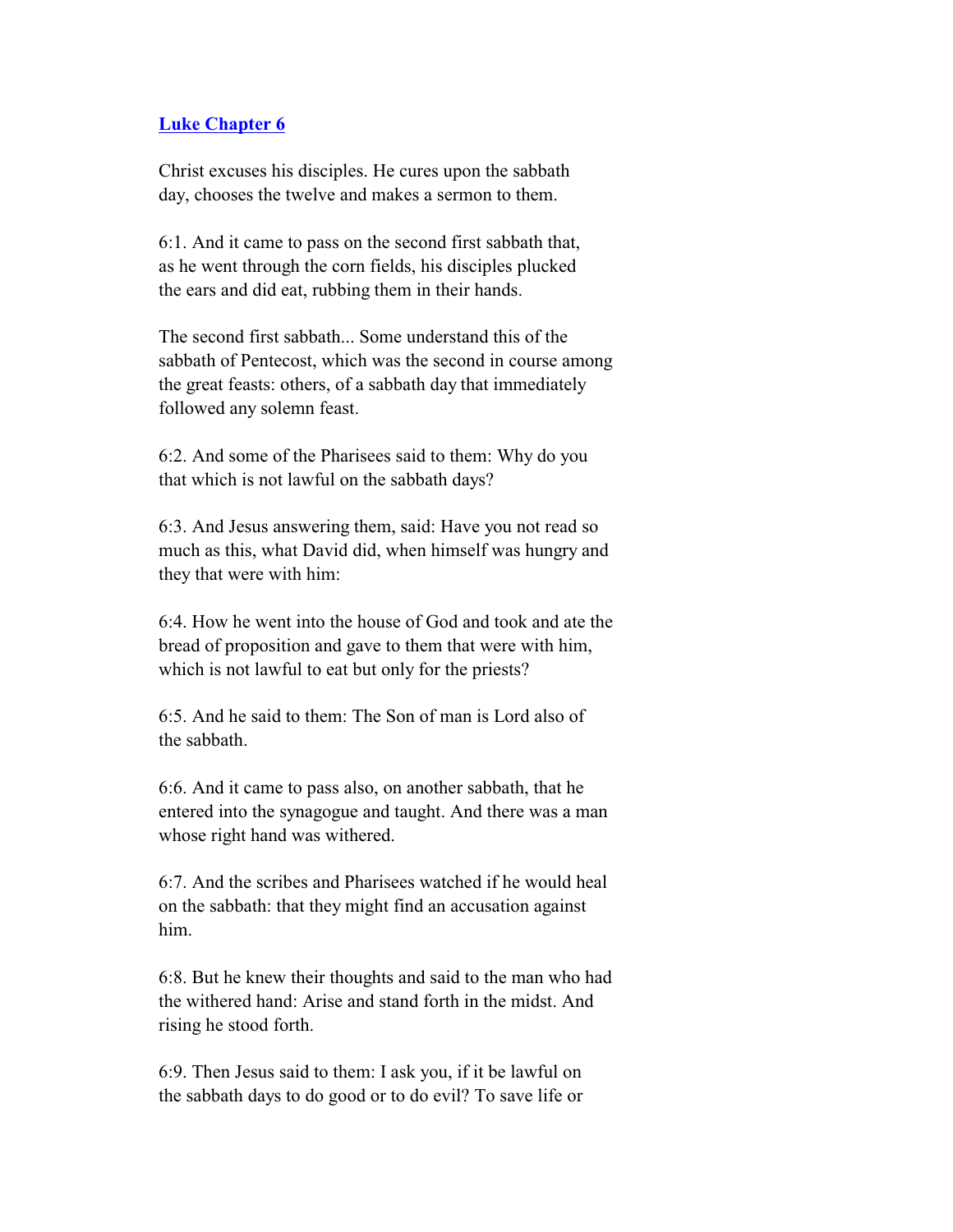## [Luke Chapter 6]()

Christ excuses his disciples. He cures upon the sabbath day, chooses the twelve and makes a sermon to them.

6:1. And it came to pass on the second first sabbath that, as he went through the corn fields, his disciples plucked the ears and did eat, rubbing them in their hands.

The second first sabbath... Some understand this of the sabbath of Pentecost, which was the second in course among the great feasts: others, of a sabbath day that immediately followed any solemn feast.

6:2. And some of the Pharisees said to them: Why do you that which is not lawful on the sabbath days?

6:3. And Jesus answering them, said: Have you not read so much as this, what David did, when himself was hungry and they that were with him:

6:4. How he went into the house of God and took and ate the bread of proposition and gave to them that were with him, which is not lawful to eat but only for the priests?

6:5. And he said to them: The Son of man is Lord also of the sabbath.

6:6. And it came to pass also, on another sabbath, that he entered into the synagogue and taught. And there was a man whose right hand was withered.

6:7. And the scribes and Pharisees watched if he would heal on the sabbath: that they might find an accusation against him.

6:8. But he knew their thoughts and said to the man who had the withered hand: Arise and stand forth in the midst. And rising he stood forth.

6:9. Then Jesus said to them: I ask you, if it be lawful on the sabbath days to do good or to do evil? To save life or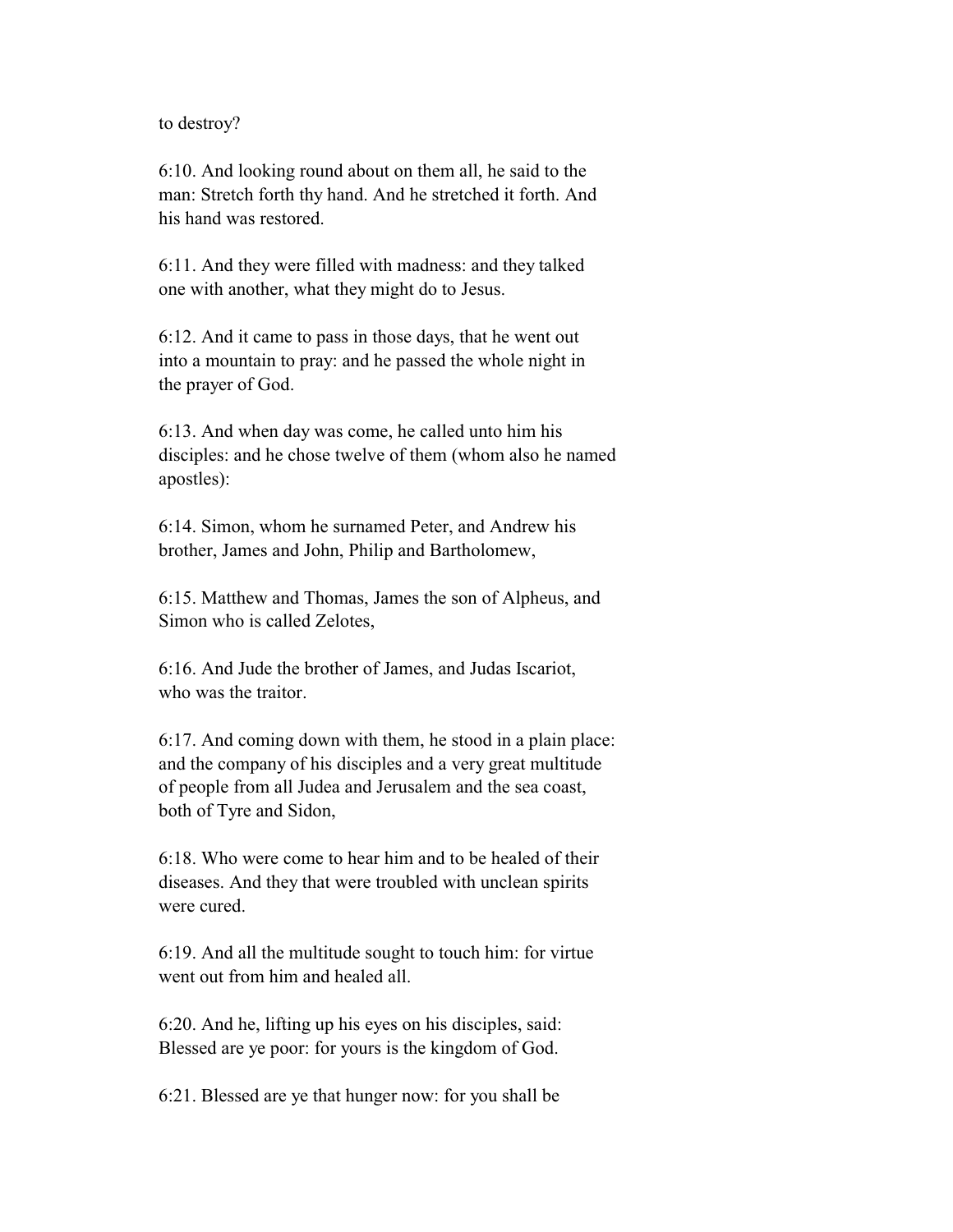to destroy?

6:10. And looking round about on them all, he said to the man: Stretch forth thy hand. And he stretched it forth. And his hand was restored.

6:11. And they were filled with madness: and they talked one with another, what they might do to Jesus.

6:12. And it came to pass in those days, that he went out into a mountain to pray: and he passed the whole night in the prayer of God.

6:13. And when day was come, he called unto him his disciples: and he chose twelve of them (whom also he named apostles):

6:14. Simon, whom he surnamed Peter, and Andrew his brother, James and John, Philip and Bartholomew,

6:15. Matthew and Thomas, James the son of Alpheus, and Simon who is called Zelotes,

6:16. And Jude the brother of James, and Judas Iscariot, who was the traitor.

6:17. And coming down with them, he stood in a plain place: and the company of his disciples and a very great multitude of people from all Judea and Jerusalem and the sea coast, both of Tyre and Sidon,

6:18. Who were come to hear him and to be healed of their diseases. And they that were troubled with unclean spirits were cured.

6:19. And all the multitude sought to touch him: for virtue went out from him and healed all.

6:20. And he, lifting up his eyes on his disciples, said: Blessed are ye poor: for yours is the kingdom of God.

6:21. Blessed are ye that hunger now: for you shall be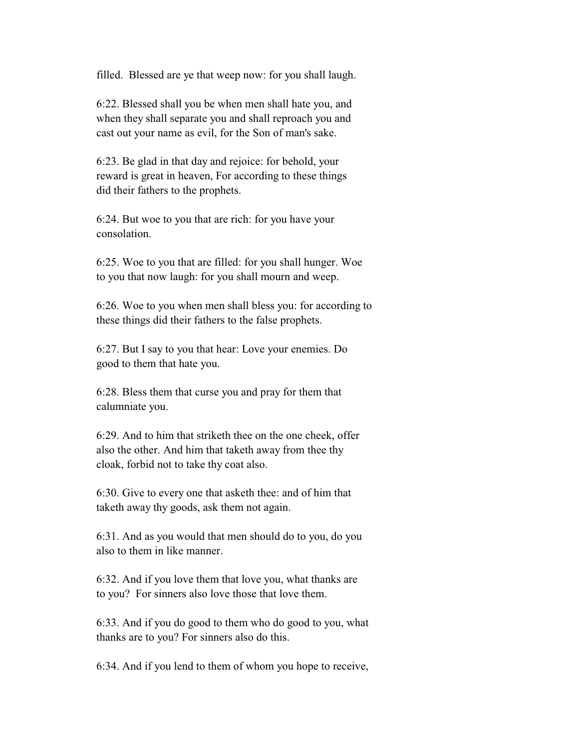filled. Blessed are ye that weep now: for you shall laugh.

6:22. Blessed shall you be when men shall hate you, and when they shall separate you and shall reproach you and cast out your name as evil, for the Son of man's sake.

6:23. Be glad in that day and rejoice: for behold, your reward is great in heaven, For according to these things did their fathers to the prophets.

6:24. But woe to you that are rich: for you have your consolation.

6:25. Woe to you that are filled: for you shall hunger. Woe to you that now laugh: for you shall mourn and weep.

6:26. Woe to you when men shall bless you: for according to these things did their fathers to the false prophets.

6:27. But I say to you that hear: Love your enemies. Do good to them that hate you.

6:28. Bless them that curse you and pray for them that calumniate you.

6:29. And to him that striketh thee on the one cheek, offer also the other. And him that taketh away from thee thy cloak, forbid not to take thy coat also.

6:30. Give to every one that asketh thee: and of him that taketh away thy goods, ask them not again.

6:31. And as you would that men should do to you, do you also to them in like manner.

6:32. And if you love them that love you, what thanks are to you? For sinners also love those that love them.

6:33. And if you do good to them who do good to you, what thanks are to you? For sinners also do this.

6:34. And if you lend to them of whom you hope to receive,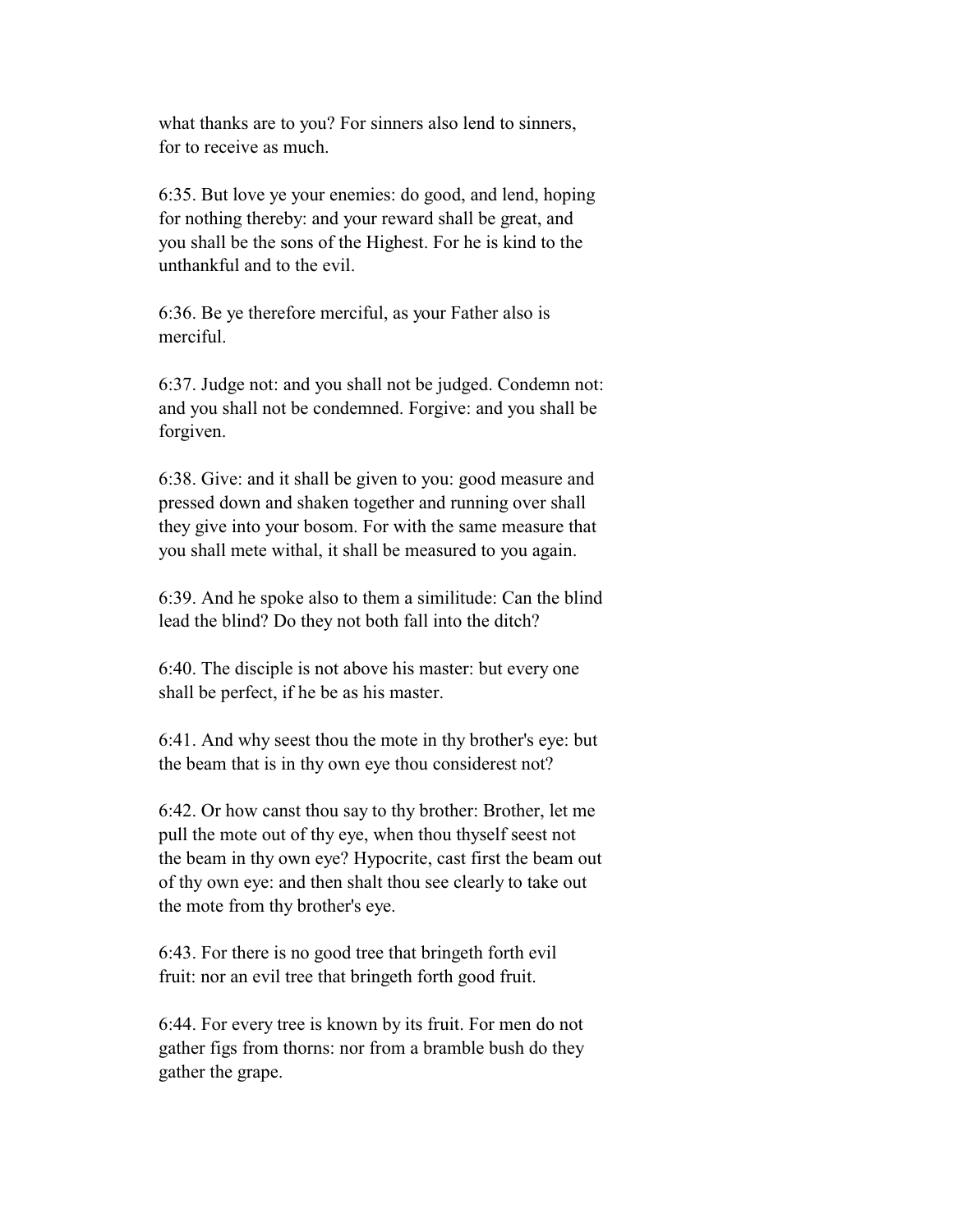what thanks are to you? For sinners also lend to sinners, for to receive as much.

6:35. But love ye your enemies: do good, and lend, hoping for nothing thereby: and your reward shall be great, and you shall be the sons of the Highest. For he is kind to the unthankful and to the evil.

6:36. Be ye therefore merciful, as your Father also is merciful.

6:37. Judge not: and you shall not be judged. Condemn not: and you shall not be condemned. Forgive: and you shall be forgiven.

6:38. Give: and it shall be given to you: good measure and pressed down and shaken together and running over shall they give into your bosom. For with the same measure that you shall mete withal, it shall be measured to you again.

6:39. And he spoke also to them a similitude: Can the blind lead the blind? Do they not both fall into the ditch?

6:40. The disciple is not above his master: but every one shall be perfect, if he be as his master.

6:41. And why seest thou the mote in thy brother's eye: but the beam that is in thy own eye thou considerest not?

6:42. Or how canst thou say to thy brother: Brother, let me pull the mote out of thy eye, when thou thyself seest not the beam in thy own eye? Hypocrite, cast first the beam out of thy own eye: and then shalt thou see clearly to take out the mote from thy brother's eye.

6:43. For there is no good tree that bringeth forth evil fruit: nor an evil tree that bringeth forth good fruit.

6:44. For every tree is known by its fruit. For men do not gather figs from thorns: nor from a bramble bush do they gather the grape.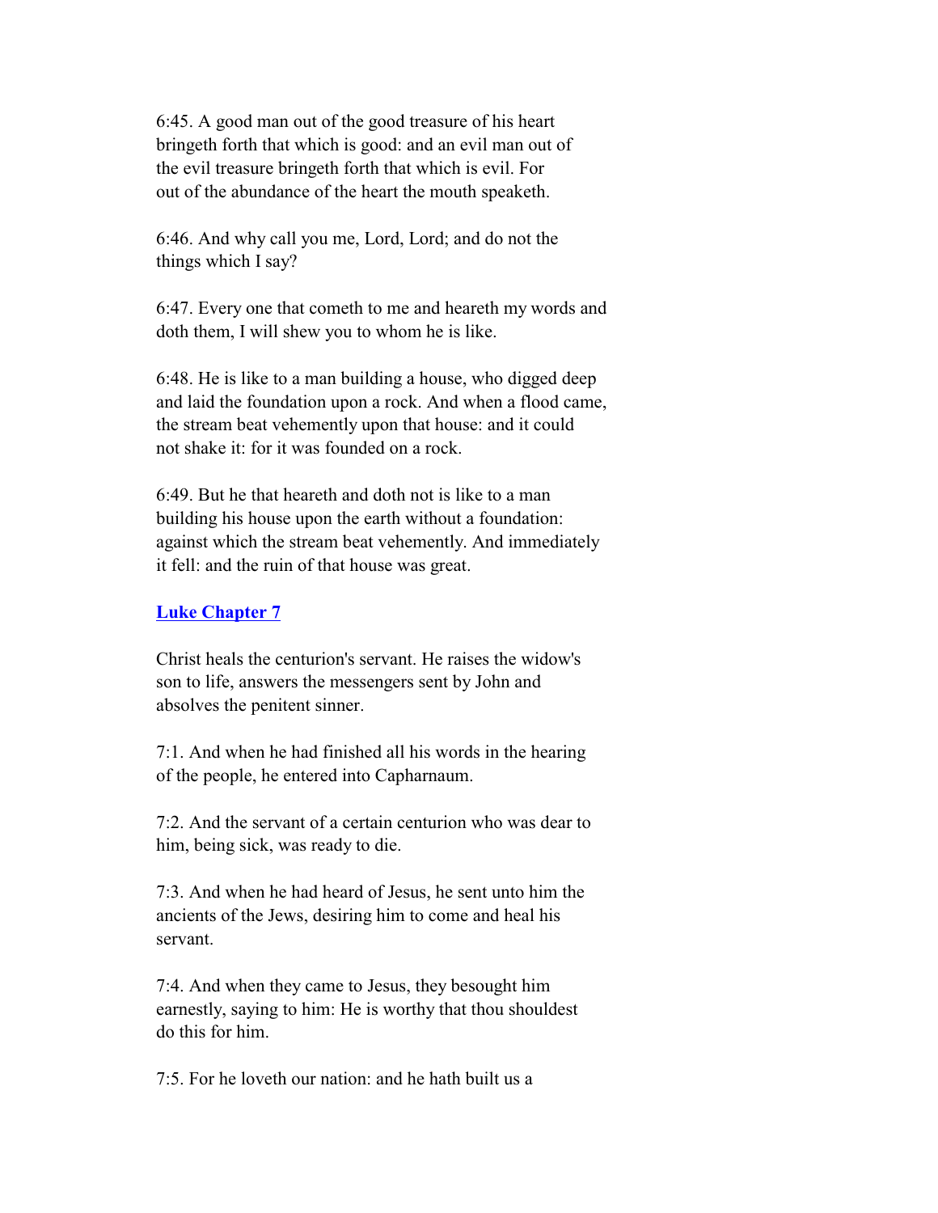6:45. A good man out of the good treasure of his heart bringeth forth that which is good: and an evil man out of the evil treasure bringeth forth that which is evil. For out of the abundance of the heart the mouth speaketh.

6:46. And why call you me, Lord, Lord; and do not the things which I say?

6:47. Every one that cometh to me and heareth my words and doth them, I will shew you to whom he is like.

6:48. He is like to a man building a house, who digged deep and laid the foundation upon a rock. And when a flood came, the stream beat vehemently upon that house: and it could not shake it: for it was founded on a rock.

6:49. But he that heareth and doth not is like to a man building his house upon the earth without a foundation: against which the stream beat vehemently. And immediately it fell: and the ruin of that house was great.

## Luke Chapter 7

Christ heals the centurion's servant. He raises the widow's son to life, answers the messengers sent by John and absolves the penitent sinner.

7:1. And when he had finished all his words in the hearing of the people, he entered into Capharnaum.

7:2. And the servant of a certain centurion who was dear to him, being sick, was ready to die.

7:3. And when he had heard of Jesus, he sent unto him the ancients of the Jews, desiring him to come and heal his servant.

7:4. And when they came to Jesus, they besought him earnestly, saying to him: He is worthy that thou shouldest do this for him.

7:5. For he loveth our nation: and he hath built us a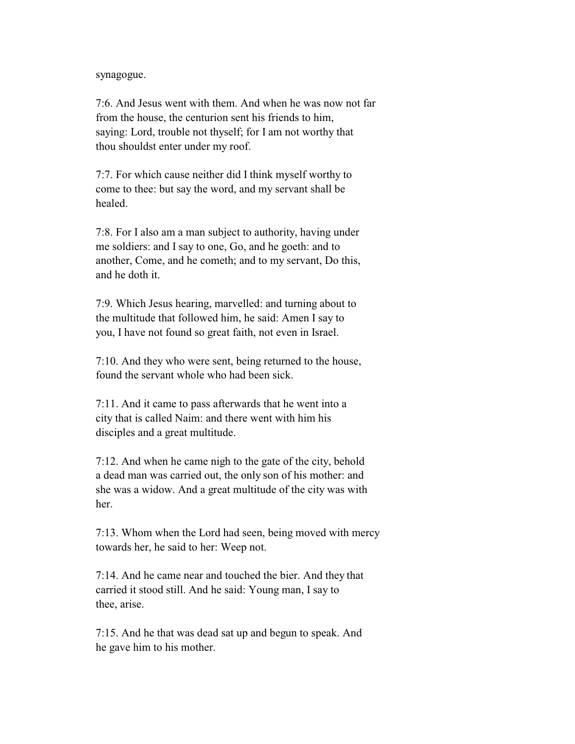synagogue.

7:6. And Jesus went with them. And when he was now not far from the house, the centurion sent his friends to him, saying: Lord, trouble not thyself; for I am not worthy that thou shouldst enter under my roof.

7:7. For which cause neither did I think myself worthy to come to thee: but say the word, and my servant shall be healed.

7:8. For I also am a man subject to authority, having under me soldiers: and I say to one, Go, and he goeth: and to another, Come, and he cometh; and to my servant, Do this, and he doth it.

7:9. Which Jesus hearing, marvelled: and turning about to the multitude that followed him, he said: Amen I say to you, I have not found so great faith, not even in Israel.

7:10. And they who were sent, being returned to the house, found the servant whole who had been sick.

7:11. And it came to pass afterwards that he went into a city that is called Naim: and there went with him his disciples and a great multitude.

7:12. And when he came nigh to the gate of the city, behold a dead man was carried out, the only son of his mother: and she was a widow. And a great multitude of the city was with her.

7:13. Whom when the Lord had seen, being moved with mercy towards her, he said to her: Weep not.

7:14. And he came near and touched the bier. And they that carried it stood still. And he said: Young man, I say to thee, arise.

7:15. And he that was dead sat up and begun to speak. And he gave him to his mother.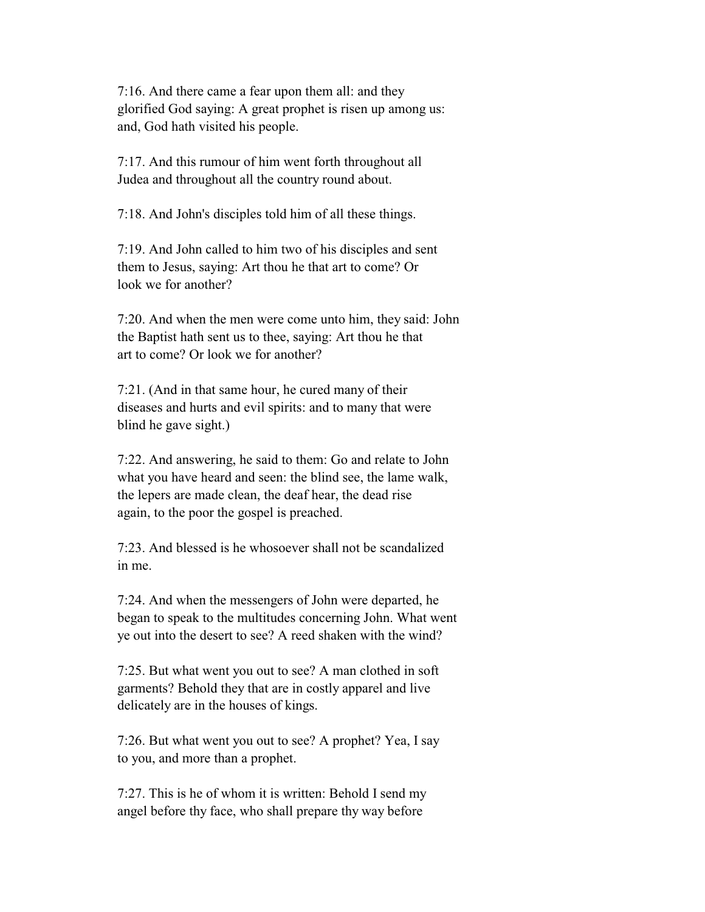7:16. And there came a fear upon them all: and they glorified God saying: A great prophet is risen up among us: and, God hath visited his people.

7:17. And this rumour of him went forth throughout all Judea and throughout all the country round about.

7:18. And John's disciples told him of all these things.

7:19. And John called to him two of his disciples and sent them to Jesus, saying: Art thou he that art to come? Or look we for another?

7:20. And when the men were come unto him, they said: John the Baptist hath sent us to thee, saying: Art thou he that art to come? Or look we for another?

7:21. (And in that same hour, he cured many of their diseases and hurts and evil spirits: and to many that were blind he gave sight.)

7:22. And answering, he said to them: Go and relate to John what you have heard and seen: the blind see, the lame walk, the lepers are made clean, the deaf hear, the dead rise again, to the poor the gospel is preached.

7:23. And blessed is he whosoever shall not be scandalized in me.

7:24. And when the messengers of John were departed, he began to speak to the multitudes concerning John. What went ye out into the desert to see? A reed shaken with the wind?

7:25. But what went you out to see? A man clothed in soft garments? Behold they that are in costly apparel and live delicately are in the houses of kings.

7:26. But what went you out to see? A prophet? Yea, I say to you, and more than a prophet.

7:27. This is he of whom it is written: Behold I send my angel before thy face, who shall prepare thy way before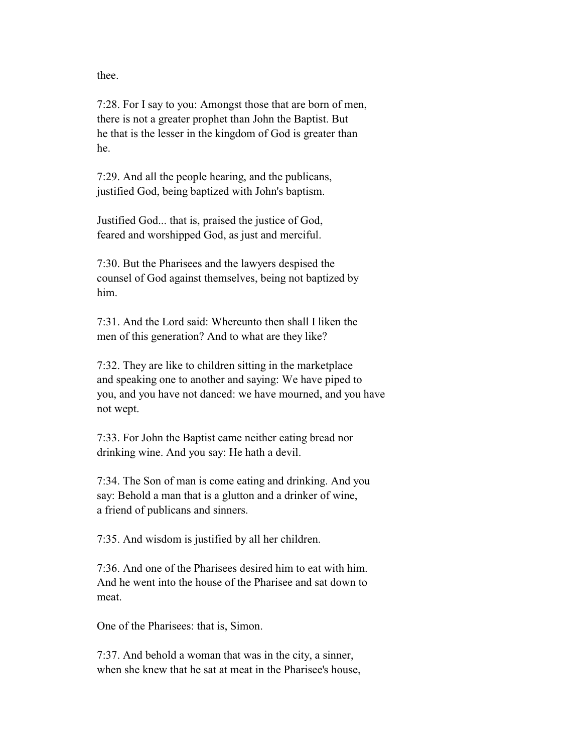thee.

7:28. For I say to you: Amongst those that are born of men, there is not a greater prophet than John the Baptist. But he that is the lesser in the kingdom of God is greater than he.

7:29. And all the people hearing, and the publicans, justified God, being baptized with John's baptism.

Justified God... that is, praised the justice of God, feared and worshipped God, as just and merciful.

7:30. But the Pharisees and the lawyers despised the counsel of God against themselves, being not baptized by him.

7:31. And the Lord said: Whereunto then shall I liken the men of this generation? And to what are they like?

7:32. They are like to children sitting in the marketplace and speaking one to another and saying: We have piped to you, and you have not danced: we have mourned, and you have not wept.

7:33. For John the Baptist came neither eating bread nor drinking wine. And you say: He hath a devil.

7:34. The Son of man is come eating and drinking. And you say: Behold a man that is a glutton and a drinker of wine, a friend of publicans and sinners.

7:35. And wisdom is justified by all her children.

7:36. And one of the Pharisees desired him to eat with him. And he went into the house of the Pharisee and sat down to meat.

One of the Pharisees: that is, Simon.

7:37. And behold a woman that was in the city, a sinner, when she knew that he sat at meat in the Pharisee's house,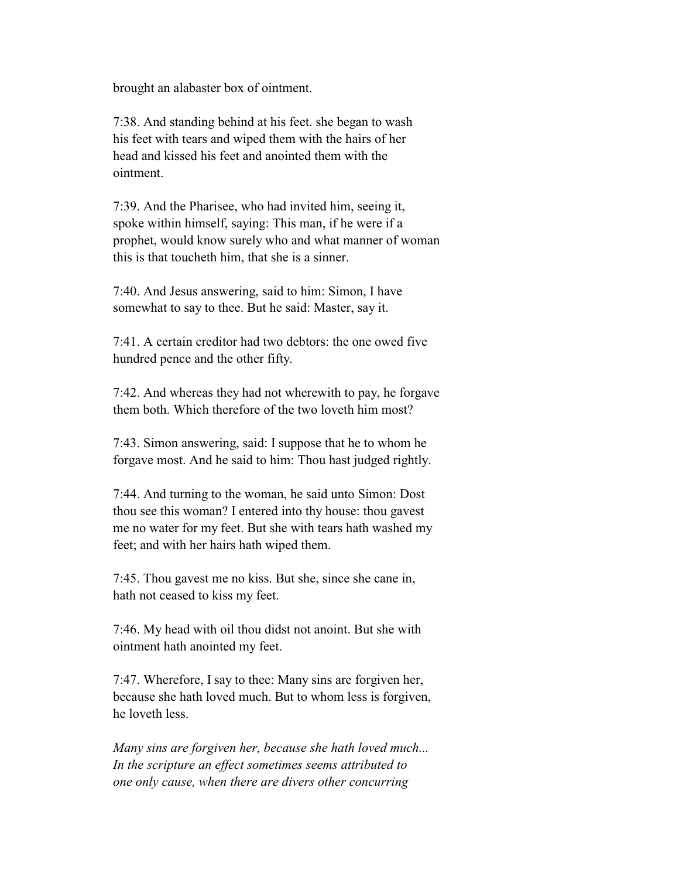brought an alabaster box of ointment.

7:38. And standing behind at his feet. she began to wash his feet with tears and wiped them with the hairs of her head and kissed his feet and anointed them with the ointment.

7:39. And the Pharisee, who had invited him, seeing it, spoke within himself, saying: This man, if he were if a prophet, would know surely who and what manner of woman this is that toucheth him, that she is a sinner.

7:40. And Jesus answering, said to him: Simon, I have somewhat to say to thee. But he said: Master, say it.

7:41. A certain creditor had two debtors: the one owed five hundred pence and the other fifty.

7:42. And whereas they had not wherewith to pay, he forgave them both. Which therefore of the two loveth him most?

7:43. Simon answering, said: I suppose that he to whom he forgave most. And he said to him: Thou hast judged rightly.

7:44. And turning to the woman, he said unto Simon: Dost thou see this woman? I entered into thy house: thou gavest me no water for my feet. But she with tears hath washed my feet; and with her hairs hath wiped them.

7:45. Thou gavest me no kiss. But she, since she cane in, hath not ceased to kiss my feet.

7:46. My head with oil thou didst not anoint. But she with ointment hath anointed my feet.

7:47. Wherefore, I say to thee: Many sins are forgiven her, because she hath loved much. But to whom less is forgiven, he loveth less.

*Many sins are forgiven her, because she hath loved much... In the scripture an effect sometimes seems attributed to one only cause, when there are divers other concurring*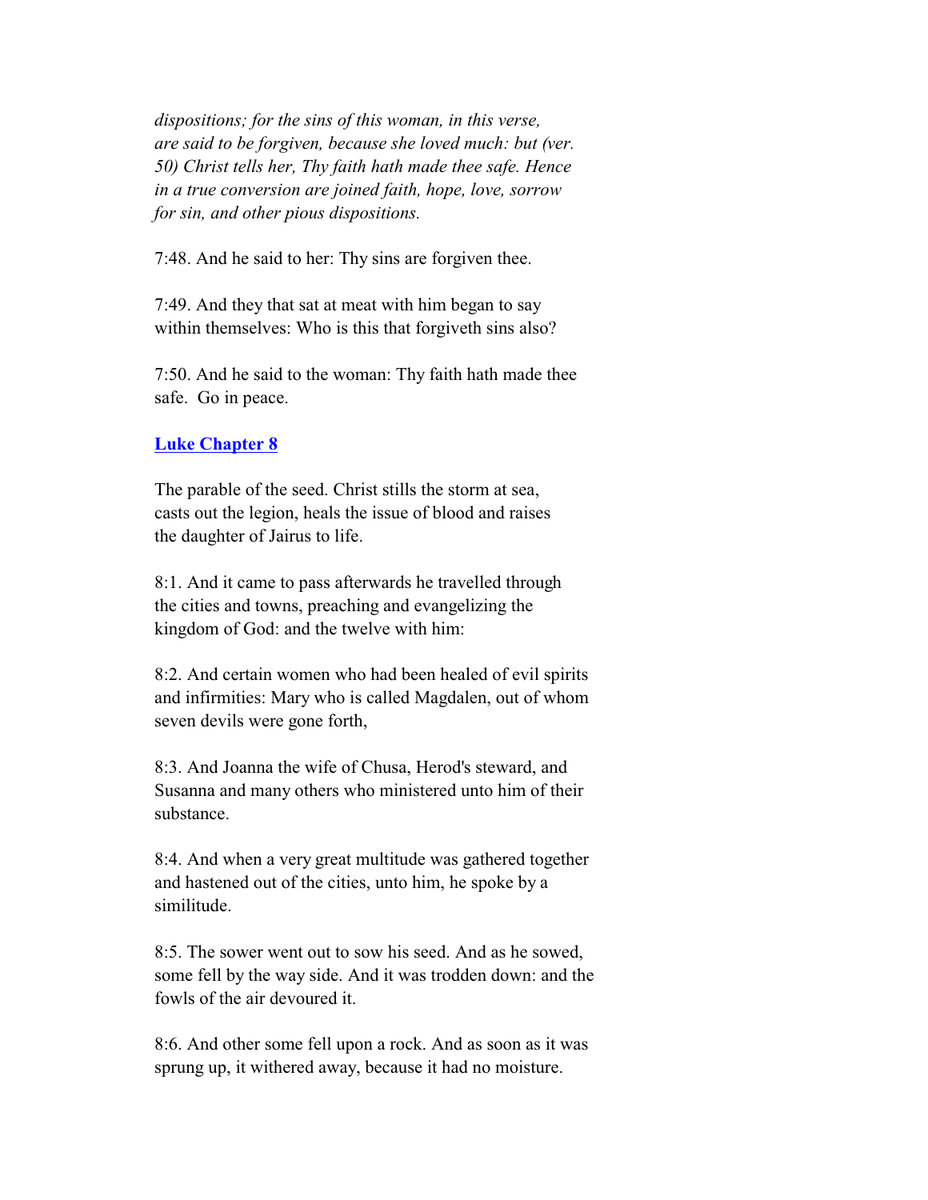*dispositions; for the sins of this woman, in this verse, are said to be forgiven, because she loved much: but (ver. 50) Christ tells her, Thy faith hath made thee safe. Hence in a true conversion are joined faith, hope, love, sorrow for sin, and other pious dispositions.*

7:48. And he said to her: Thy sins are forgiven thee.

7:49. And they that sat at meat with him began to say within themselves: Who is this that forgiveth sins also?

7:50. And he said to the woman: Thy faith hath made thee safe. Go in peace.

## Luke Chapter 8

The parable of the seed. Christ stills the storm at sea, casts out the legion, heals the issue of blood and raises the daughter of Jairus to life.

8:1. And it came to pass afterwards he travelled through the cities and towns, preaching and evangelizing the kingdom of God: and the twelve with him:

8:2. And certain women who had been healed of evil spirits and infirmities: Mary who is called Magdalen, out of whom seven devils were gone forth,

8:3. And Joanna the wife of Chusa, Herod's steward, and Susanna and many others who ministered unto him of their substance.

8:4. And when a very great multitude was gathered together and hastened out of the cities, unto him, he spoke by a similitude.

8:5. The sower went out to sow his seed. And as he sowed, some fell by the way side. And it was trodden down: and the fowls of the air devoured it.

8:6. And other some fell upon a rock. And as soon as it was sprung up, it withered away, because it had no moisture.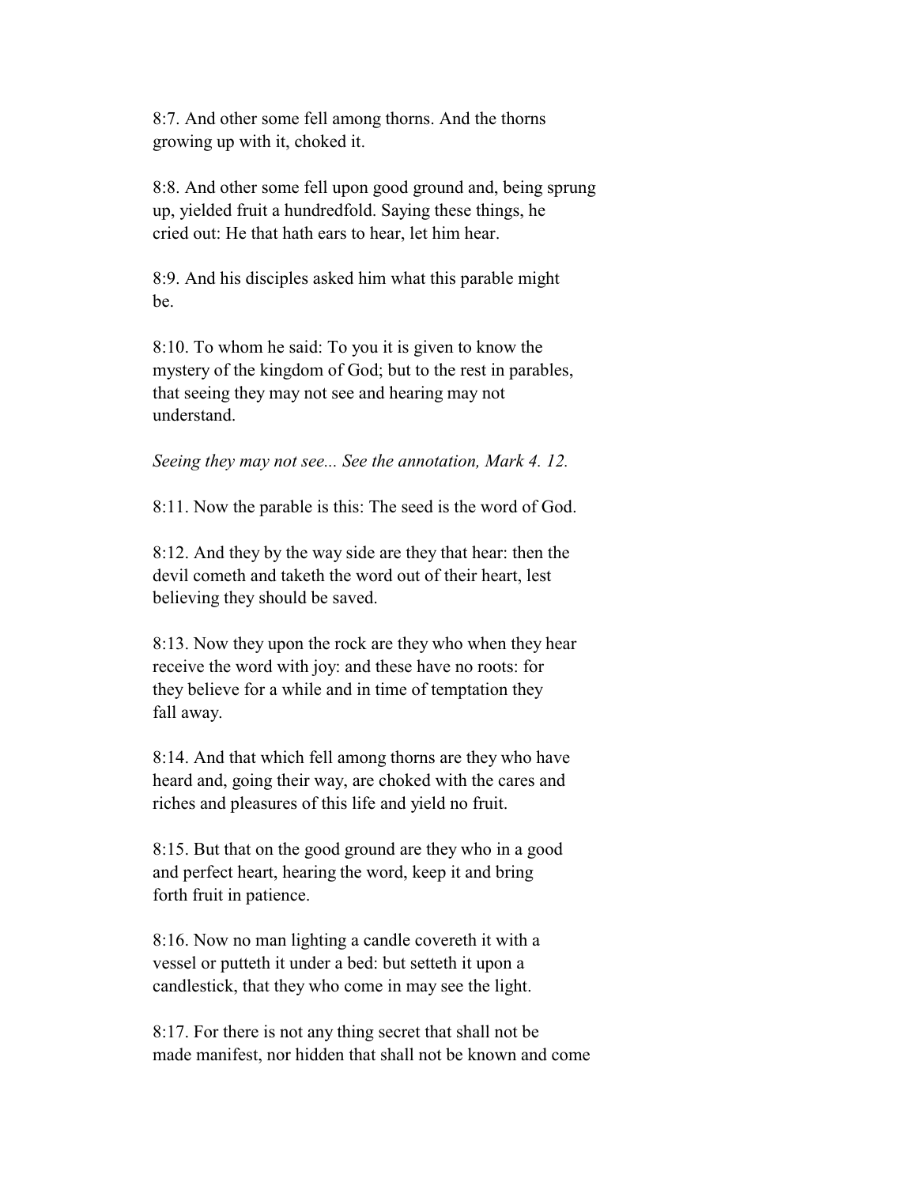8:7. And other some fell among thorns. And the thorns growing up with it, choked it.

8:8. And other some fell upon good ground and, being sprung up, yielded fruit a hundredfold. Saying these things, he cried out: He that hath ears to hear, let him hear.

8:9. And his disciples asked him what this parable might be.

8:10. To whom he said: To you it is given to know the mystery of the kingdom of God; but to the rest in parables, that seeing they may not see and hearing may not understand.

*Seeing they may not see... See the annotation, Mark 4. 12.*

8:11. Now the parable is this: The seed is the word of God.

8:12. And they by the way side are they that hear: then the devil cometh and taketh the word out of their heart, lest believing they should be saved.

8:13. Now they upon the rock are they who when they hear receive the word with joy: and these have no roots: for they believe for a while and in time of temptation they fall away.

8:14. And that which fell among thorns are they who have heard and, going their way, are choked with the cares and riches and pleasures of this life and yield no fruit.

8:15. But that on the good ground are they who in a good and perfect heart, hearing the word, keep it and bring forth fruit in patience.

8:16. Now no man lighting a candle covereth it with a vessel or putteth it under a bed: but setteth it upon a candlestick, that they who come in may see the light.

8:17. For there is not any thing secret that shall not be made manifest, nor hidden that shall not be known and come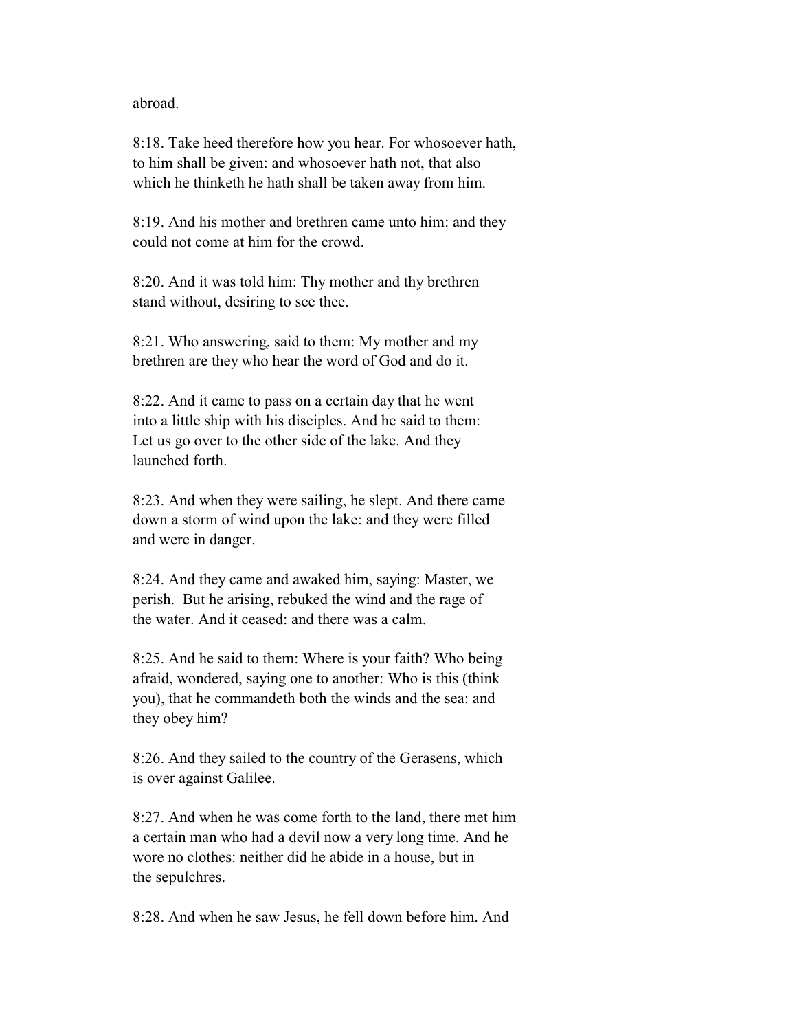abroad.

8:18. Take heed therefore how you hear. For whosoever hath, to him shall be given: and whosoever hath not, that also which he thinketh he hath shall be taken away from him.

8:19. And his mother and brethren came unto him: and they could not come at him for the crowd.

8:20. And it was told him: Thy mother and thy brethren stand without, desiring to see thee.

8:21. Who answering, said to them: My mother and my brethren are they who hear the word of God and do it.

8:22. And it came to pass on a certain day that he went into a little ship with his disciples. And he said to them: Let us go over to the other side of the lake. And they launched forth.

8:23. And when they were sailing, he slept. And there came down a storm of wind upon the lake: and they were filled and were in danger.

8:24. And they came and awaked him, saying: Master, we perish. But he arising, rebuked the wind and the rage of the water. And it ceased: and there was a calm.

8:25. And he said to them: Where is your faith? Who being afraid, wondered, saying one to another: Who is this (think you), that he commandeth both the winds and the sea: and they obey him?

8:26. And they sailed to the country of the Gerasens, which is over against Galilee.

8:27. And when he was come forth to the land, there met him a certain man who had a devil now a very long time. And he wore no clothes: neither did he abide in a house, but in the sepulchres.

8:28. And when he saw Jesus, he fell down before him. And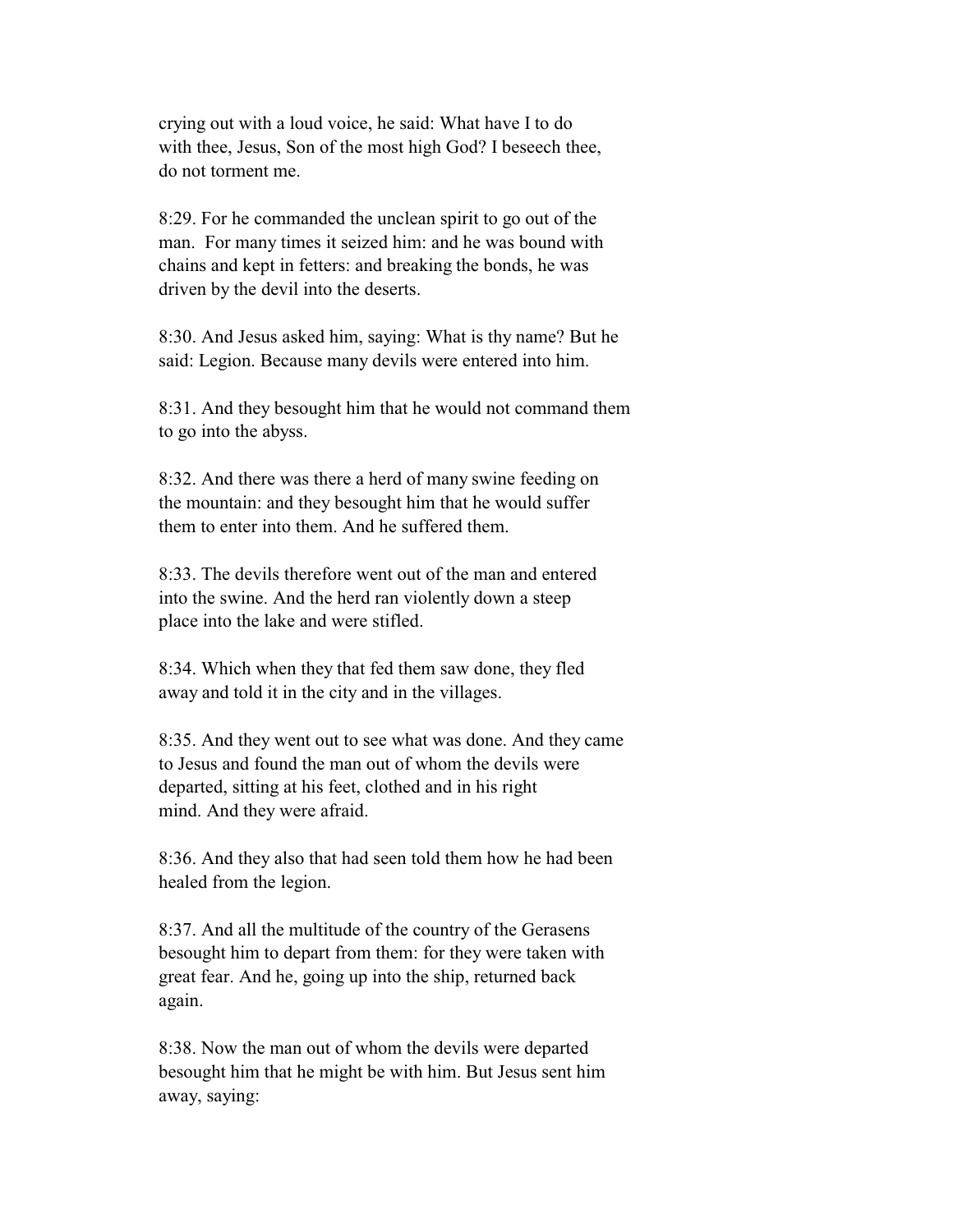crying out with a loud voice, he said: What have I to do with thee, Jesus, Son of the most high God? I beseech thee, do not torment me.

8:29. For he commanded the unclean spirit to go out of the man. For many times it seized him: and he was bound with chains and kept in fetters: and breaking the bonds, he was driven by the devil into the deserts.

8:30. And Jesus asked him, saying: What is thy name? But he said: Legion. Because many devils were entered into him.

8:31. And they besought him that he would not command them to go into the abyss.

8:32. And there was there a herd of many swine feeding on the mountain: and they besought him that he would suffer them to enter into them. And he suffered them.

8:33. The devils therefore went out of the man and entered into the swine. And the herd ran violently down a steep place into the lake and were stifled.

8:34. Which when they that fed them saw done, they fled away and told it in the city and in the villages.

8:35. And they went out to see what was done. And they came to Jesus and found the man out of whom the devils were departed, sitting at his feet, clothed and in his right mind. And they were afraid.

8:36. And they also that had seen told them how he had been healed from the legion.

8:37. And all the multitude of the country of the Gerasens besought him to depart from them: for they were taken with great fear. And he, going up into the ship, returned back again.

8:38. Now the man out of whom the devils were departed besought him that he might be with him. But Jesus sent him away, saying: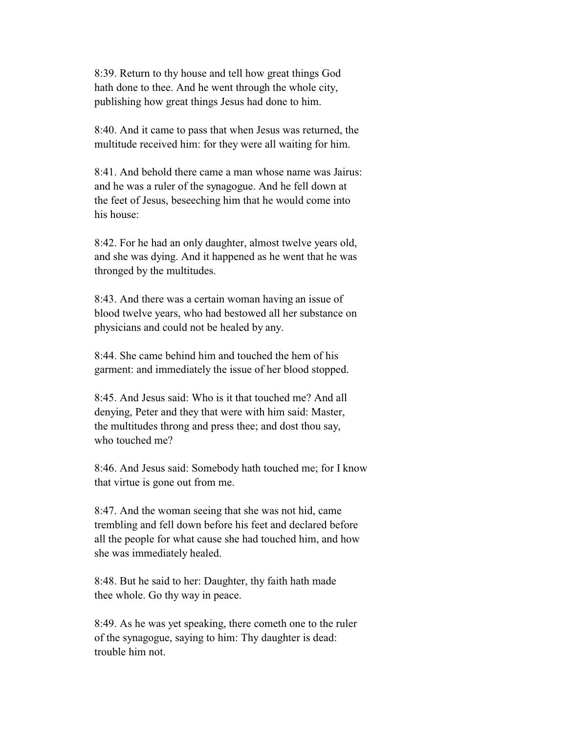8:39. Return to thy house and tell how great things God hath done to thee. And he went through the whole city, publishing how great things Jesus had done to him.

8:40. And it came to pass that when Jesus was returned, the multitude received him: for they were all waiting for him.

8:41. And behold there came a man whose name was Jairus: and he was a ruler of the synagogue. And he fell down at the feet of Jesus, beseeching him that he would come into his house:

8:42. For he had an only daughter, almost twelve years old, and she was dying. And it happened as he went that he was thronged by the multitudes.

8:43. And there was a certain woman having an issue of blood twelve years, who had bestowed all her substance on physicians and could not be healed by any.

8:44. She came behind him and touched the hem of his garment: and immediately the issue of her blood stopped.

8:45. And Jesus said: Who is it that touched me? And all denying, Peter and they that were with him said: Master, the multitudes throng and press thee; and dost thou say, who touched me?

8:46. And Jesus said: Somebody hath touched me; for I know that virtue is gone out from me.

8:47. And the woman seeing that she was not hid, came trembling and fell down before his feet and declared before all the people for what cause she had touched him, and how she was immediately healed.

8:48. But he said to her: Daughter, thy faith hath made thee whole. Go thy way in peace.

8:49. As he was yet speaking, there cometh one to the ruler of the synagogue, saying to him: Thy daughter is dead: trouble him not.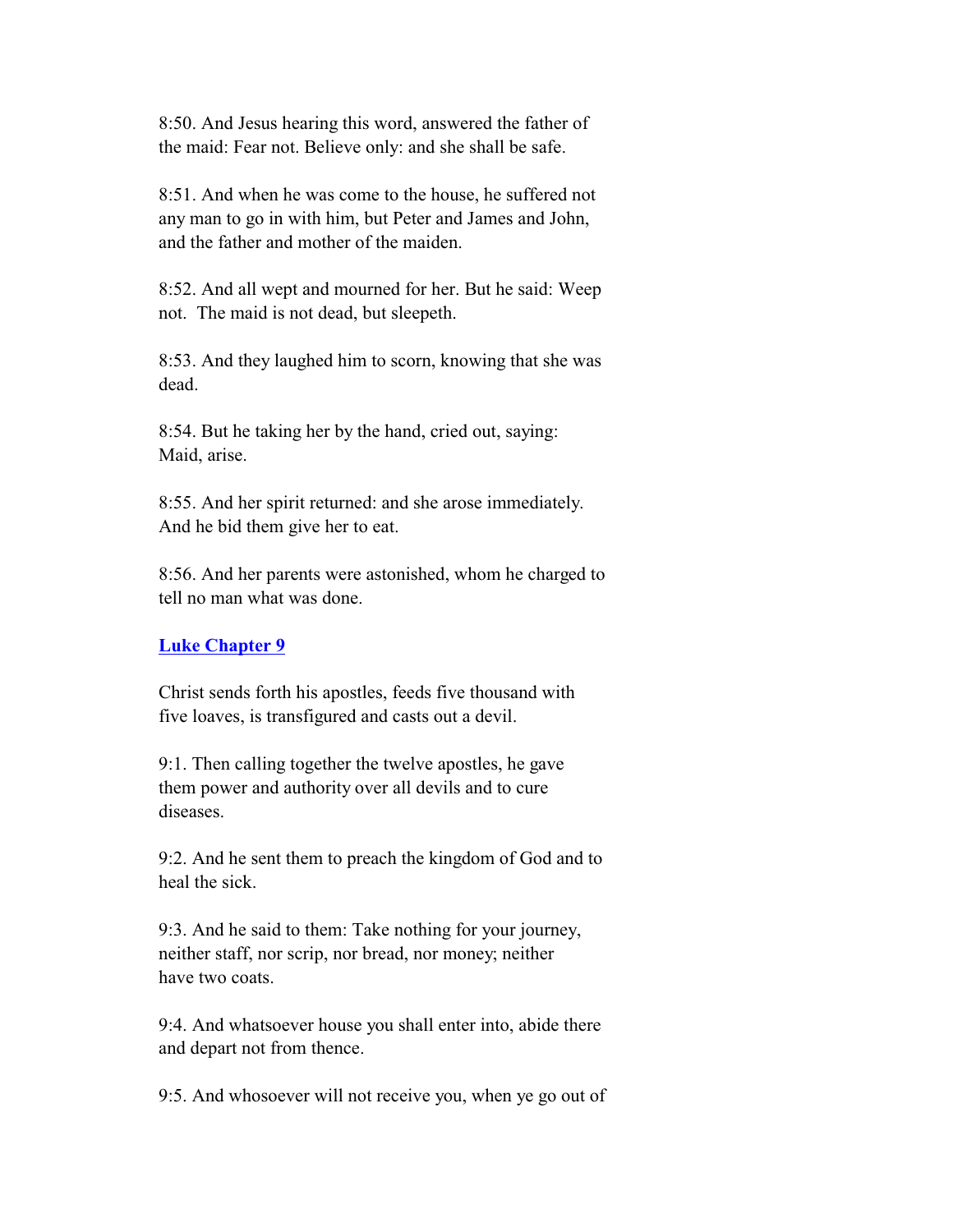8:50. And Jesus hearing this word, answered the father of the maid: Fear not. Believe only: and she shall be safe.

8:51. And when he was come to the house, he suffered not any man to go in with him, but Peter and James and John, and the father and mother of the maiden.

8:52. And all wept and mourned for her. But he said: Weep not. The maid is not dead, but sleepeth.

8:53. And they laughed him to scorn, knowing that she was dead.

8:54. But he taking her by the hand, cried out, saying: Maid, arise.

8:55. And her spirit returned: and she arose immediately. And he bid them give her to eat.

8:56. And her parents were astonished, whom he charged to tell no man what was done.

## Luke Chapter 9

Christ sends forth his apostles, feeds five thousand with five loaves, is transfigured and casts out a devil.

9:1. Then calling together the twelve apostles, he gave them power and authority over all devils and to cure diseases.

9:2. And he sent them to preach the kingdom of God and to heal the sick.

9:3. And he said to them: Take nothing for your journey, neither staff, nor scrip, nor bread, nor money; neither have two coats.

9:4. And whatsoever house you shall enter into, abide there and depart not from thence.

9:5. And whosoever will not receive you, when ye go out of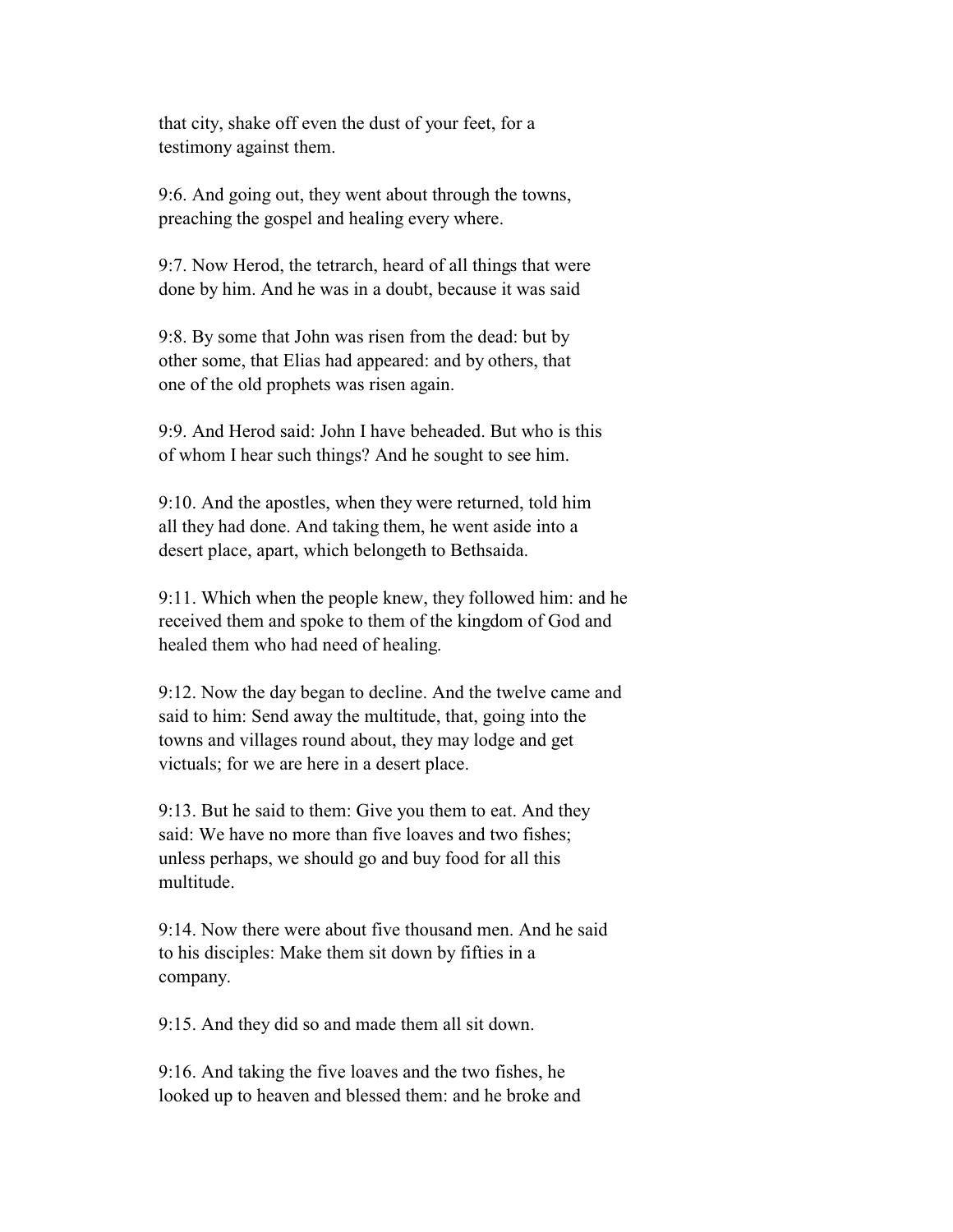that city, shake off even the dust of your feet, for a testimony against them.

9:6. And going out, they went about through the towns, preaching the gospel and healing every where.

9:7. Now Herod, the tetrarch, heard of all things that were done by him. And he was in a doubt, because it was said

9:8. By some that John was risen from the dead: but by other some, that Elias had appeared: and by others, that one of the old prophets was risen again.

9:9. And Herod said: John I have beheaded. But who is this of whom I hear such things? And he sought to see him.

9:10. And the apostles, when they were returned, told him all they had done. And taking them, he went aside into a desert place, apart, which belongeth to Bethsaida.

9:11. Which when the people knew, they followed him: and he received them and spoke to them of the kingdom of God and healed them who had need of healing.

9:12. Now the day began to decline. And the twelve came and said to him: Send away the multitude, that, going into the towns and villages round about, they may lodge and get victuals; for we are here in a desert place.

9:13. But he said to them: Give you them to eat. And they said: We have no more than five loaves and two fishes; unless perhaps, we should go and buy food for all this multitude.

9:14. Now there were about five thousand men. And he said to his disciples: Make them sit down by fifties in a company.

9:15. And they did so and made them all sit down.

9:16. And taking the five loaves and the two fishes, he looked up to heaven and blessed them: and he broke and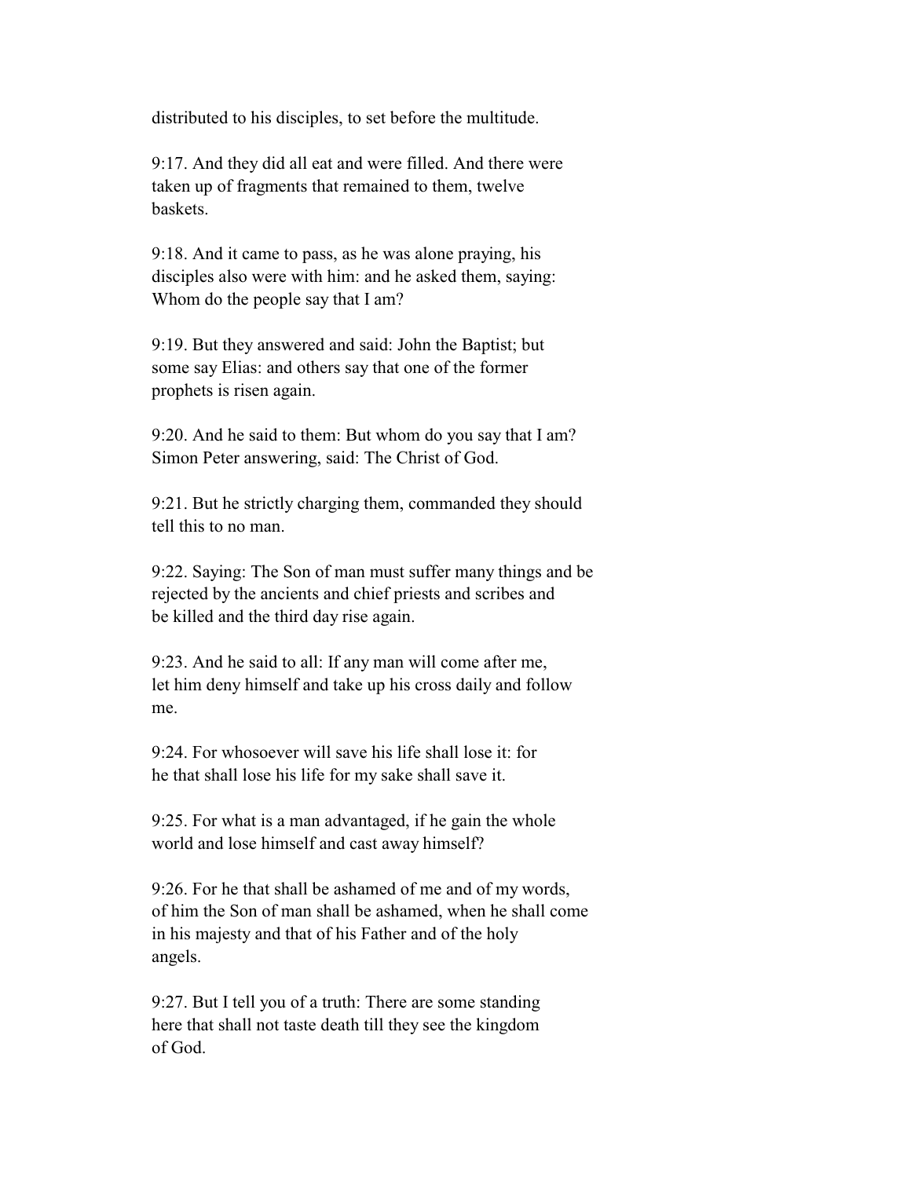distributed to his disciples, to set before the multitude.

9:17. And they did all eat and were filled. And there were taken up of fragments that remained to them, twelve baskets.

9:18. And it came to pass, as he was alone praying, his disciples also were with him: and he asked them, saying: Whom do the people say that I am?

9:19. But they answered and said: John the Baptist; but some say Elias: and others say that one of the former prophets is risen again.

9:20. And he said to them: But whom do you say that I am? Simon Peter answering, said: The Christ of God.

9:21. But he strictly charging them, commanded they should tell this to no man.

9:22. Saying: The Son of man must suffer many things and be rejected by the ancients and chief priests and scribes and be killed and the third day rise again.

9:23. And he said to all: If any man will come after me, let him deny himself and take up his cross daily and follow me.

9:24. For whosoever will save his life shall lose it: for he that shall lose his life for my sake shall save it.

9:25. For what is a man advantaged, if he gain the whole world and lose himself and cast away himself?

9:26. For he that shall be ashamed of me and of my words, of him the Son of man shall be ashamed, when he shall come in his majesty and that of his Father and of the holy angels.

9:27. But I tell you of a truth: There are some standing here that shall not taste death till they see the kingdom of God.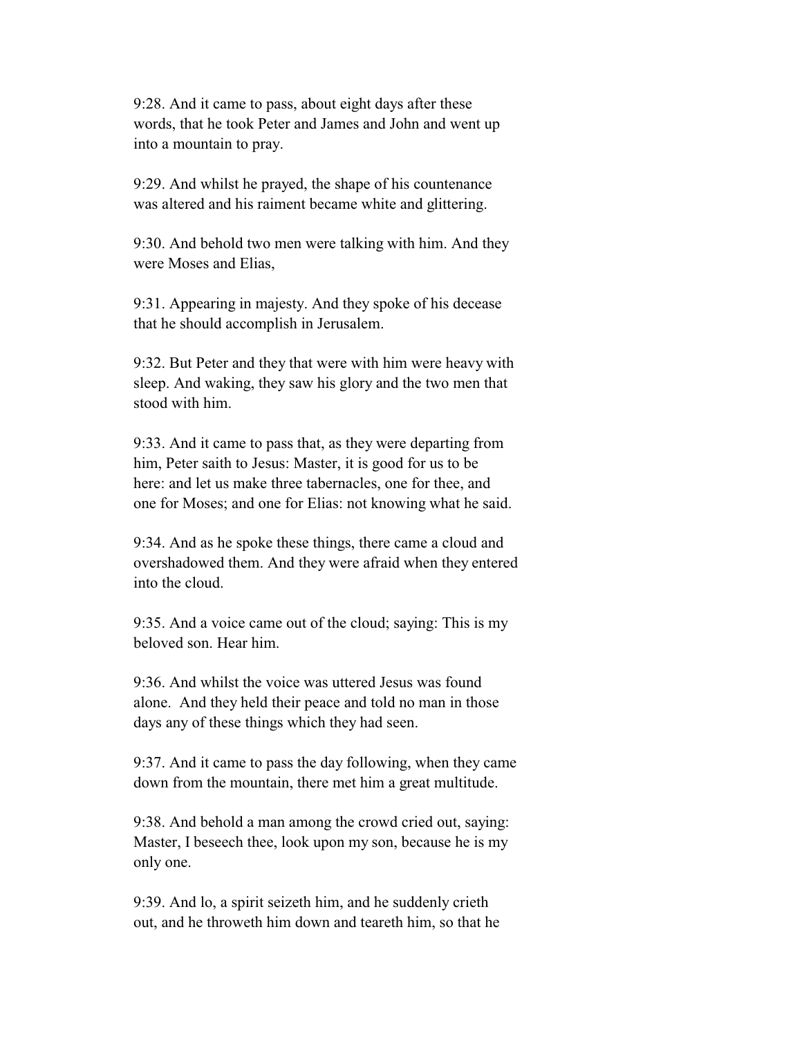9:28. And it came to pass, about eight days after these words, that he took Peter and James and John and went up into a mountain to pray.

9:29. And whilst he prayed, the shape of his countenance was altered and his raiment became white and glittering.

9:30. And behold two men were talking with him. And they were Moses and Elias,

9:31. Appearing in majesty. And they spoke of his decease that he should accomplish in Jerusalem.

9:32. But Peter and they that were with him were heavy with sleep. And waking, they saw his glory and the two men that stood with him.

9:33. And it came to pass that, as they were departing from him, Peter saith to Jesus: Master, it is good for us to be here: and let us make three tabernacles, one for thee, and one for Moses; and one for Elias: not knowing what he said.

9:34. And as he spoke these things, there came a cloud and overshadowed them. And they were afraid when they entered into the cloud.

9:35. And a voice came out of the cloud; saying: This is my beloved son. Hear him.

9:36. And whilst the voice was uttered Jesus was found alone. And they held their peace and told no man in those days any of these things which they had seen.

9:37. And it came to pass the day following, when they came down from the mountain, there met him a great multitude.

9:38. And behold a man among the crowd cried out, saying: Master, I beseech thee, look upon my son, because he is my only one.

9:39. And lo, a spirit seizeth him, and he suddenly crieth out, and he throweth him down and teareth him, so that he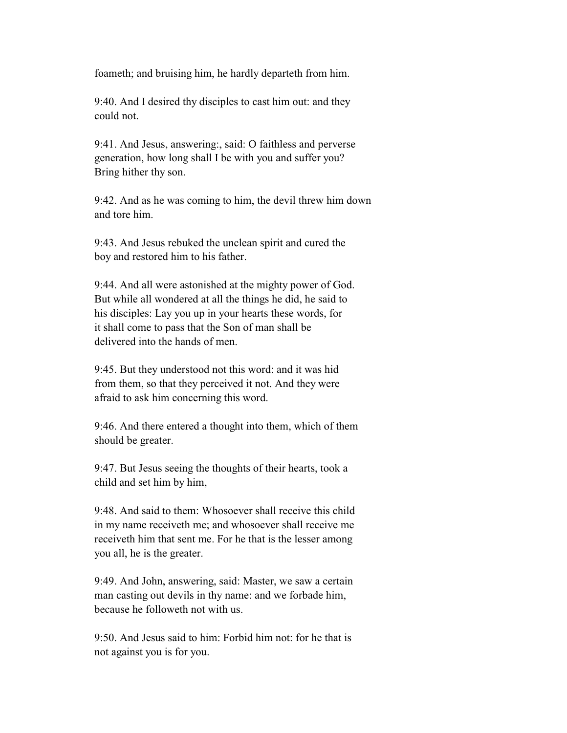foameth; and bruising him, he hardly departeth from him.

9:40. And I desired thy disciples to cast him out: and they could not.

9:41. And Jesus, answering:, said: O faithless and perverse generation, how long shall I be with you and suffer you? Bring hither thy son.

9:42. And as he was coming to him, the devil threw him down and tore him.

9:43. And Jesus rebuked the unclean spirit and cured the boy and restored him to his father.

9:44. And all were astonished at the mighty power of God. But while all wondered at all the things he did, he said to his disciples: Lay you up in your hearts these words, for it shall come to pass that the Son of man shall be delivered into the hands of men.

9:45. But they understood not this word: and it was hid from them, so that they perceived it not. And they were afraid to ask him concerning this word.

9:46. And there entered a thought into them, which of them should be greater.

9:47. But Jesus seeing the thoughts of their hearts, took a child and set him by him,

9:48. And said to them: Whosoever shall receive this child in my name receiveth me; and whosoever shall receive me receiveth him that sent me. For he that is the lesser among you all, he is the greater.

9:49. And John, answering, said: Master, we saw a certain man casting out devils in thy name: and we forbade him, because he followeth not with us.

9:50. And Jesus said to him: Forbid him not: for he that is not against you is for you.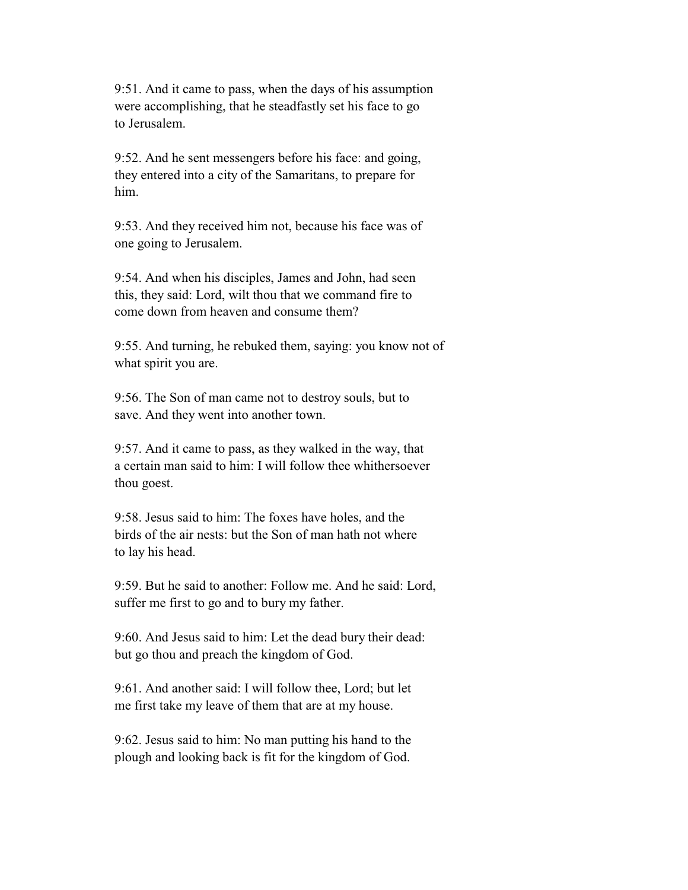9:51. And it came to pass, when the days of his assumption were accomplishing, that he steadfastly set his face to go to Jerusalem.

9:52. And he sent messengers before his face: and going, they entered into a city of the Samaritans, to prepare for him.

9:53. And they received him not, because his face was of one going to Jerusalem.

9:54. And when his disciples, James and John, had seen this, they said: Lord, wilt thou that we command fire to come down from heaven and consume them?

9:55. And turning, he rebuked them, saying: you know not of what spirit you are.

9:56. The Son of man came not to destroy souls, but to save. And they went into another town.

9:57. And it came to pass, as they walked in the way, that a certain man said to him: I will follow thee whithersoever thou goest.

9:58. Jesus said to him: The foxes have holes, and the birds of the air nests: but the Son of man hath not where to lay his head.

9:59. But he said to another: Follow me. And he said: Lord, suffer me first to go and to bury my father.

9:60. And Jesus said to him: Let the dead bury their dead: but go thou and preach the kingdom of God.

9:61. And another said: I will follow thee, Lord; but let me first take my leave of them that are at my house.

9:62. Jesus said to him: No man putting his hand to the plough and looking back is fit for the kingdom of God.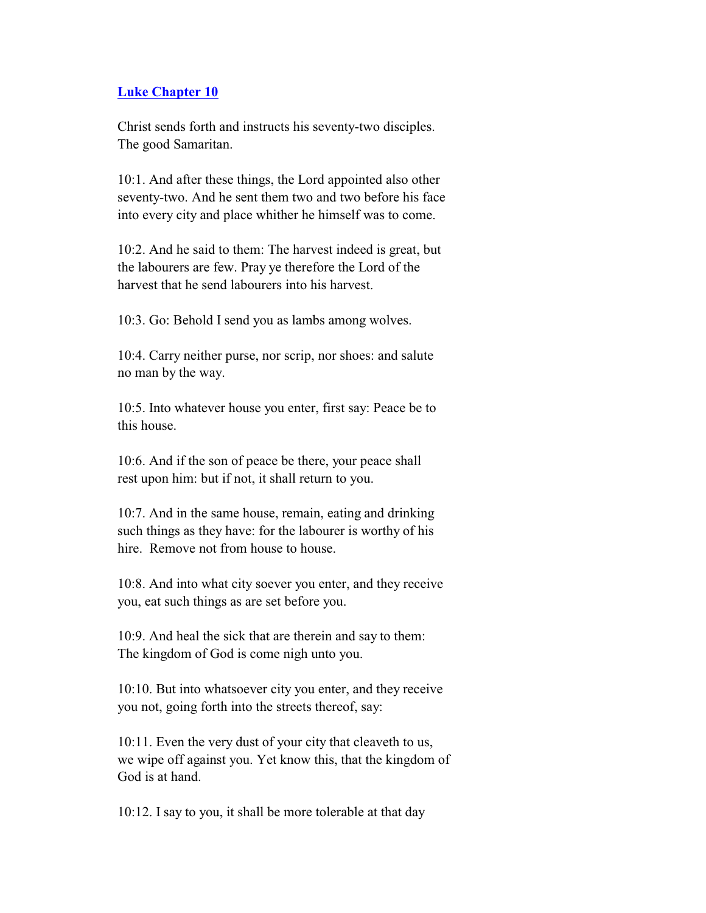## Luke Chapter 10

Christ sends forth and instructs his seventy-two disciples. The good Samaritan.

10:1. And after these things, the Lord appointed also other seventy-two. And he sent them two and two before his face into every city and place whither he himself was to come.

10:2. And he said to them: The harvest indeed is great, but the labourers are few. Pray ye therefore the Lord of the harvest that he send labourers into his harvest.

10:3. Go: Behold I send you as lambs among wolves.

10:4. Carry neither purse, nor scrip, nor shoes: and salute no man by the way.

10:5. Into whatever house you enter, first say: Peace be to this house.

10:6. And if the son of peace be there, your peace shall rest upon him: but if not, it shall return to you.

10:7. And in the same house, remain, eating and drinking such things as they have: for the labourer is worthy of his hire. Remove not from house to house.

10:8. And into what city soever you enter, and they receive you, eat such things as are set before you.

10:9. And heal the sick that are therein and say to them: The kingdom of God is come nigh unto you.

10:10. But into whatsoever city you enter, and they receive you not, going forth into the streets thereof, say:

10:11. Even the very dust of your city that cleaveth to us, we wipe off against you. Yet know this, that the kingdom of God is at hand.

10:12. I say to you, it shall be more tolerable at that day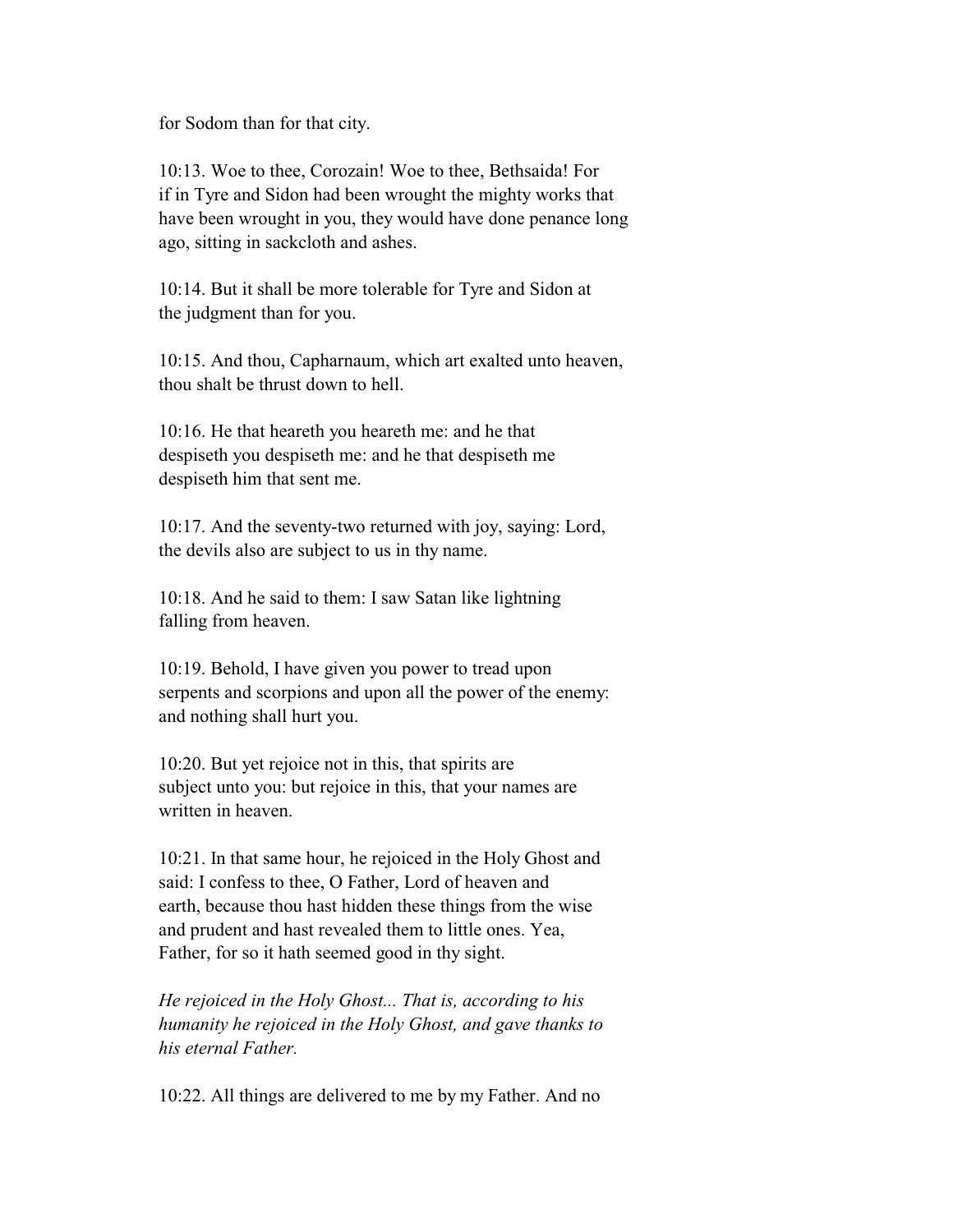for Sodom than for that city.

10:13. Woe to thee, Corozain! Woe to thee, Bethsaida! For if in Tyre and Sidon had been wrought the mighty works that have been wrought in you, they would have done penance long ago, sitting in sackcloth and ashes.

10:14. But it shall be more tolerable for Tyre and Sidon at the judgment than for you.

10:15. And thou, Capharnaum, which art exalted unto heaven, thou shalt be thrust down to hell.

10:16. He that heareth you heareth me: and he that despiseth you despiseth me: and he that despiseth me despiseth him that sent me.

10:17. And the seventy-two returned with joy, saying: Lord, the devils also are subject to us in thy name.

10:18. And he said to them: I saw Satan like lightning falling from heaven.

10:19. Behold, I have given you power to tread upon serpents and scorpions and upon all the power of the enemy: and nothing shall hurt you.

10:20. But yet rejoice not in this, that spirits are subject unto you: but rejoice in this, that your names are written in heaven.

10:21. In that same hour, he rejoiced in the Holy Ghost and said: I confess to thee, O Father, Lord of heaven and earth, because thou hast hidden these things from the wise and prudent and hast revealed them to little ones. Yea, Father, for so it hath seemed good in thy sight.

*He rejoiced in the Holy Ghost... That is, according to his humanity he rejoiced in the Holy Ghost, and gave thanks to his eternal Father.*

10:22. All things are delivered to me by my Father. And no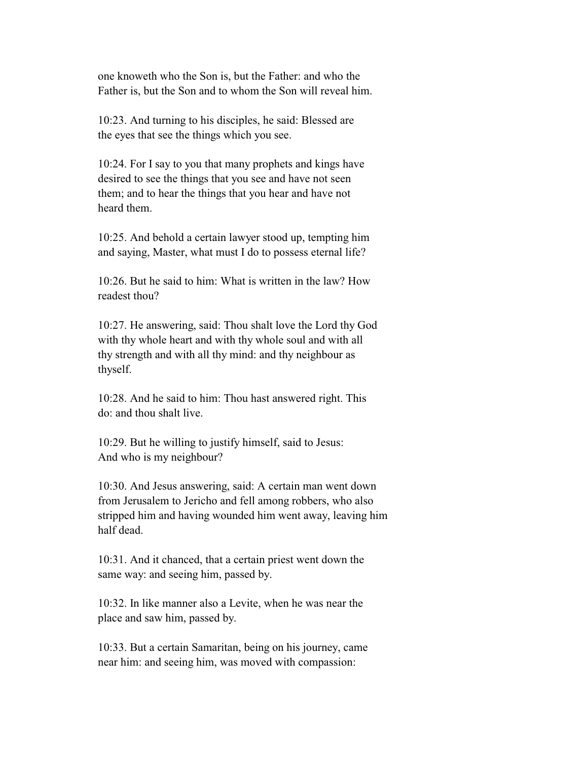one knoweth who the Son is, but the Father: and who the Father is, but the Son and to whom the Son will reveal him.

10:23. And turning to his disciples, he said: Blessed are the eyes that see the things which you see.

10:24. For I say to you that many prophets and kings have desired to see the things that you see and have not seen them; and to hear the things that you hear and have not heard them.

10:25. And behold a certain lawyer stood up, tempting him and saying, Master, what must I do to possess eternal life?

10:26. But he said to him: What is written in the law? How readest thou?

10:27. He answering, said: Thou shalt love the Lord thy God with thy whole heart and with thy whole soul and with all thy strength and with all thy mind: and thy neighbour as thyself.

10:28. And he said to him: Thou hast answered right. This do: and thou shalt live.

10:29. But he willing to justify himself, said to Jesus: And who is my neighbour?

10:30. And Jesus answering, said: A certain man went down from Jerusalem to Jericho and fell among robbers, who also stripped him and having wounded him went away, leaving him half dead.

10:31. And it chanced, that a certain priest went down the same way: and seeing him, passed by.

10:32. In like manner also a Levite, when he was near the place and saw him, passed by.

10:33. But a certain Samaritan, being on his journey, came near him: and seeing him, was moved with compassion: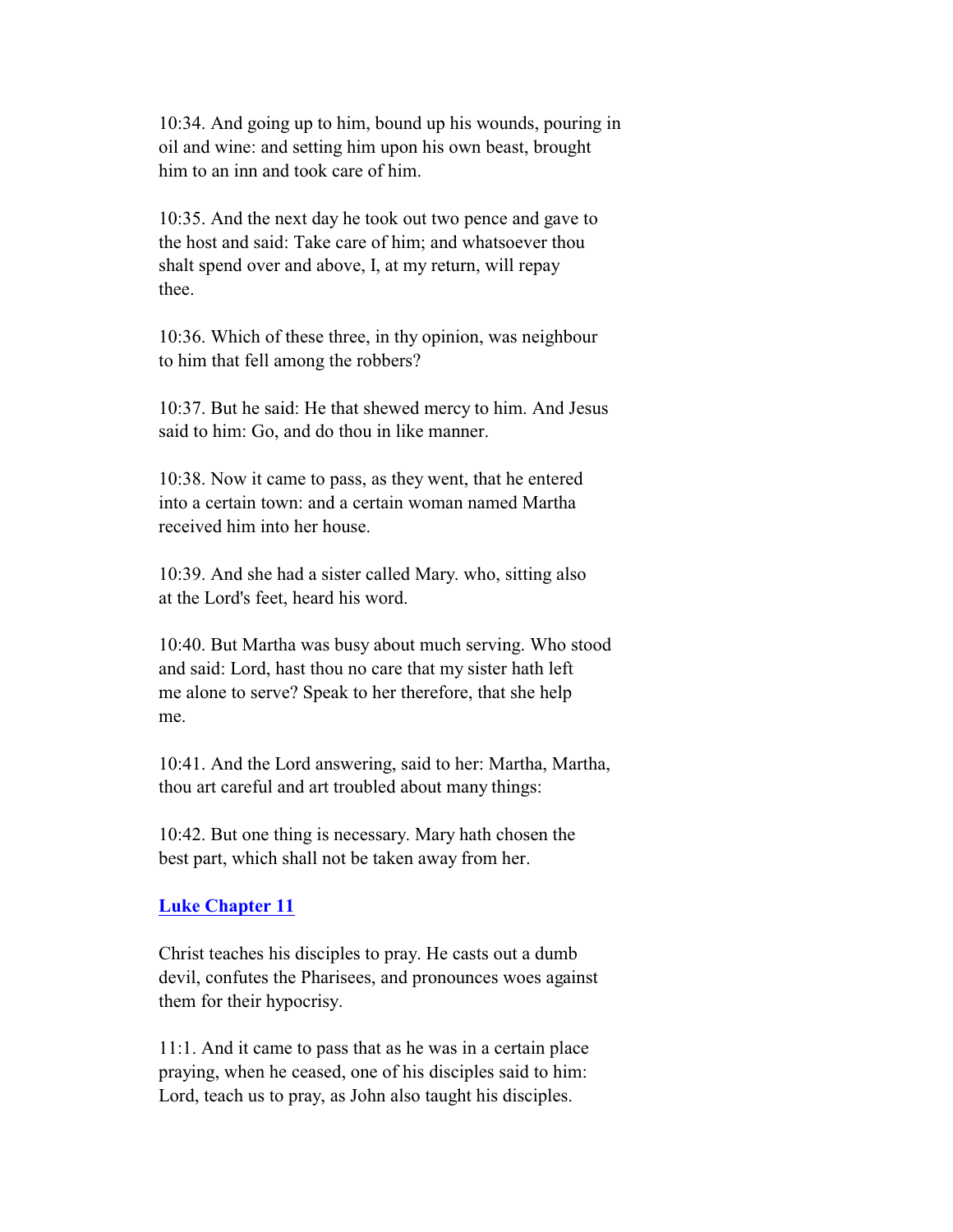10:34. And going up to him, bound up his wounds, pouring in oil and wine: and setting him upon his own beast, brought him to an inn and took care of him.

10:35. And the next day he took out two pence and gave to the host and said: Take care of him; and whatsoever thou shalt spend over and above, I, at my return, will repay thee.

10:36. Which of these three, in thy opinion, was neighbour to him that fell among the robbers?

10:37. But he said: He that shewed mercy to him. And Jesus said to him: Go, and do thou in like manner.

10:38. Now it came to pass, as they went, that he entered into a certain town: and a certain woman named Martha received him into her house.

10:39. And she had a sister called Mary. who, sitting also at the Lord's feet, heard his word.

10:40. But Martha was busy about much serving. Who stood and said: Lord, hast thou no care that my sister hath left me alone to serve? Speak to her therefore, that she help me.

10:41. And the Lord answering, said to her: Martha, Martha, thou art careful and art troubled about many things:

10:42. But one thing is necessary. Mary hath chosen the best part, which shall not be taken away from her.

## Luke Chapter 11

Christ teaches his disciples to pray. He casts out a dumb devil, confutes the Pharisees, and pronounces woes against them for their hypocrisy.

11:1. And it came to pass that as he was in a certain place praying, when he ceased, one of his disciples said to him: Lord, teach us to pray, as John also taught his disciples.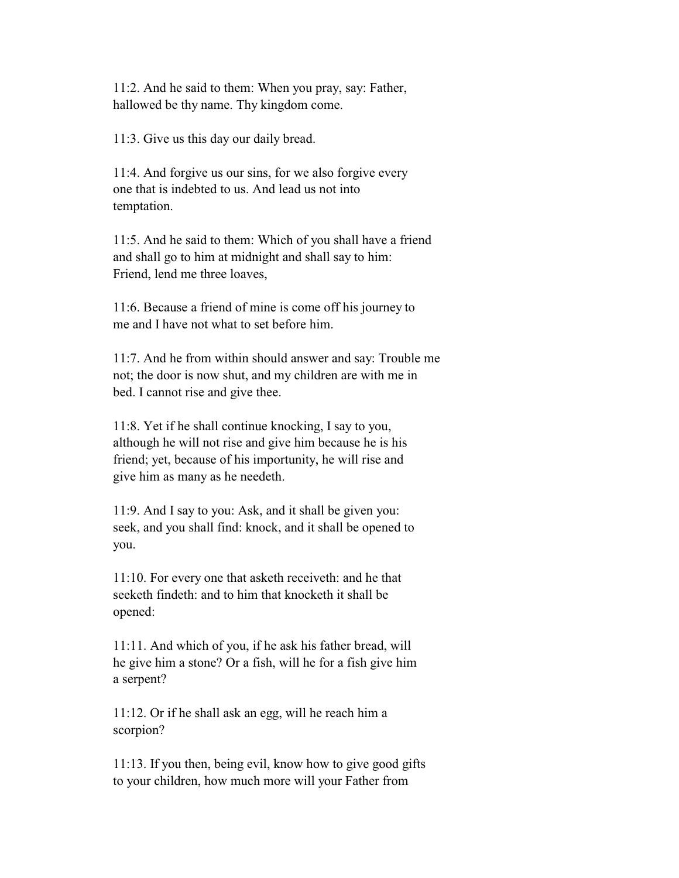11:2. And he said to them: When you pray, say: Father, hallowed be thy name. Thy kingdom come.

11:3. Give us this day our daily bread.

11:4. And forgive us our sins, for we also forgive every one that is indebted to us. And lead us not into temptation.

11:5. And he said to them: Which of you shall have a friend and shall go to him at midnight and shall say to him: Friend, lend me three loaves,

11:6. Because a friend of mine is come off his journey to me and I have not what to set before him.

11:7. And he from within should answer and say: Trouble me not; the door is now shut, and my children are with me in bed. I cannot rise and give thee.

11:8. Yet if he shall continue knocking, I say to you, although he will not rise and give him because he is his friend; yet, because of his importunity, he will rise and give him as many as he needeth.

11:9. And I say to you: Ask, and it shall be given you: seek, and you shall find: knock, and it shall be opened to you.

11:10. For every one that asketh receiveth: and he that seeketh findeth: and to him that knocketh it shall be opened:

11:11. And which of you, if he ask his father bread, will he give him a stone? Or a fish, will he for a fish give him a serpent?

11:12. Or if he shall ask an egg, will he reach him a scorpion?

11:13. If you then, being evil, know how to give good gifts to your children, how much more will your Father from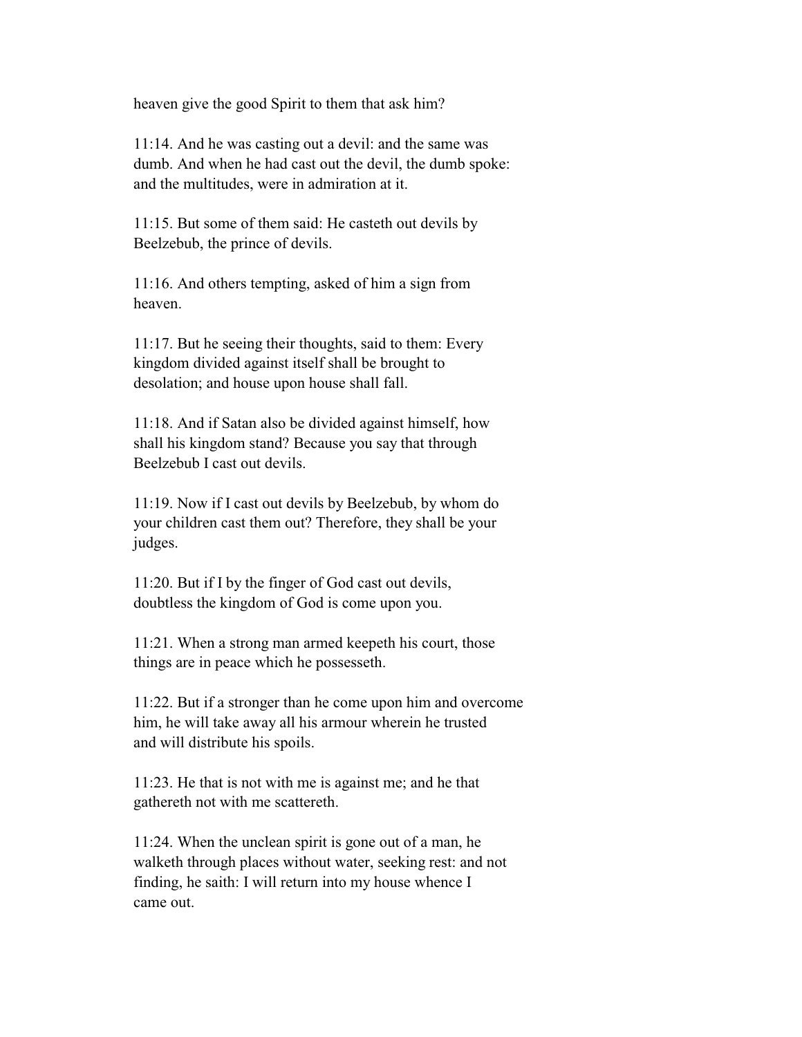heaven give the good Spirit to them that ask him?

11:14. And he was casting out a devil: and the same was dumb. And when he had cast out the devil, the dumb spoke: and the multitudes, were in admiration at it.

11:15. But some of them said: He casteth out devils by Beelzebub, the prince of devils.

11:16. And others tempting, asked of him a sign from heaven.

11:17. But he seeing their thoughts, said to them: Every kingdom divided against itself shall be brought to desolation; and house upon house shall fall.

11:18. And if Satan also be divided against himself, how shall his kingdom stand? Because you say that through Beelzebub I cast out devils.

11:19. Now if I cast out devils by Beelzebub, by whom do your children cast them out? Therefore, they shall be your judges.

11:20. But if I by the finger of God cast out devils, doubtless the kingdom of God is come upon you.

11:21. When a strong man armed keepeth his court, those things are in peace which he possesseth.

11:22. But if a stronger than he come upon him and overcome him, he will take away all his armour wherein he trusted and will distribute his spoils.

11:23. He that is not with me is against me; and he that gathereth not with me scattereth.

11:24. When the unclean spirit is gone out of a man, he walketh through places without water, seeking rest: and not finding, he saith: I will return into my house whence I came out.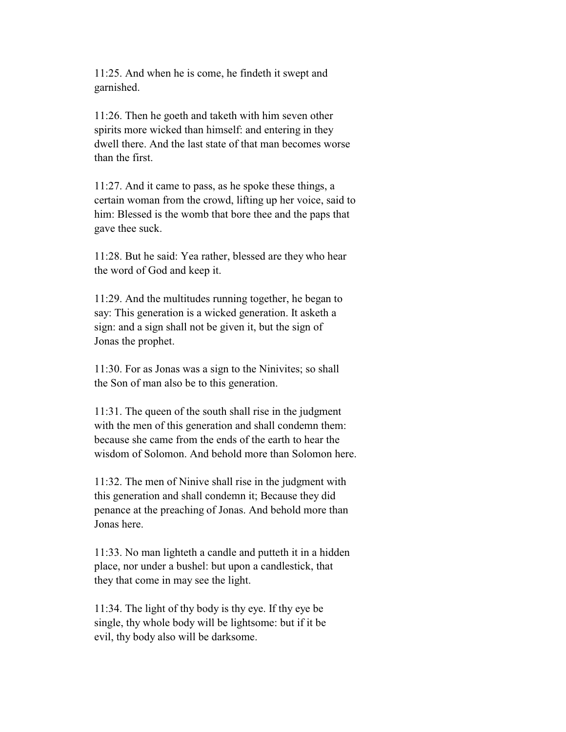11:25. And when he is come, he findeth it swept and garnished.

11:26. Then he goeth and taketh with him seven other spirits more wicked than himself: and entering in they dwell there. And the last state of that man becomes worse than the first.

11:27. And it came to pass, as he spoke these things, a certain woman from the crowd, lifting up her voice, said to him: Blessed is the womb that bore thee and the paps that gave thee suck.

11:28. But he said: Yea rather, blessed are they who hear the word of God and keep it.

11:29. And the multitudes running together, he began to say: This generation is a wicked generation. It asketh a sign: and a sign shall not be given it, but the sign of Jonas the prophet.

11:30. For as Jonas was a sign to the Ninivites; so shall the Son of man also be to this generation.

11:31. The queen of the south shall rise in the judgment with the men of this generation and shall condemn them: because she came from the ends of the earth to hear the wisdom of Solomon. And behold more than Solomon here.

11:32. The men of Ninive shall rise in the judgment with this generation and shall condemn it; Because they did penance at the preaching of Jonas. And behold more than Jonas here.

11:33. No man lighteth a candle and putteth it in a hidden place, nor under a bushel: but upon a candlestick, that they that come in may see the light.

11:34. The light of thy body is thy eye. If thy eye be single, thy whole body will be lightsome: but if it be evil, thy body also will be darksome.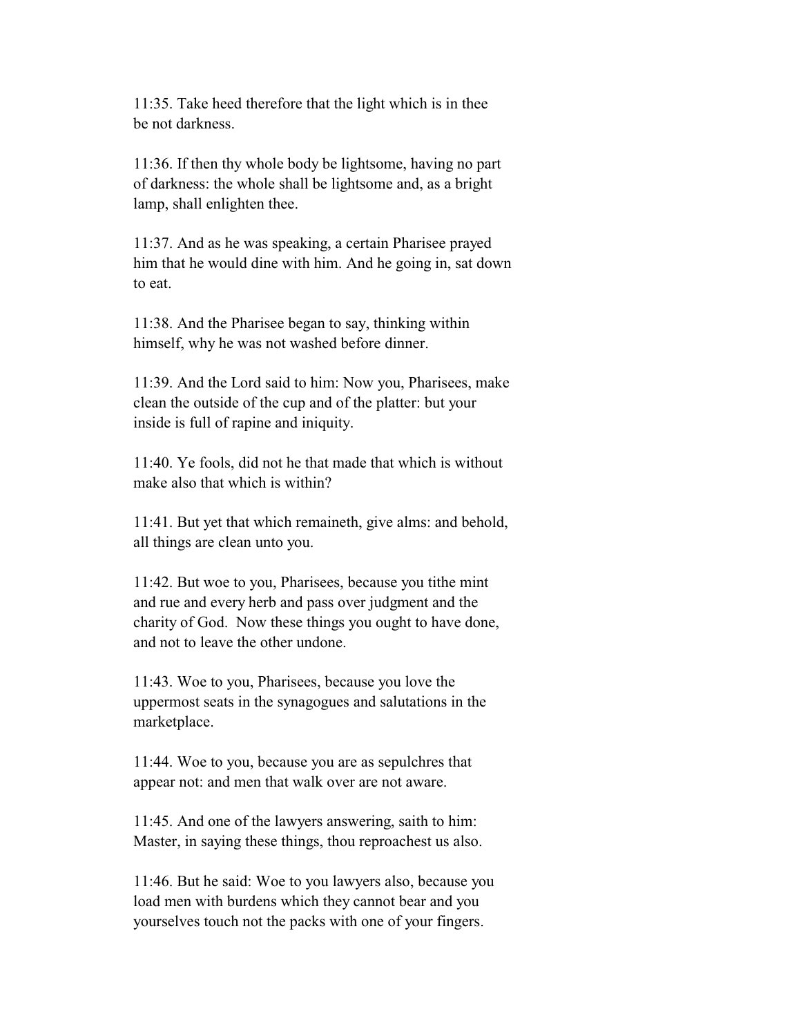11:35. Take heed therefore that the light which is in thee be not darkness.

11:36. If then thy whole body be lightsome, having no part of darkness: the whole shall be lightsome and, as a bright lamp, shall enlighten thee.

11:37. And as he was speaking, a certain Pharisee prayed him that he would dine with him. And he going in, sat down to eat.

11:38. And the Pharisee began to say, thinking within himself, why he was not washed before dinner.

11:39. And the Lord said to him: Now you, Pharisees, make clean the outside of the cup and of the platter: but your inside is full of rapine and iniquity.

11:40. Ye fools, did not he that made that which is without make also that which is within?

11:41. But yet that which remaineth, give alms: and behold, all things are clean unto you.

11:42. But woe to you, Pharisees, because you tithe mint and rue and every herb and pass over judgment and the charity of God. Now these things you ought to have done, and not to leave the other undone.

11:43. Woe to you, Pharisees, because you love the uppermost seats in the synagogues and salutations in the marketplace.

11:44. Woe to you, because you are as sepulchres that appear not: and men that walk over are not aware.

11:45. And one of the lawyers answering, saith to him: Master, in saying these things, thou reproachest us also.

11:46. But he said: Woe to you lawyers also, because you load men with burdens which they cannot bear and you yourselves touch not the packs with one of your fingers.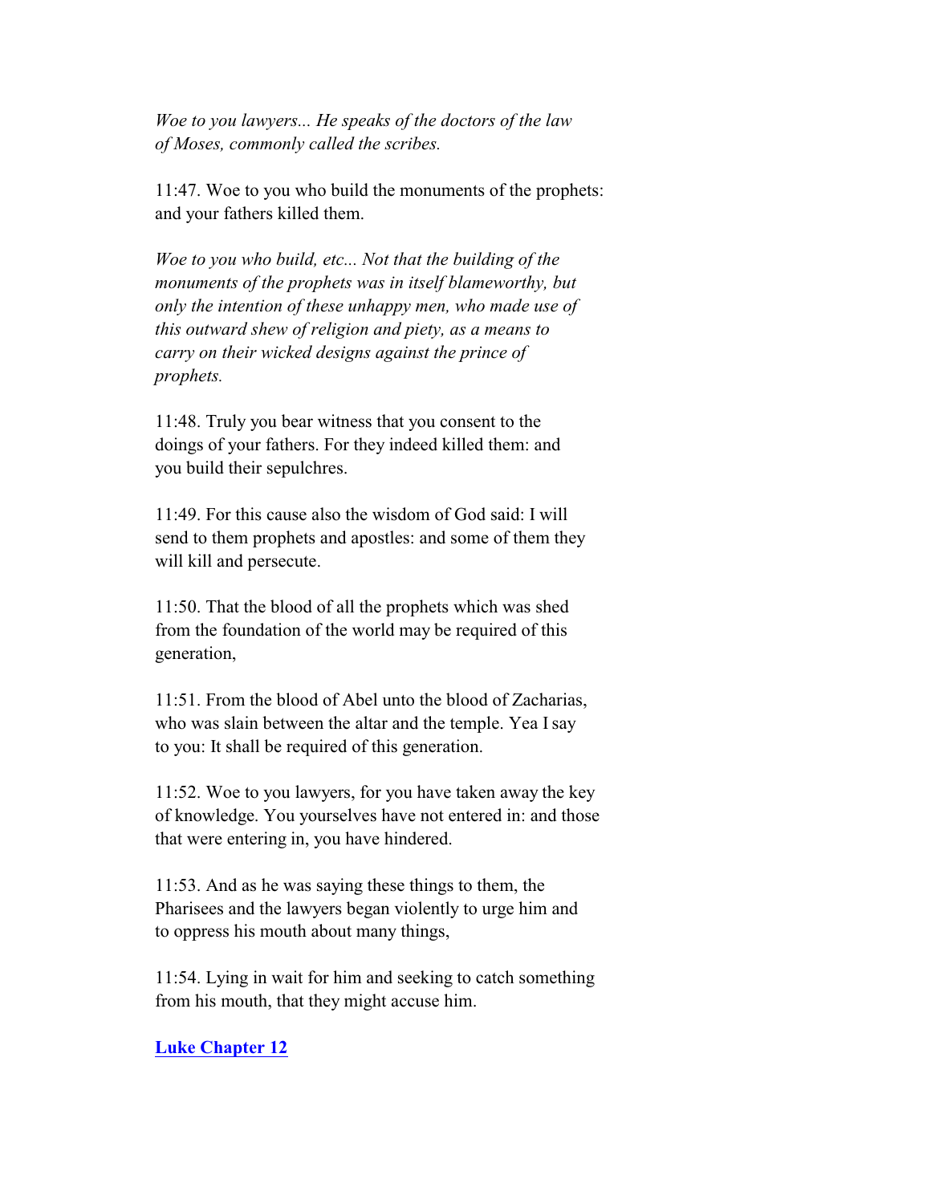*Woe to you lawyers... He speaks of the doctors of the law of Moses, commonly called the scribes.*

11:47. Woe to you who build the monuments of the prophets: and your fathers killed them.

*Woe to you who build, etc... Not that the building of the monuments of the prophets was in itself blameworthy, but only the intention of these unhappy men, who made use of this outward shew of religion and piety, as a means to carry on their wicked designs against the prince of prophets.*

11:48. Truly you bear witness that you consent to the doings of your fathers. For they indeed killed them: and you build their sepulchres.

11:49. For this cause also the wisdom of God said: I will send to them prophets and apostles: and some of them they will kill and persecute.

11:50. That the blood of all the prophets which was shed from the foundation of the world may be required of this generation,

11:51. From the blood of Abel unto the blood of Zacharias, who was slain between the altar and the temple. Yea I say to you: It shall be required of this generation.

11:52. Woe to you lawyers, for you have taken away the key of knowledge. You yourselves have not entered in: and those that were entering in, you have hindered.

11:53. And as he was saying these things to them, the Pharisees and the lawyers began violently to urge him and to oppress his mouth about many things,

11:54. Lying in wait for him and seeking to catch something from his mouth, that they might accuse him.

**Luke Chapter 12**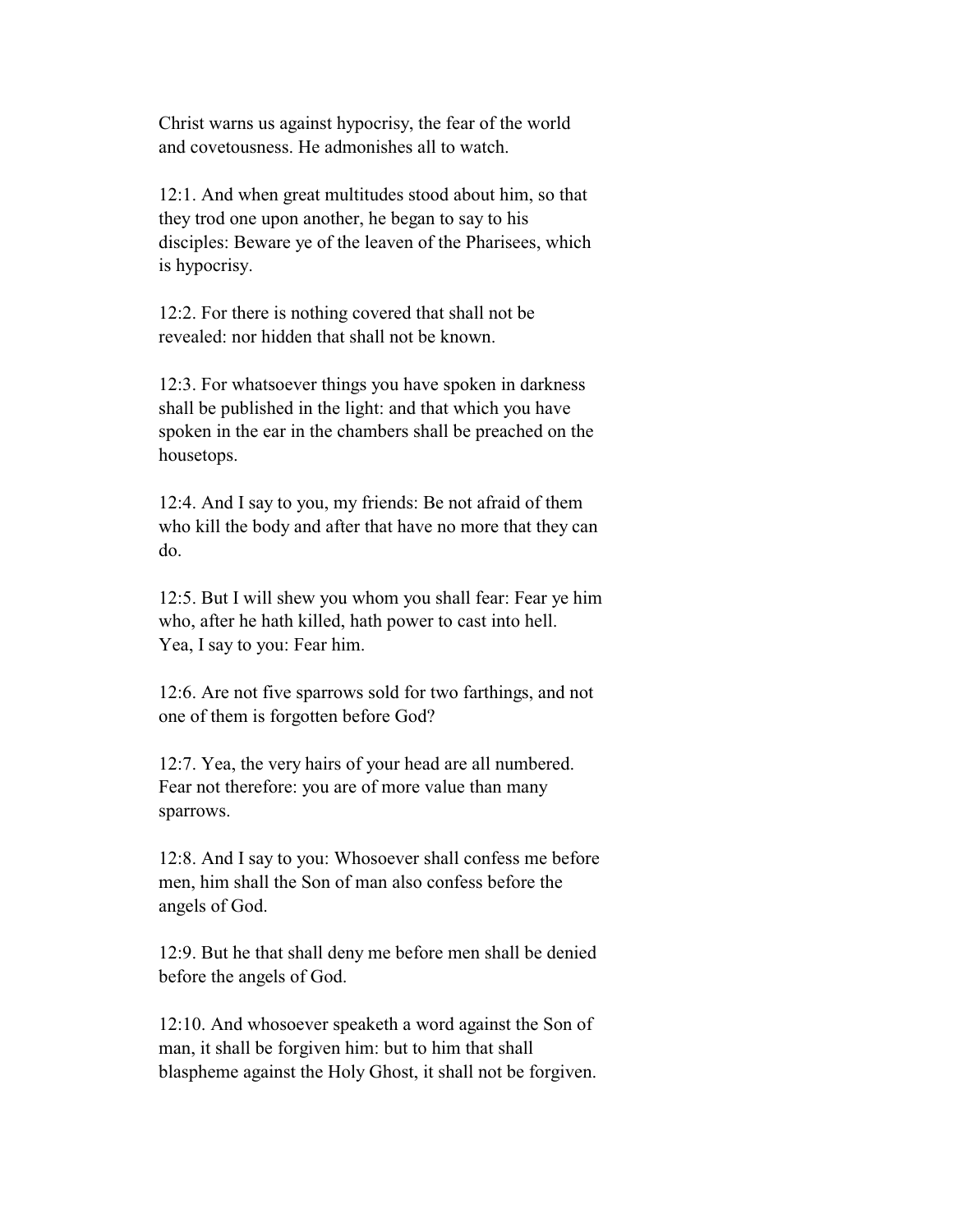Christ warns us against hypocrisy, the fear of the world and covetousness. He admonishes all to watch.

12:1. And when great multitudes stood about him, so that they trod one upon another, he began to say to his disciples: Beware ye of the leaven of the Pharisees, which is hypocrisy.

12:2. For there is nothing covered that shall not be revealed: nor hidden that shall not be known.

12:3. For whatsoever things you have spoken in darkness shall be published in the light: and that which you have spoken in the ear in the chambers shall be preached on the housetops.

12:4. And I say to you, my friends: Be not afraid of them who kill the body and after that have no more that they can do.

12:5. But I will shew you whom you shall fear: Fear ye him who, after he hath killed, hath power to cast into hell. Yea, I say to you: Fear him.

12:6. Are not five sparrows sold for two farthings, and not one of them is forgotten before God?

12:7. Yea, the very hairs of your head are all numbered. Fear not therefore: you are of more value than many sparrows.

12:8. And I say to you: Whosoever shall confess me before men, him shall the Son of man also confess before the angels of God.

12:9. But he that shall deny me before men shall be denied before the angels of God.

12:10. And whosoever speaketh a word against the Son of man, it shall be forgiven him: but to him that shall blaspheme against the Holy Ghost, it shall not be forgiven.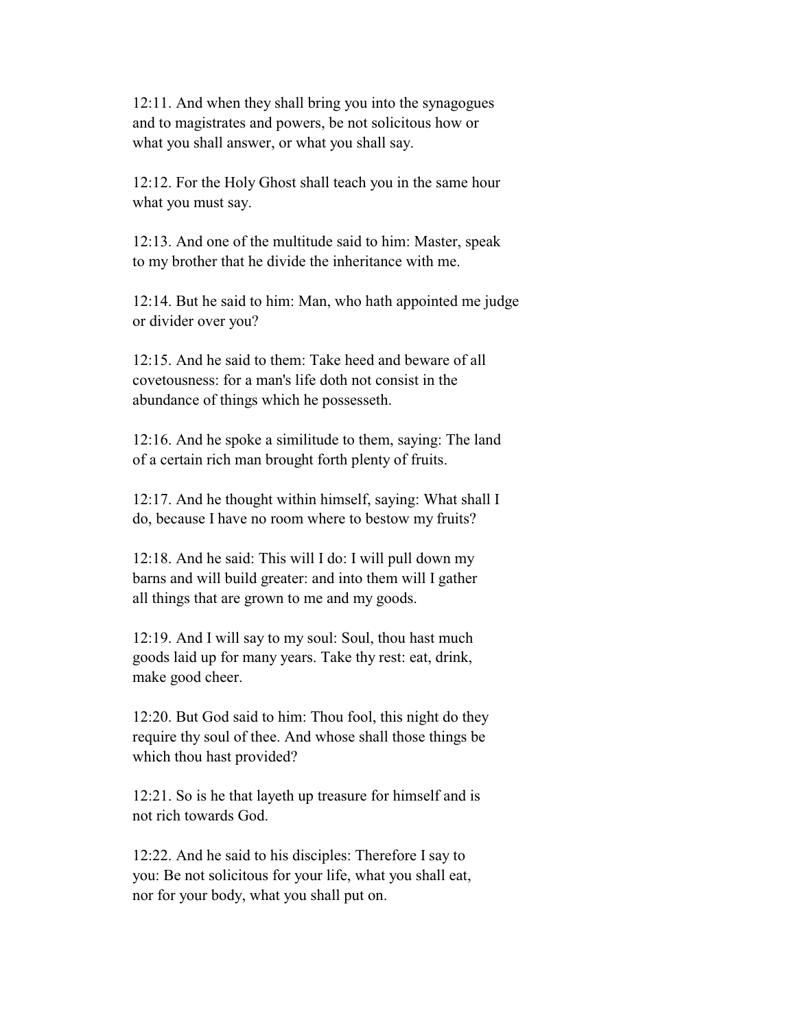12:11. And when they shall bring you into the synagogues and to magistrates and powers, be not solicitous how or what you shall answer, or what you shall say.

12:12. For the Holy Ghost shall teach you in the same hour what you must say.

12:13. And one of the multitude said to him: Master, speak to my brother that he divide the inheritance with me.

12:14. But he said to him: Man, who hath appointed me judge or divider over you?

12:15. And he said to them: Take heed and beware of all covetousness: for a man's life doth not consist in the abundance of things which he possesseth.

12:16. And he spoke a similitude to them, saying: The land of a certain rich man brought forth plenty of fruits.

12:17. And he thought within himself, saying: What shall I do, because I have no room where to bestow my fruits?

12:18. And he said: This will I do: I will pull down my barns and will build greater: and into them will I gather all things that are grown to me and my goods.

12:19. And I will say to my soul: Soul, thou hast much goods laid up for many years. Take thy rest: eat, drink, make good cheer.

12:20. But God said to him: Thou fool, this night do they require thy soul of thee. And whose shall those things be which thou hast provided?

12:21. So is he that layeth up treasure for himself and is not rich towards God.

12:22. And he said to his disciples: Therefore I say to you: Be not solicitous for your life, what you shall eat, nor for your body, what you shall put on.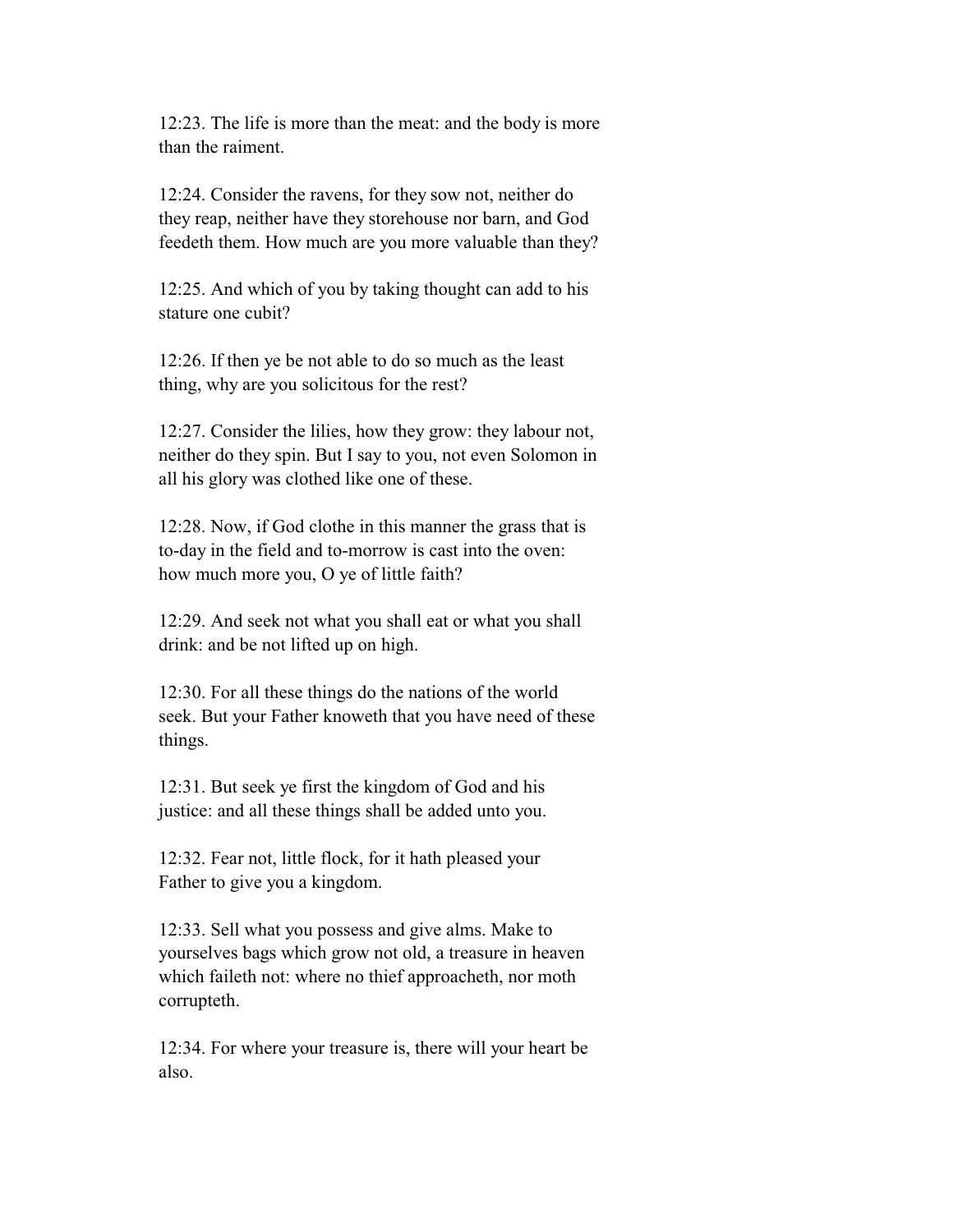12:23. The life is more than the meat: and the body is more than the raiment.

12:24. Consider the ravens, for they sow not, neither do they reap, neither have they storehouse nor barn, and God feedeth them. How much are you more valuable than they?

12:25. And which of you by taking thought can add to his stature one cubit?

12:26. If then ye be not able to do so much as the least thing, why are you solicitous for the rest?

12:27. Consider the lilies, how they grow: they labour not, neither do they spin. But I say to you, not even Solomon in all his glory was clothed like one of these.

12:28. Now, if God clothe in this manner the grass that is to-day in the field and to-morrow is cast into the oven: how much more you, O ye of little faith?

12:29. And seek not what you shall eat or what you shall drink: and be not lifted up on high.

12:30. For all these things do the nations of the world seek. But your Father knoweth that you have need of these things.

12:31. But seek ye first the kingdom of God and his justice: and all these things shall be added unto you.

12:32. Fear not, little flock, for it hath pleased your Father to give you a kingdom.

12:33. Sell what you possess and give alms. Make to yourselves bags which grow not old, a treasure in heaven which faileth not: where no thief approacheth, nor moth corrupteth.

12:34. For where your treasure is, there will your heart be also.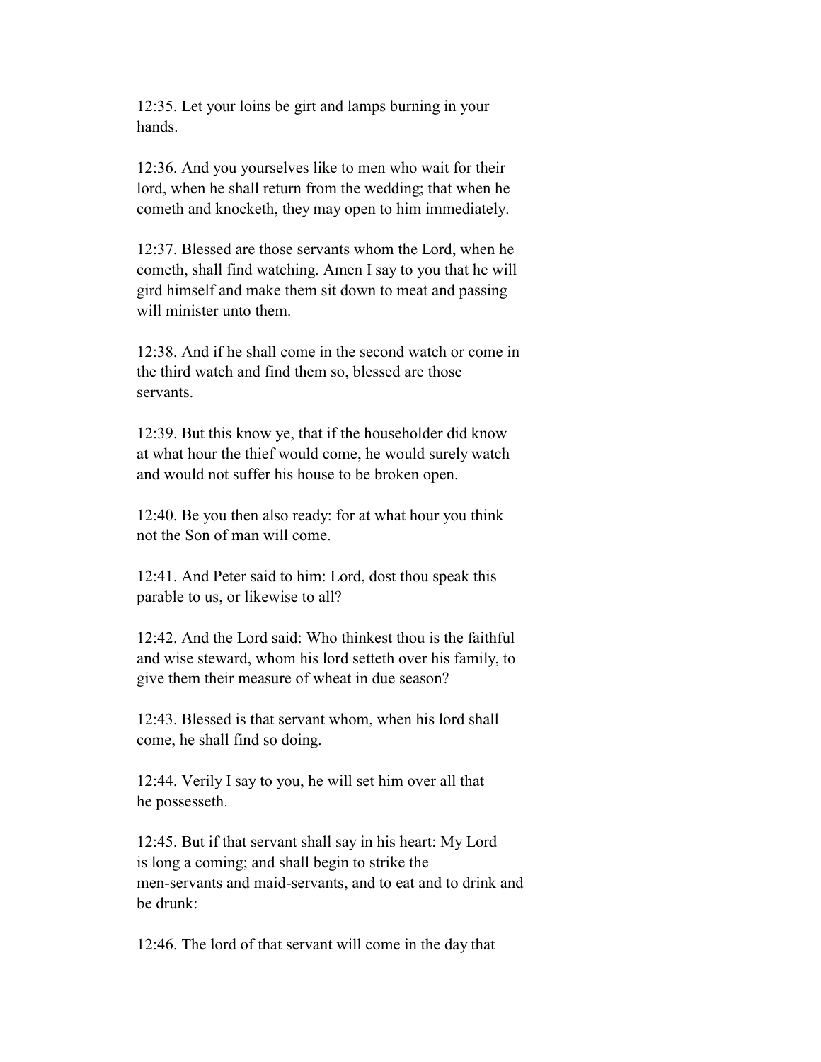12:35. Let your loins be girt and lamps burning in your hands.

12:36. And you yourselves like to men who wait for their lord, when he shall return from the wedding; that when he cometh and knocketh, they may open to him immediately.

12:37. Blessed are those servants whom the Lord, when he cometh, shall find watching. Amen I say to you that he will gird himself and make them sit down to meat and passing will minister unto them.

12:38. And if he shall come in the second watch or come in the third watch and find them so, blessed are those servants.

12:39. But this know ye, that if the householder did know at what hour the thief would come, he would surely watch and would not suffer his house to be broken open.

12:40. Be you then also ready: for at what hour you think not the Son of man will come.

12:41. And Peter said to him: Lord, dost thou speak this parable to us, or likewise to all?

12:42. And the Lord said: Who thinkest thou is the faithful and wise steward, whom his lord setteth over his family, to give them their measure of wheat in due season?

12:43. Blessed is that servant whom, when his lord shall come, he shall find so doing.

12:44. Verily I say to you, he will set him over all that he possesseth.

12:45. But if that servant shall say in his heart: My Lord is long a coming; and shall begin to strike the men-servants and maid-servants, and to eat and to drink and be drunk:

12:46. The lord of that servant will come in the day that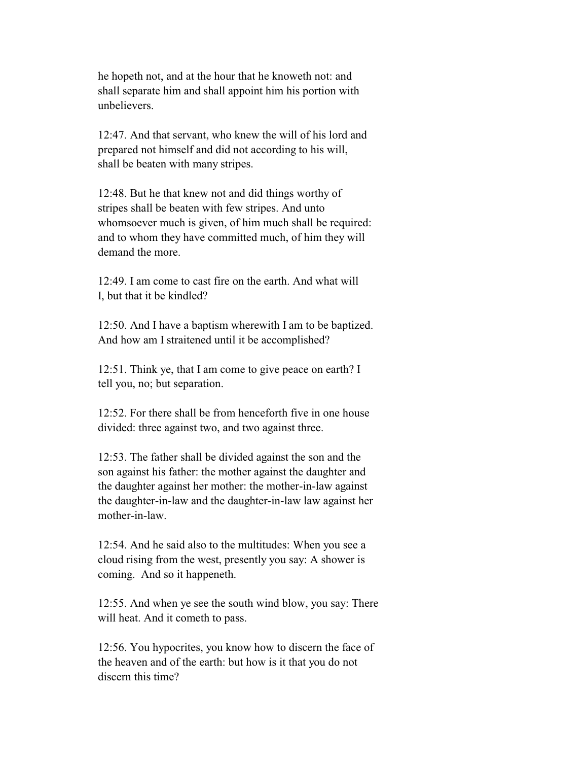he hopeth not, and at the hour that he knoweth not: and shall separate him and shall appoint him his portion with unbelievers.

12:47. And that servant, who knew the will of his lord and prepared not himself and did not according to his will, shall be beaten with many stripes.

12:48. But he that knew not and did things worthy of stripes shall be beaten with few stripes. And unto whomsoever much is given, of him much shall be required: and to whom they have committed much, of him they will demand the more.

12:49. I am come to cast fire on the earth. And what will I, but that it be kindled?

12:50. And I have a baptism wherewith I am to be baptized. And how am I straitened until it be accomplished?

12:51. Think ye, that I am come to give peace on earth? I tell you, no; but separation.

12:52. For there shall be from henceforth five in one house divided: three against two, and two against three.

12:53. The father shall be divided against the son and the son against his father: the mother against the daughter and the daughter against her mother: the mother-in-law against the daughter-in-law and the daughter-in-law law against her mother-in-law.

12:54. And he said also to the multitudes: When you see a cloud rising from the west, presently you say: A shower is coming. And so it happeneth.

12:55. And when ye see the south wind blow, you say: There will heat. And it cometh to pass.

12:56. You hypocrites, you know how to discern the face of the heaven and of the earth: but how is it that you do not discern this time?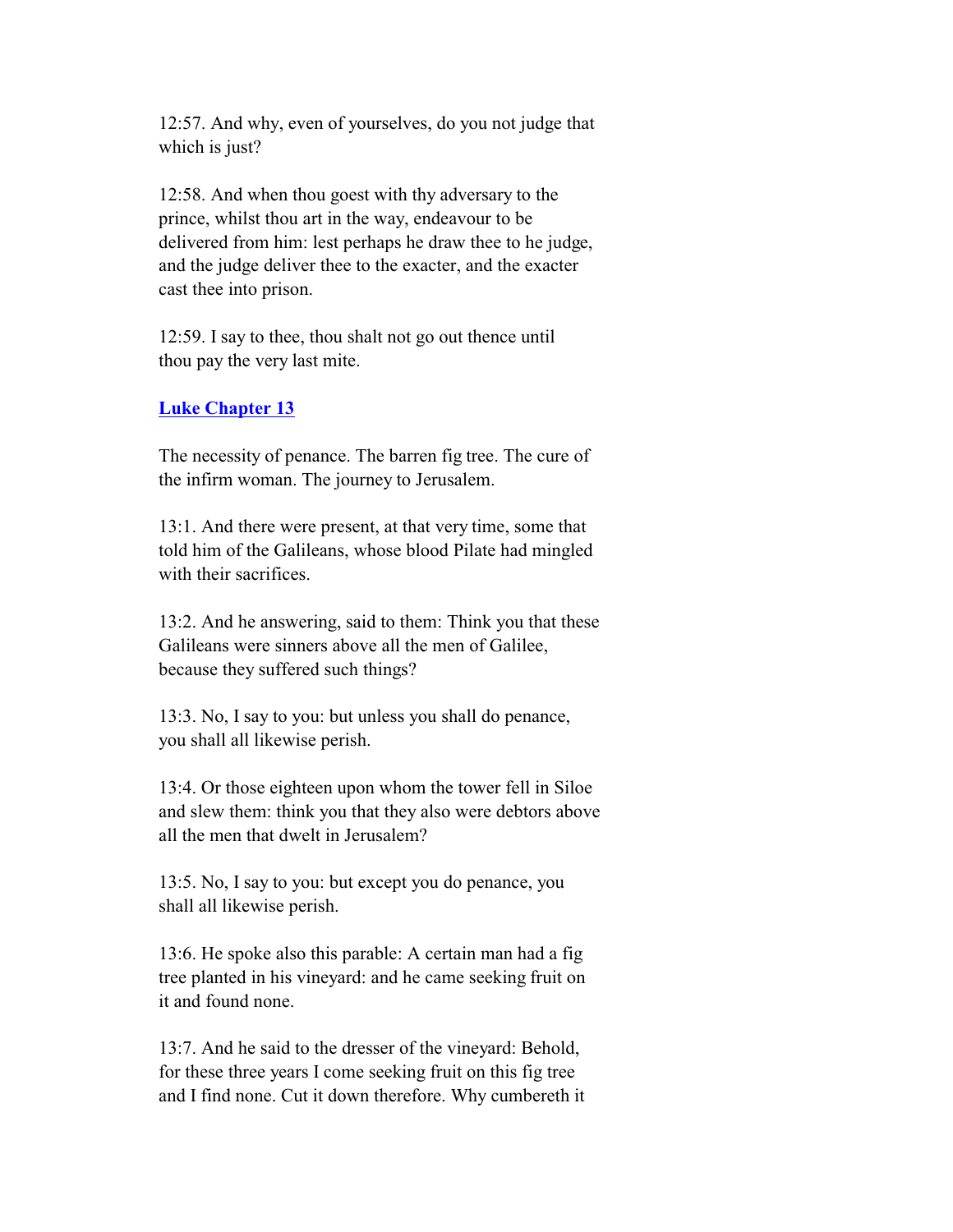12:57. And why, even of yourselves, do you not judge that which is just?

12:58. And when thou goest with thy adversary to the prince, whilst thou art in the way, endeavour to be delivered from him: lest perhaps he draw thee to he judge, and the judge deliver thee to the exacter, and the exacter cast thee into prison.

12:59. I say to thee, thou shalt not go out thence until thou pay the very last mite.

## [Luke Chapter 13]()

The necessity of penance. The barren fig tree. The cure of the infirm woman. The journey to Jerusalem.

13:1. And there were present, at that very time, some that told him of the Galileans, whose blood Pilate had mingled with their sacrifices.

13:2. And he answering, said to them: Think you that these Galileans were sinners above all the men of Galilee, because they suffered such things?

13:3. No, I say to you: but unless you shall do penance, you shall all likewise perish.

13:4. Or those eighteen upon whom the tower fell in Siloe and slew them: think you that they also were debtors above all the men that dwelt in Jerusalem?

13:5. No, I say to you: but except you do penance, you shall all likewise perish.

13:6. He spoke also this parable: A certain man had a fig tree planted in his vineyard: and he came seeking fruit on it and found none.

13:7. And he said to the dresser of the vineyard: Behold, for these three years I come seeking fruit on this fig tree and I find none. Cut it down therefore. Why cumbereth it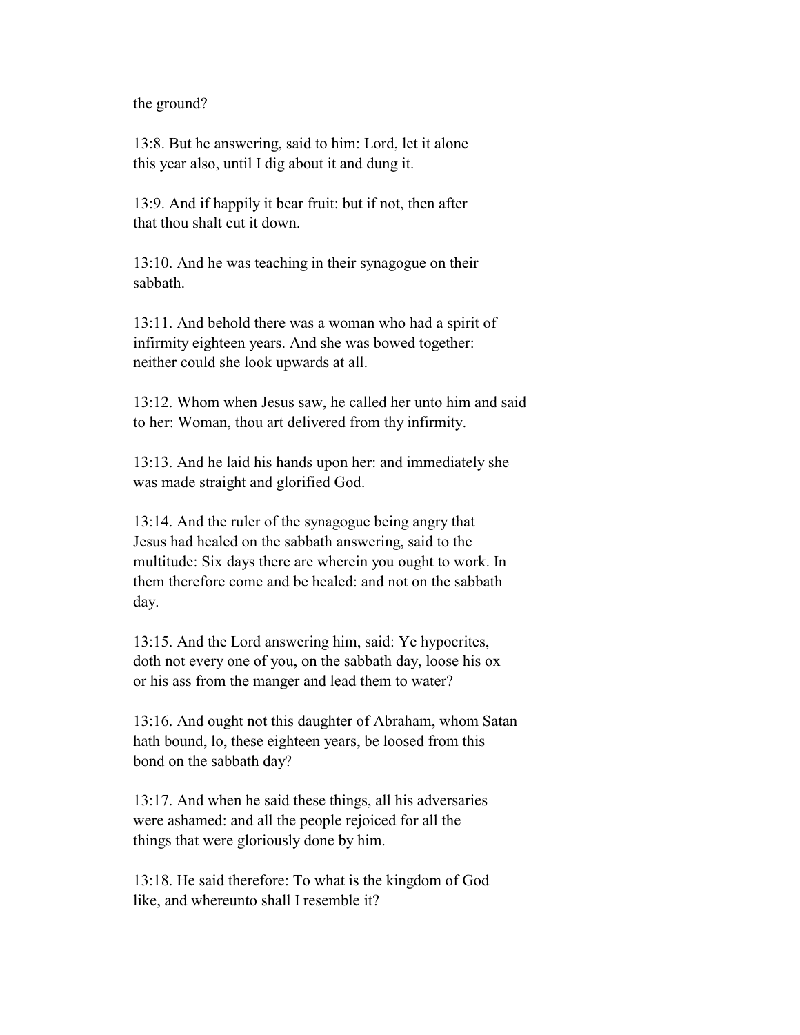the ground?

13:8. But he answering, said to him: Lord, let it alone this year also, until I dig about it and dung it.

13:9. And if happily it bear fruit: but if not, then after that thou shalt cut it down.

13:10. And he was teaching in their synagogue on their sabbath.

13:11. And behold there was a woman who had a spirit of infirmity eighteen years. And she was bowed together: neither could she look upwards at all.

13:12. Whom when Jesus saw, he called her unto him and said to her: Woman, thou art delivered from thy infirmity.

13:13. And he laid his hands upon her: and immediately she was made straight and glorified God.

13:14. And the ruler of the synagogue being angry that Jesus had healed on the sabbath answering, said to the multitude: Six days there are wherein you ought to work. In them therefore come and be healed: and not on the sabbath day.

13:15. And the Lord answering him, said: Ye hypocrites, doth not every one of you, on the sabbath day, loose his ox or his ass from the manger and lead them to water?

13:16. And ought not this daughter of Abraham, whom Satan hath bound, lo, these eighteen years, be loosed from this bond on the sabbath day?

13:17. And when he said these things, all his adversaries were ashamed: and all the people rejoiced for all the things that were gloriously done by him.

13:18. He said therefore: To what is the kingdom of God like, and whereunto shall I resemble it?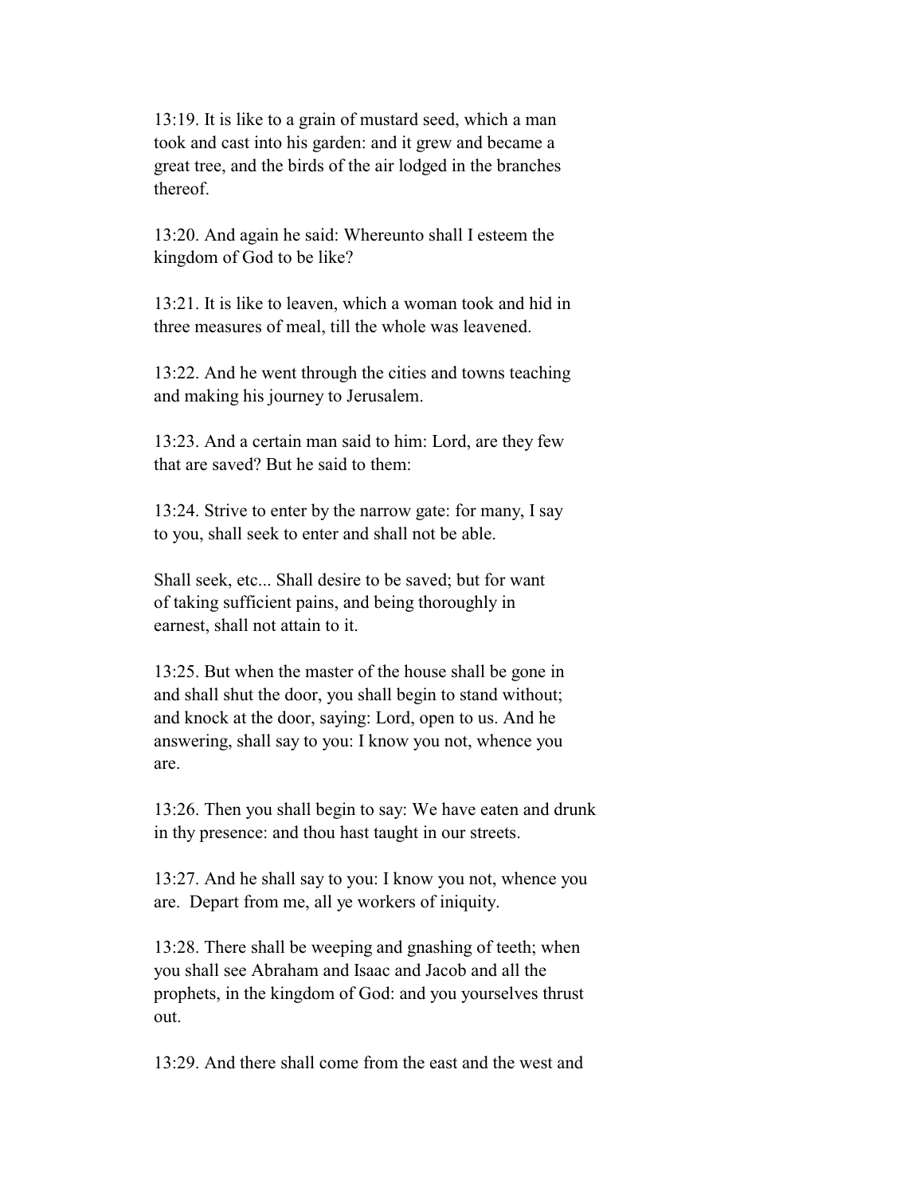13:19. It is like to a grain of mustard seed, which a man took and cast into his garden: and it grew and became a great tree, and the birds of the air lodged in the branches thereof.

13:20. And again he said: Whereunto shall I esteem the kingdom of God to be like?

13:21. It is like to leaven, which a woman took and hid in three measures of meal, till the whole was leavened.

13:22. And he went through the cities and towns teaching and making his journey to Jerusalem.

13:23. And a certain man said to him: Lord, are they few that are saved? But he said to them:

13:24. Strive to enter by the narrow gate: for many, I say to you, shall seek to enter and shall not be able.

Shall seek, etc... Shall desire to be saved; but for want of taking sufficient pains, and being thoroughly in earnest, shall not attain to it.

13:25. But when the master of the house shall be gone in and shall shut the door, you shall begin to stand without; and knock at the door, saying: Lord, open to us. And he answering, shall say to you: I know you not, whence you are.

13:26. Then you shall begin to say: We have eaten and drunk in thy presence: and thou hast taught in our streets.

13:27. And he shall say to you: I know you not, whence you are. Depart from me, all ye workers of iniquity.

13:28. There shall be weeping and gnashing of teeth; when you shall see Abraham and Isaac and Jacob and all the prophets, in the kingdom of God: and you yourselves thrust out.

13:29. And there shall come from the east and the west and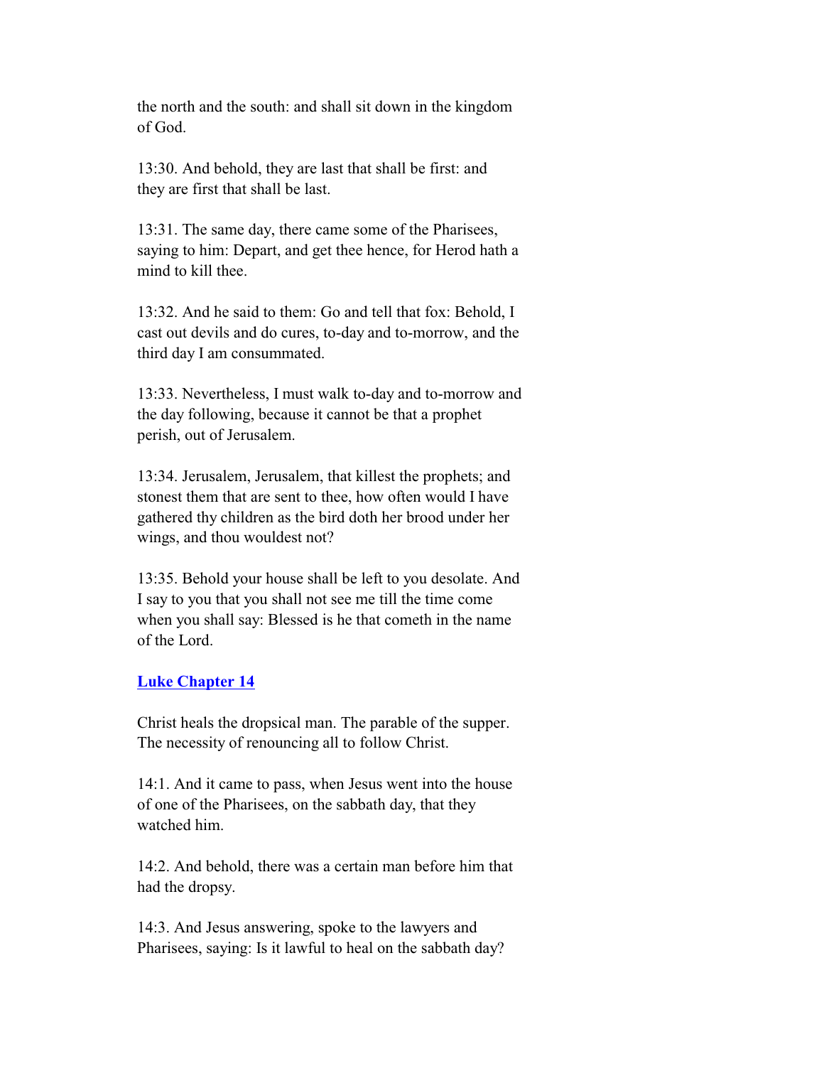the north and the south: and shall sit down in the kingdom of God.

13:30. And behold, they are last that shall be first: and they are first that shall be last.

13:31. The same day, there came some of the Pharisees, saying to him: Depart, and get thee hence, for Herod hath a mind to kill thee.

13:32. And he said to them: Go and tell that fox: Behold, I cast out devils and do cures, to-day and to-morrow, and the third day I am consummated.

13:33. Nevertheless, I must walk to-day and to-morrow and the day following, because it cannot be that a prophet perish, out of Jerusalem.

13:34. Jerusalem, Jerusalem, that killest the prophets; and stonest them that are sent to thee, how often would I have gathered thy children as the bird doth her brood under her wings, and thou wouldest not?

13:35. Behold your house shall be left to you desolate. And I say to you that you shall not see me till the time come when you shall say: Blessed is he that cometh in the name of the Lord.

## Luke Chapter 14

Christ heals the dropsical man. The parable of the supper. The necessity of renouncing all to follow Christ.

14:1. And it came to pass, when Jesus went into the house of one of the Pharisees, on the sabbath day, that they watched him.

14:2. And behold, there was a certain man before him that had the dropsy.

14:3. And Jesus answering, spoke to the lawyers and Pharisees, saying: Is it lawful to heal on the sabbath day?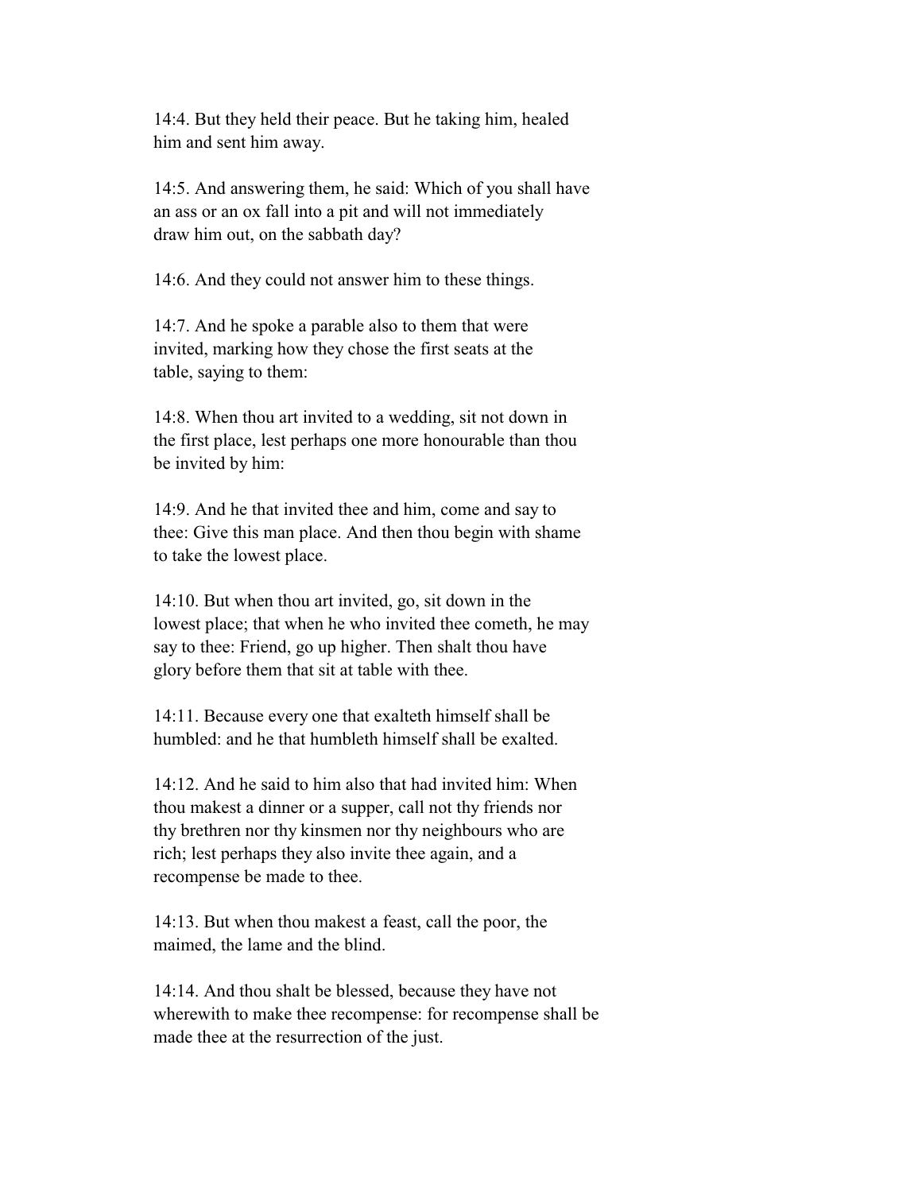14:4. But they held their peace. But he taking him, healed him and sent him away.

14:5. And answering them, he said: Which of you shall have an ass or an ox fall into a pit and will not immediately draw him out, on the sabbath day?

14:6. And they could not answer him to these things.

14:7. And he spoke a parable also to them that were invited, marking how they chose the first seats at the table, saying to them:

14:8. When thou art invited to a wedding, sit not down in the first place, lest perhaps one more honourable than thou be invited by him:

14:9. And he that invited thee and him, come and say to thee: Give this man place. And then thou begin with shame to take the lowest place.

14:10. But when thou art invited, go, sit down in the lowest place; that when he who invited thee cometh, he may say to thee: Friend, go up higher. Then shalt thou have glory before them that sit at table with thee.

14:11. Because every one that exalteth himself shall be humbled: and he that humbleth himself shall be exalted.

14:12. And he said to him also that had invited him: When thou makest a dinner or a supper, call not thy friends nor thy brethren nor thy kinsmen nor thy neighbours who are rich; lest perhaps they also invite thee again, and a recompense be made to thee.

14:13. But when thou makest a feast, call the poor, the maimed, the lame and the blind.

14:14. And thou shalt be blessed, because they have not wherewith to make thee recompense: for recompense shall be made thee at the resurrection of the just.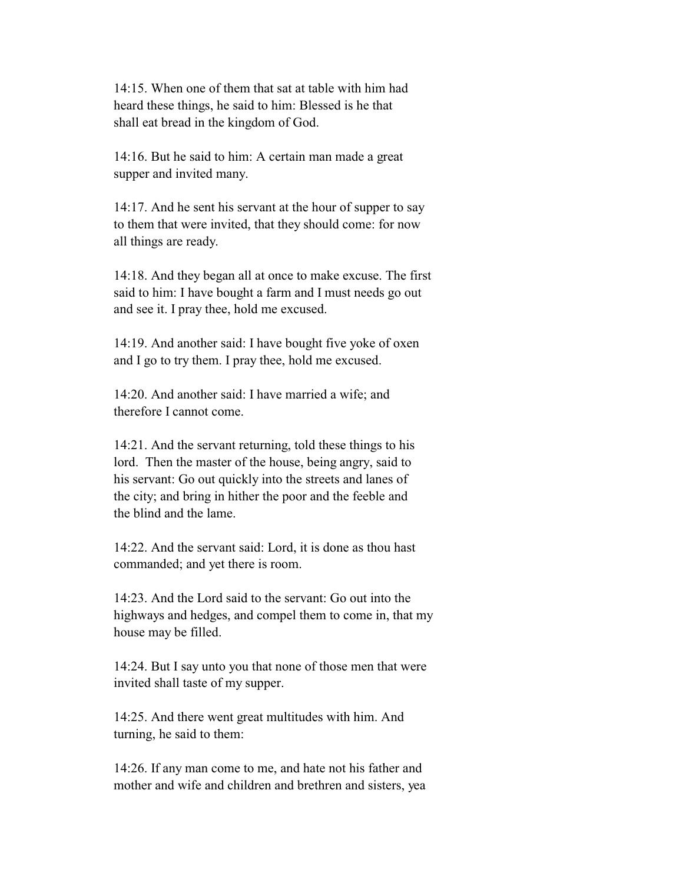14:15. When one of them that sat at table with him had heard these things, he said to him: Blessed is he that shall eat bread in the kingdom of God.

14:16. But he said to him: A certain man made a great supper and invited many.

14:17. And he sent his servant at the hour of supper to say to them that were invited, that they should come: for now all things are ready.

14:18. And they began all at once to make excuse. The first said to him: I have bought a farm and I must needs go out and see it. I pray thee, hold me excused.

14:19. And another said: I have bought five yoke of oxen and I go to try them. I pray thee, hold me excused.

14:20. And another said: I have married a wife; and therefore I cannot come.

14:21. And the servant returning, told these things to his lord. Then the master of the house, being angry, said to his servant: Go out quickly into the streets and lanes of the city; and bring in hither the poor and the feeble and the blind and the lame.

14:22. And the servant said: Lord, it is done as thou hast commanded; and yet there is room.

14:23. And the Lord said to the servant: Go out into the highways and hedges, and compel them to come in, that my house may be filled.

14:24. But I say unto you that none of those men that were invited shall taste of my supper.

14:25. And there went great multitudes with him. And turning, he said to them:

14:26. If any man come to me, and hate not his father and mother and wife and children and brethren and sisters, yea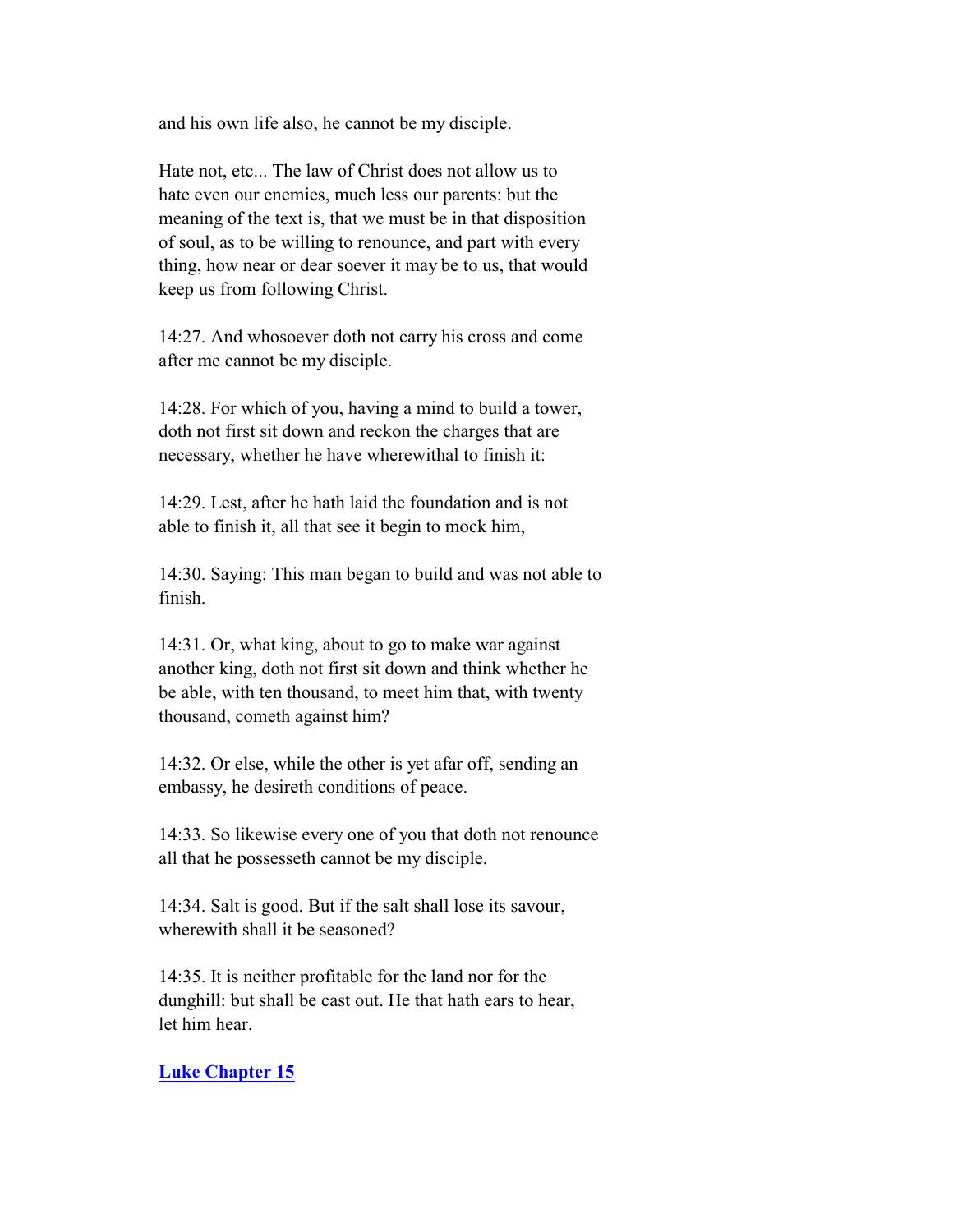and his own life also, he cannot be my disciple.

Hate not, etc... The law of Christ does not allow us to hate even our enemies, much less our parents: but the meaning of the text is, that we must be in that disposition of soul, as to be willing to renounce, and part with every thing, how near or dear soever it may be to us, that would keep us from following Christ.

14:27. And whosoever doth not carry his cross and come after me cannot be my disciple.

14:28. For which of you, having a mind to build a tower, doth not first sit down and reckon the charges that are necessary, whether he have wherewithal to finish it:

14:29. Lest, after he hath laid the foundation and is not able to finish it, all that see it begin to mock him,

14:30. Saying: This man began to build and was not able to finish.

14:31. Or, what king, about to go to make war against another king, doth not first sit down and think whether he be able, with ten thousand, to meet him that, with twenty thousand, cometh against him?

14:32. Or else, while the other is yet afar off, sending an embassy, he desireth conditions of peace.

14:33. So likewise every one of you that doth not renounce all that he possesseth cannot be my disciple.

14:34. Salt is good. But if the salt shall lose its savour, wherewith shall it be seasoned?

14:35. It is neither profitable for the land nor for the dunghill: but shall be cast out. He that hath ears to hear, let him hear.

**Luke Chapter 15**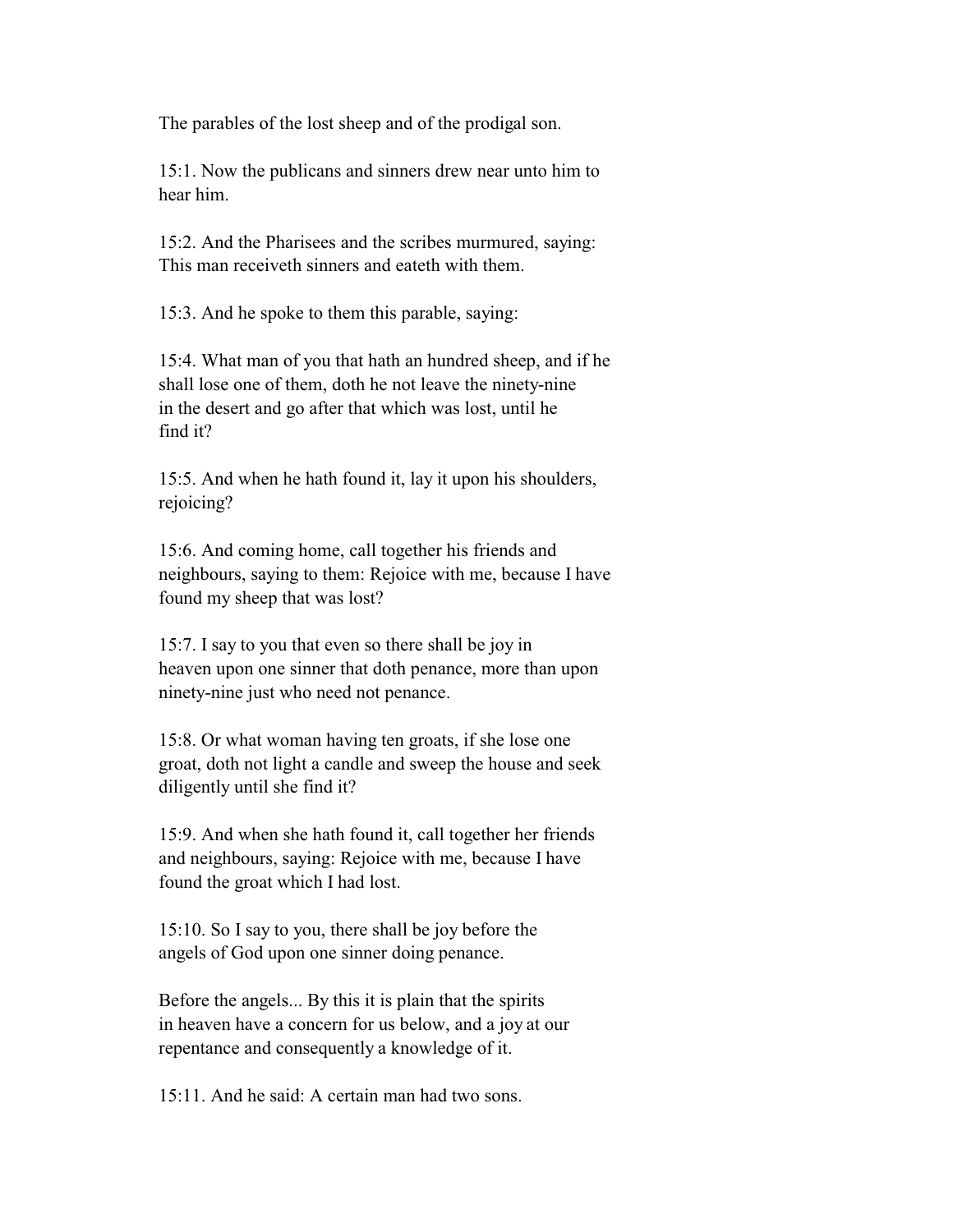The parables of the lost sheep and of the prodigal son.

15:1. Now the publicans and sinners drew near unto him to hear him.

15:2. And the Pharisees and the scribes murmured, saying: This man receiveth sinners and eateth with them.

15:3. And he spoke to them this parable, saying:

15:4. What man of you that hath an hundred sheep, and if he shall lose one of them, doth he not leave the ninety-nine in the desert and go after that which was lost, until he find it?

15:5. And when he hath found it, lay it upon his shoulders, rejoicing?

15:6. And coming home, call together his friends and neighbours, saying to them: Rejoice with me, because I have found my sheep that was lost?

15:7. I say to you that even so there shall be joy in heaven upon one sinner that doth penance, more than upon ninety-nine just who need not penance.

15:8. Or what woman having ten groats, if she lose one groat, doth not light a candle and sweep the house and seek diligently until she find it?

15:9. And when she hath found it, call together her friends and neighbours, saying: Rejoice with me, because I have found the groat which I had lost.

15:10. So I say to you, there shall be joy before the angels of God upon one sinner doing penance.

Before the angels... By this it is plain that the spirits in heaven have a concern for us below, and a joy at our repentance and consequently a knowledge of it.

15:11. And he said: A certain man had two sons.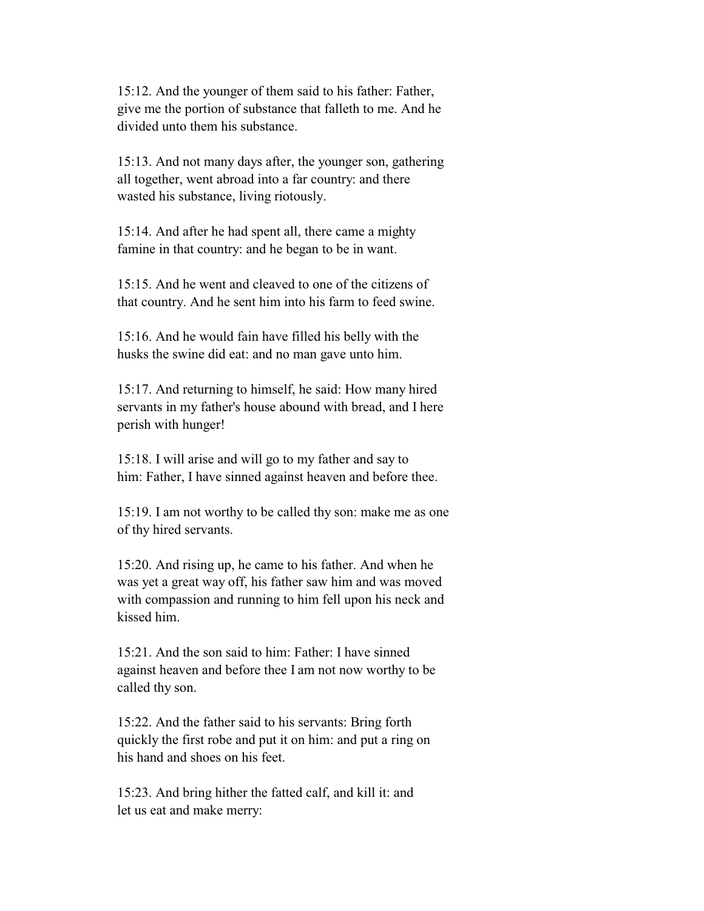15:12. And the younger of them said to his father: Father, give me the portion of substance that falleth to me. And he divided unto them his substance.

15:13. And not many days after, the younger son, gathering all together, went abroad into a far country: and there wasted his substance, living riotously.

15:14. And after he had spent all, there came a mighty famine in that country: and he began to be in want.

15:15. And he went and cleaved to one of the citizens of that country. And he sent him into his farm to feed swine.

15:16. And he would fain have filled his belly with the husks the swine did eat: and no man gave unto him.

15:17. And returning to himself, he said: How many hired servants in my father's house abound with bread, and I here perish with hunger!

15:18. I will arise and will go to my father and say to him: Father, I have sinned against heaven and before thee.

15:19. I am not worthy to be called thy son: make me as one of thy hired servants.

15:20. And rising up, he came to his father. And when he was yet a great way off, his father saw him and was moved with compassion and running to him fell upon his neck and kissed him.

15:21. And the son said to him: Father: I have sinned against heaven and before thee I am not now worthy to be called thy son.

15:22. And the father said to his servants: Bring forth quickly the first robe and put it on him: and put a ring on his hand and shoes on his feet.

15:23. And bring hither the fatted calf, and kill it: and let us eat and make merry: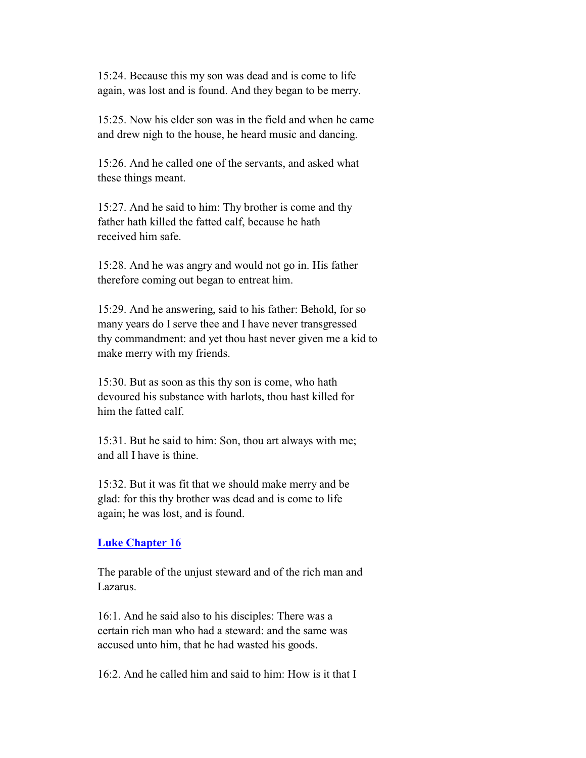15:24. Because this my son was dead and is come to life again, was lost and is found. And they began to be merry.

15:25. Now his elder son was in the field and when he came and drew nigh to the house, he heard music and dancing.

15:26. And he called one of the servants, and asked what these things meant.

15:27. And he said to him: Thy brother is come and thy father hath killed the fatted calf, because he hath received him safe.

15:28. And he was angry and would not go in. His father therefore coming out began to entreat him.

15:29. And he answering, said to his father: Behold, for so many years do I serve thee and I have never transgressed thy commandment: and yet thou hast never given me a kid to make merry with my friends.

15:30. But as soon as this thy son is come, who hath devoured his substance with harlots, thou hast killed for him the fatted calf.

15:31. But he said to him: Son, thou art always with me; and all I have is thine.

15:32. But it was fit that we should make merry and be glad: for this thy brother was dead and is come to life again; he was lost, and is found.

## Luke Chapter 16

The parable of the unjust steward and of the rich man and Lazarus.

16:1. And he said also to his disciples: There was a certain rich man who had a steward: and the same was accused unto him, that he had wasted his goods.

16:2. And he called him and said to him: How is it that I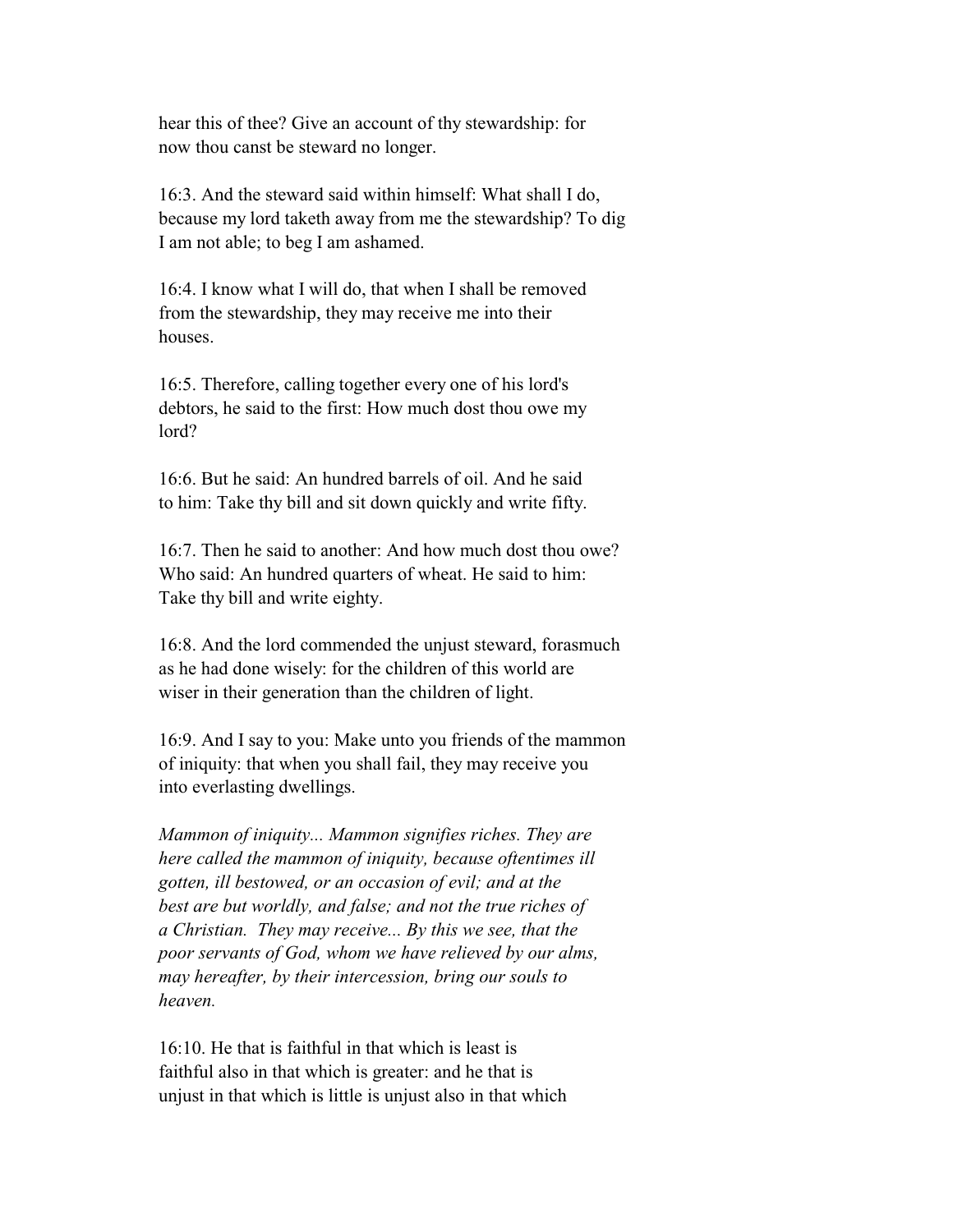hear this of thee? Give an account of thy stewardship: for now thou canst be steward no longer.

16:3. And the steward said within himself: What shall I do, because my lord taketh away from me the stewardship? To dig I am not able; to beg I am ashamed.

16:4. I know what I will do, that when I shall be removed from the stewardship, they may receive me into their houses.

16:5. Therefore, calling together every one of his lord's debtors, he said to the first: How much dost thou owe my lord?

16:6. But he said: An hundred barrels of oil. And he said to him: Take thy bill and sit down quickly and write fifty.

16:7. Then he said to another: And how much dost thou owe? Who said: An hundred quarters of wheat. He said to him: Take thy bill and write eighty.

16:8. And the lord commended the unjust steward, forasmuch as he had done wisely: for the children of this world are wiser in their generation than the children of light.

16:9. And I say to you: Make unto you friends of the mammon of iniquity: that when you shall fail, they may receive you into everlasting dwellings.

*Mammon of iniquity... Mammon signifies riches. They are here called the mammon of iniquity, because oftentimes ill gotten, ill bestowed, or an occasion of evil; and at the best are but worldly, and false; and not the true riches of a Christian. They may receive... By this we see, that the poor servants of God, whom we have relieved by our alms, may hereafter, by their intercession, bring our souls to heaven.*

16:10. He that is faithful in that which is least is faithful also in that which is greater: and he that is unjust in that which is little is unjust also in that which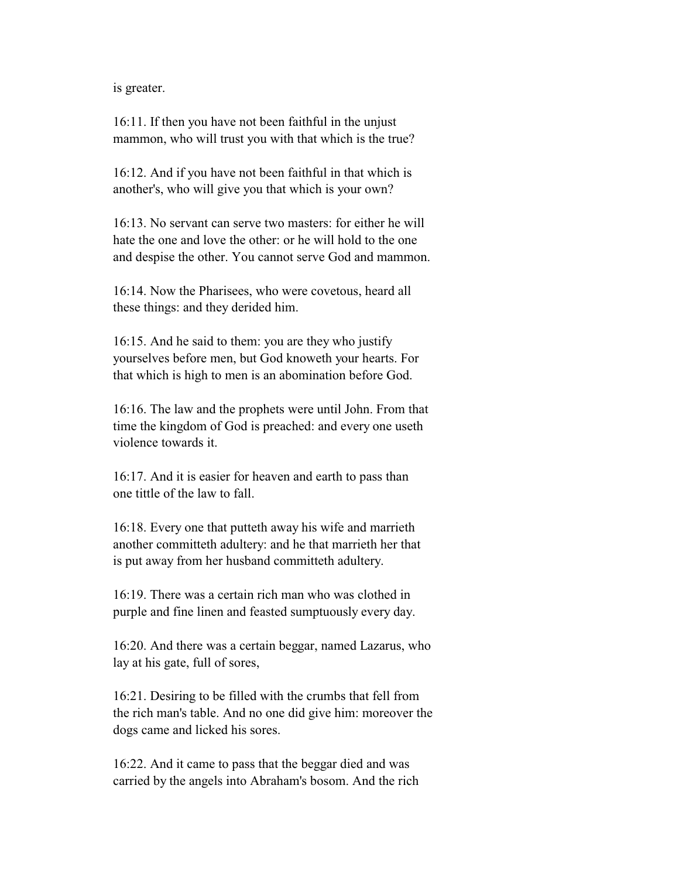is greater.

16:11. If then you have not been faithful in the unjust mammon, who will trust you with that which is the true?

16:12. And if you have not been faithful in that which is another's, who will give you that which is your own?

16:13. No servant can serve two masters: for either he will hate the one and love the other: or he will hold to the one and despise the other. You cannot serve God and mammon.

16:14. Now the Pharisees, who were covetous, heard all these things: and they derided him.

16:15. And he said to them: you are they who justify yourselves before men, but God knoweth your hearts. For that which is high to men is an abomination before God.

16:16. The law and the prophets were until John. From that time the kingdom of God is preached: and every one useth violence towards it.

16:17. And it is easier for heaven and earth to pass than one tittle of the law to fall.

16:18. Every one that putteth away his wife and marrieth another committeth adultery: and he that marrieth her that is put away from her husband committeth adultery.

16:19. There was a certain rich man who was clothed in purple and fine linen and feasted sumptuously every day.

16:20. And there was a certain beggar, named Lazarus, who lay at his gate, full of sores,

16:21. Desiring to be filled with the crumbs that fell from the rich man's table. And no one did give him: moreover the dogs came and licked his sores.

16:22. And it came to pass that the beggar died and was carried by the angels into Abraham's bosom. And the rich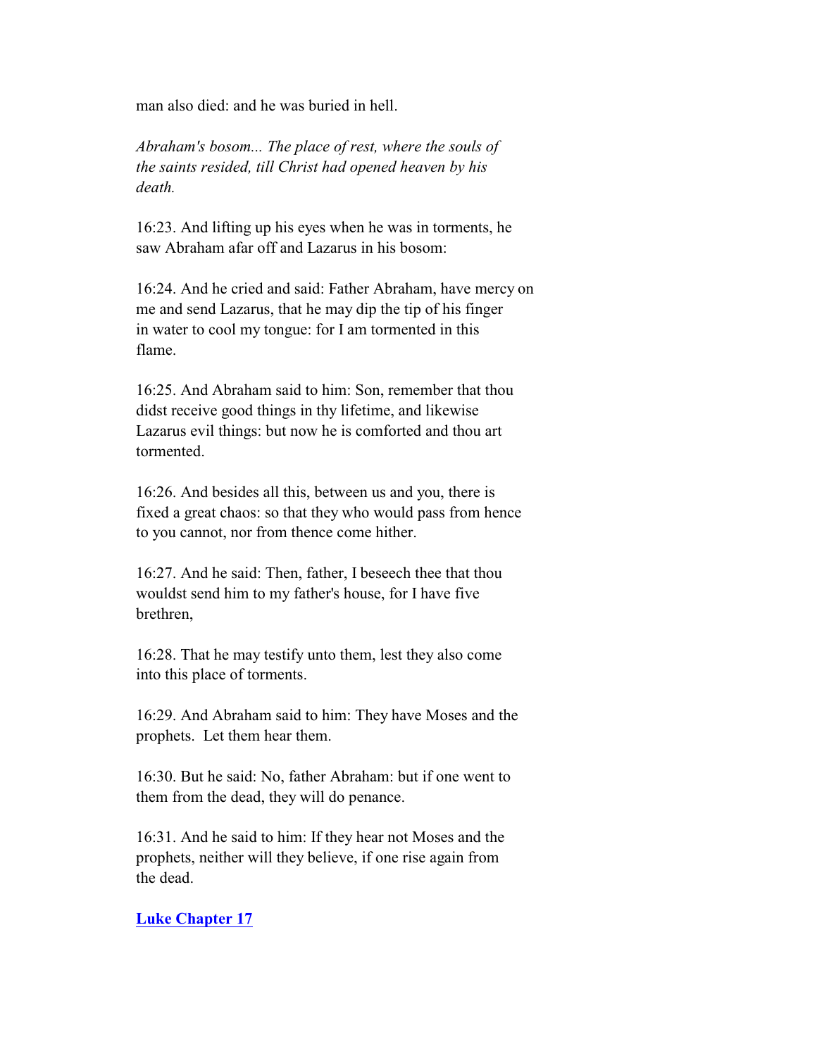man also died: and he was buried in hell.

*Abraham's bosom... The place of rest, where the souls of the saints resided, till Christ had opened heaven by his death.*

16:23. And lifting up his eyes when he was in torments, he saw Abraham afar off and Lazarus in his bosom:

16:24. And he cried and said: Father Abraham, have mercy on me and send Lazarus, that he may dip the tip of his finger in water to cool my tongue: for I am tormented in this flame.

16:25. And Abraham said to him: Son, remember that thou didst receive good things in thy lifetime, and likewise Lazarus evil things: but now he is comforted and thou art tormented.

16:26. And besides all this, between us and you, there is fixed a great chaos: so that they who would pass from hence to you cannot, nor from thence come hither.

16:27. And he said: Then, father, I beseech thee that thou wouldst send him to my father's house, for I have five brethren,

16:28. That he may testify unto them, lest they also come into this place of torments.

16:29. And Abraham said to him: They have Moses and the prophets. Let them hear them.

16:30. But he said: No, father Abraham: but if one went to them from the dead, they will do penance.

16:31. And he said to him: If they hear not Moses and the prophets, neither will they believe, if one rise again from the dead.

**Luke Chapter 17**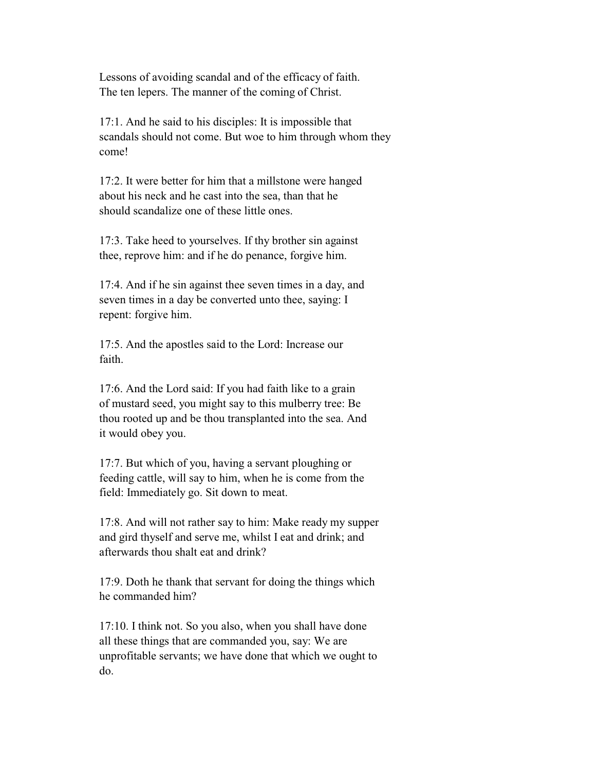Lessons of avoiding scandal and of the efficacy of faith. The ten lepers. The manner of the coming of Christ.

17:1. And he said to his disciples: It is impossible that scandals should not come. But woe to him through whom they come!

17:2. It were better for him that a millstone were hanged about his neck and he cast into the sea, than that he should scandalize one of these little ones.

17:3. Take heed to yourselves. If thy brother sin against thee, reprove him: and if he do penance, forgive him.

17:4. And if he sin against thee seven times in a day, and seven times in a day be converted unto thee, saying: I repent: forgive him.

17:5. And the apostles said to the Lord: Increase our faith.

17:6. And the Lord said: If you had faith like to a grain of mustard seed, you might say to this mulberry tree: Be thou rooted up and be thou transplanted into the sea. And it would obey you.

17:7. But which of you, having a servant ploughing or feeding cattle, will say to him, when he is come from the field: Immediately go. Sit down to meat.

17:8. And will not rather say to him: Make ready my supper and gird thyself and serve me, whilst I eat and drink; and afterwards thou shalt eat and drink?

17:9. Doth he thank that servant for doing the things which he commanded him?

17:10. I think not. So you also, when you shall have done all these things that are commanded you, say: We are unprofitable servants; we have done that which we ought to do.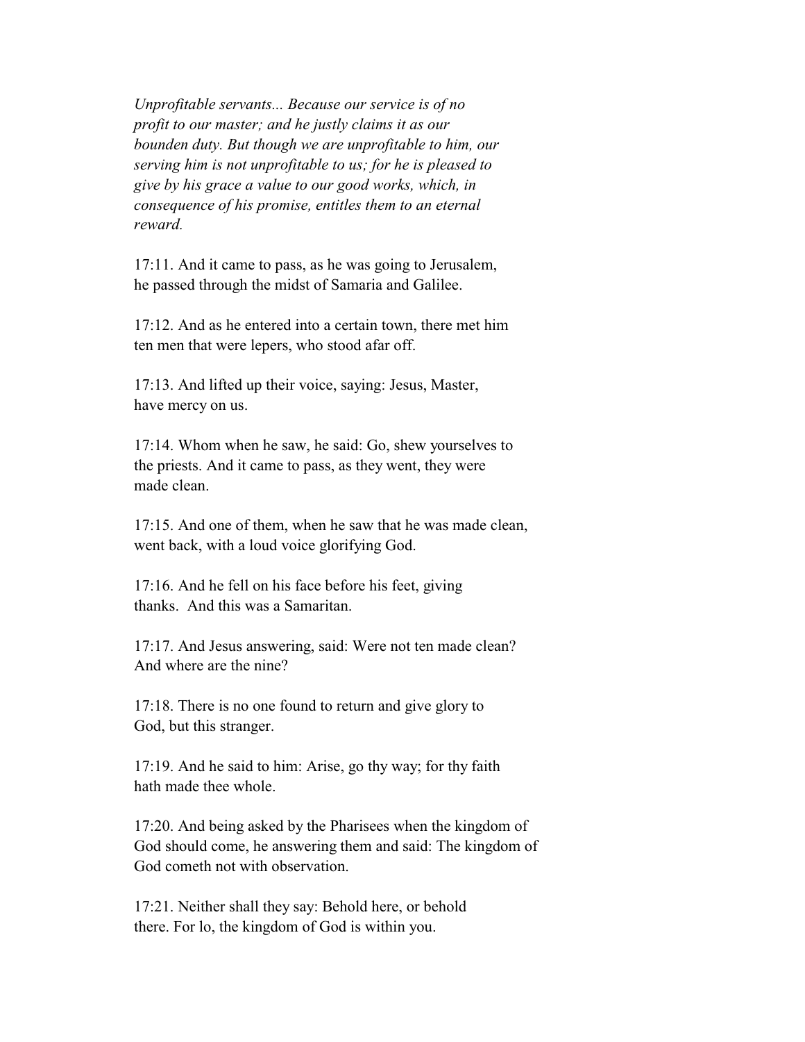*Unprofitable servants... Because our service is of no profit to our master; and he justly claims it as our bounden duty. But though we are unprofitable to him, our serving him is not unprofitable to us; for he is pleased to give by his grace a value to our good works, which, in consequence of his promise, entitles them to an eternal reward.*

17:11. And it came to pass, as he was going to Jerusalem, he passed through the midst of Samaria and Galilee.

17:12. And as he entered into a certain town, there met him ten men that were lepers, who stood afar off.

17:13. And lifted up their voice, saying: Jesus, Master, have mercy on us.

17:14. Whom when he saw, he said: Go, shew yourselves to the priests. And it came to pass, as they went, they were made clean.

17:15. And one of them, when he saw that he was made clean, went back, with a loud voice glorifying God.

17:16. And he fell on his face before his feet, giving thanks. And this was a Samaritan.

17:17. And Jesus answering, said: Were not ten made clean? And where are the nine?

17:18. There is no one found to return and give glory to God, but this stranger.

17:19. And he said to him: Arise, go thy way; for thy faith hath made thee whole.

17:20. And being asked by the Pharisees when the kingdom of God should come, he answering them and said: The kingdom of God cometh not with observation.

17:21. Neither shall they say: Behold here, or behold there. For lo, the kingdom of God is within you.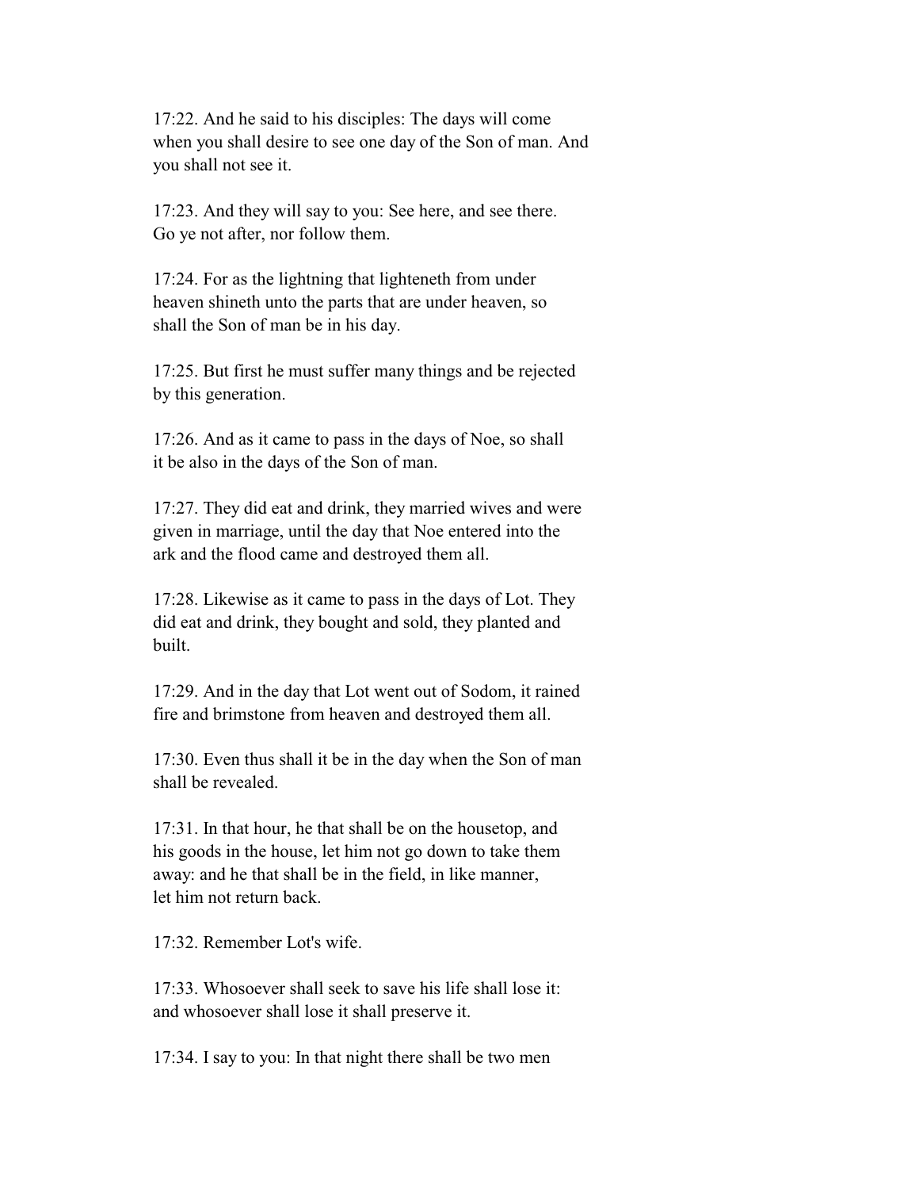17:22. And he said to his disciples: The days will come when you shall desire to see one day of the Son of man. And you shall not see it.

17:23. And they will say to you: See here, and see there. Go ye not after, nor follow them.

17:24. For as the lightning that lighteneth from under heaven shineth unto the parts that are under heaven, so shall the Son of man be in his day.

17:25. But first he must suffer many things and be rejected by this generation.

17:26. And as it came to pass in the days of Noe, so shall it be also in the days of the Son of man.

17:27. They did eat and drink, they married wives and were given in marriage, until the day that Noe entered into the ark and the flood came and destroyed them all.

17:28. Likewise as it came to pass in the days of Lot. They did eat and drink, they bought and sold, they planted and built.

17:29. And in the day that Lot went out of Sodom, it rained fire and brimstone from heaven and destroyed them all.

17:30. Even thus shall it be in the day when the Son of man shall be revealed.

17:31. In that hour, he that shall be on the housetop, and his goods in the house, let him not go down to take them away: and he that shall be in the field, in like manner, let him not return back.

17:32. Remember Lot's wife.

17:33. Whosoever shall seek to save his life shall lose it: and whosoever shall lose it shall preserve it.

17:34. I say to you: In that night there shall be two men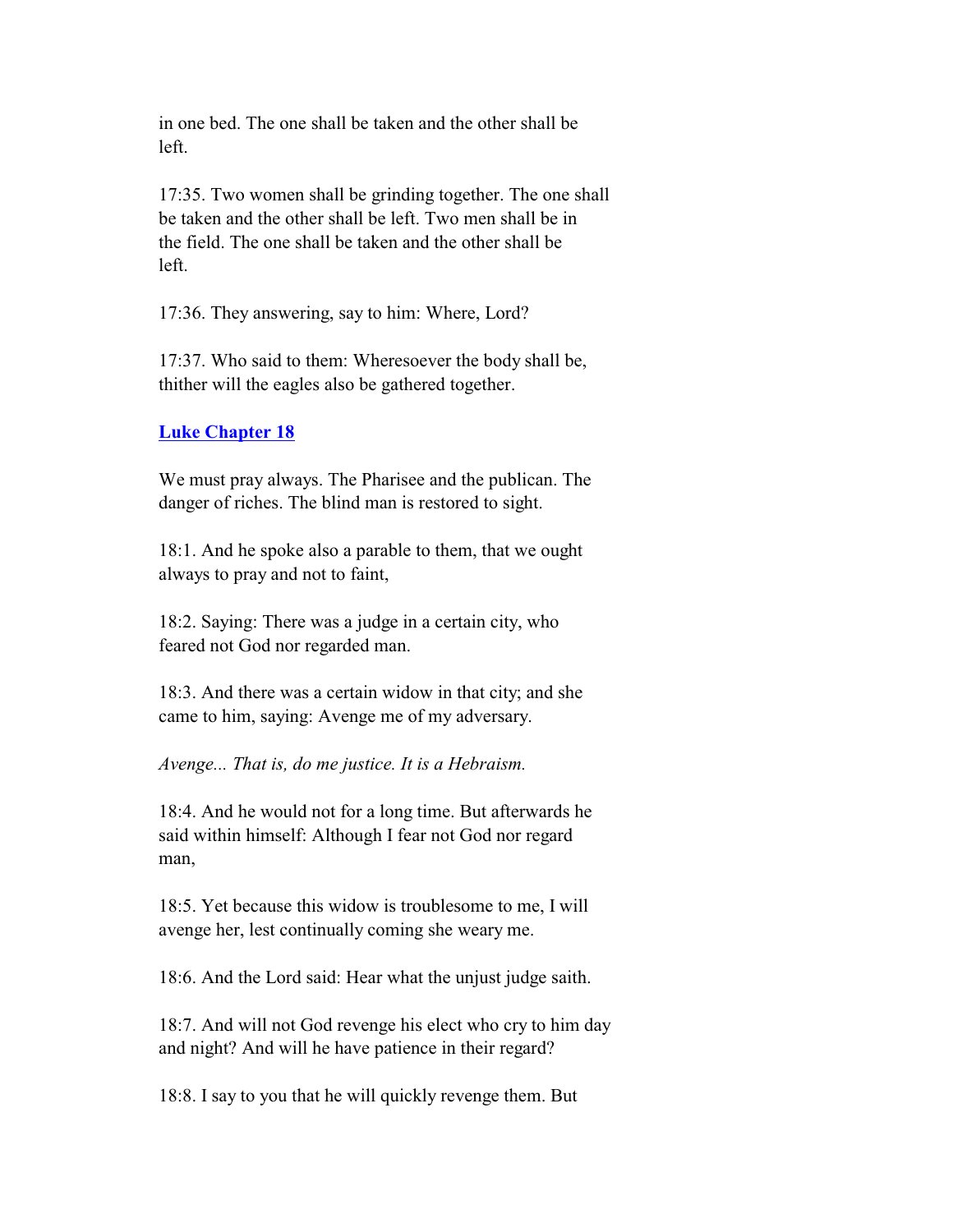in one bed. The one shall be taken and the other shall be left.

17:35. Two women shall be grinding together. The one shall be taken and the other shall be left. Two men shall be in the field. The one shall be taken and the other shall be left.

17:36. They answering, say to him: Where, Lord?

17:37. Who said to them: Wheresoever the body shall be, thither will the eagles also be gathered together.

## Luke Chapter 18

We must pray always. The Pharisee and the publican. The danger of riches. The blind man is restored to sight.

18:1. And he spoke also a parable to them, that we ought always to pray and not to faint,

18:2. Saying: There was a judge in a certain city, who feared not God nor regarded man.

18:3. And there was a certain widow in that city; and she came to him, saying: Avenge me of my adversary.

*Avenge... That is, do me justice. It is a Hebraism.*

18:4. And he would not for a long time. But afterwards he said within himself: Although I fear not God nor regard man,

18:5. Yet because this widow is troublesome to me, I will avenge her, lest continually coming she weary me.

18:6. And the Lord said: Hear what the unjust judge saith.

18:7. And will not God revenge his elect who cry to him day and night? And will he have patience in their regard?

18:8. I say to you that he will quickly revenge them. But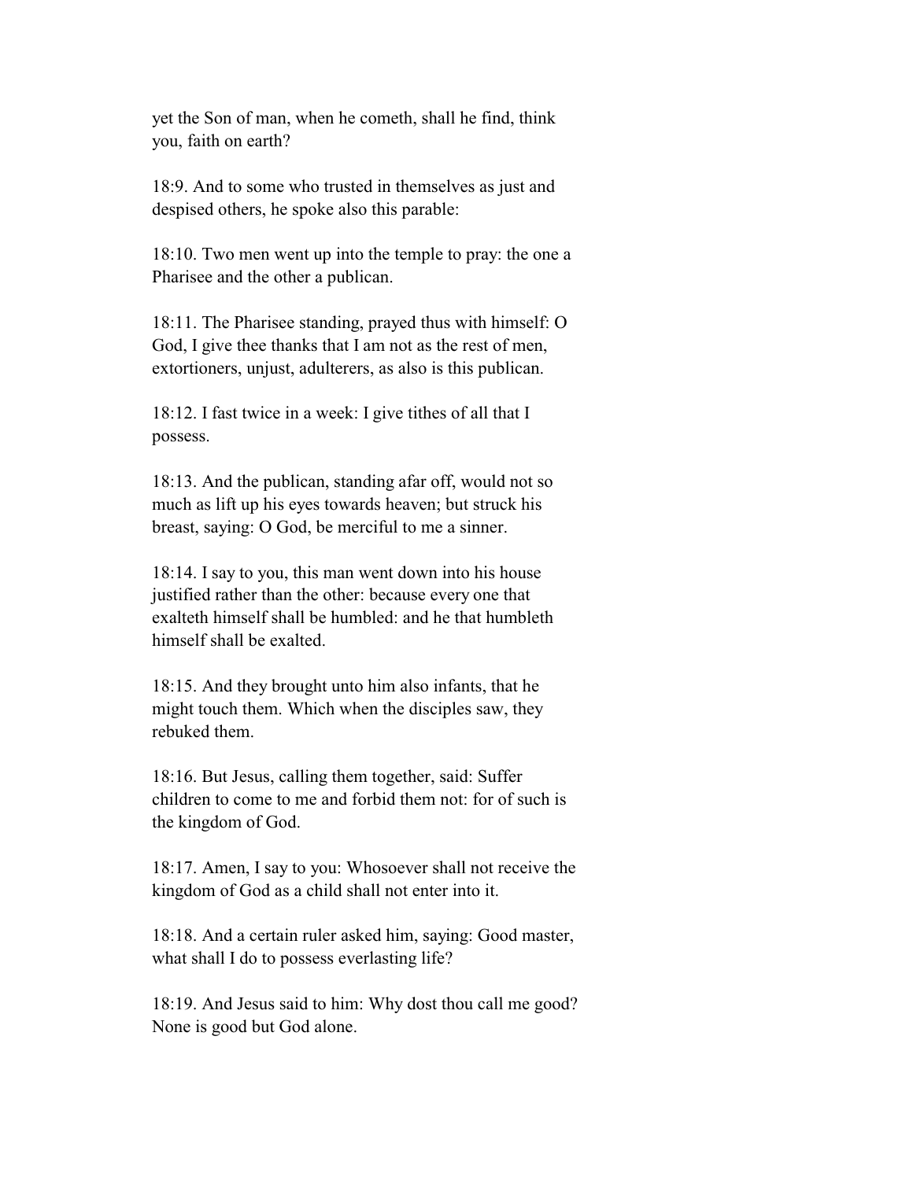yet the Son of man, when he cometh, shall he find, think you, faith on earth?

18:9. And to some who trusted in themselves as just and despised others, he spoke also this parable:

18:10. Two men went up into the temple to pray: the one a Pharisee and the other a publican.

18:11. The Pharisee standing, prayed thus with himself: O God, I give thee thanks that I am not as the rest of men, extortioners, unjust, adulterers, as also is this publican.

18:12. I fast twice in a week: I give tithes of all that I possess.

18:13. And the publican, standing afar off, would not so much as lift up his eyes towards heaven; but struck his breast, saying: O God, be merciful to me a sinner.

18:14. I say to you, this man went down into his house justified rather than the other: because every one that exalteth himself shall be humbled: and he that humbleth himself shall be exalted.

18:15. And they brought unto him also infants, that he might touch them. Which when the disciples saw, they rebuked them.

18:16. But Jesus, calling them together, said: Suffer children to come to me and forbid them not: for of such is the kingdom of God.

18:17. Amen, I say to you: Whosoever shall not receive the kingdom of God as a child shall not enter into it.

18:18. And a certain ruler asked him, saying: Good master, what shall I do to possess everlasting life?

18:19. And Jesus said to him: Why dost thou call me good? None is good but God alone.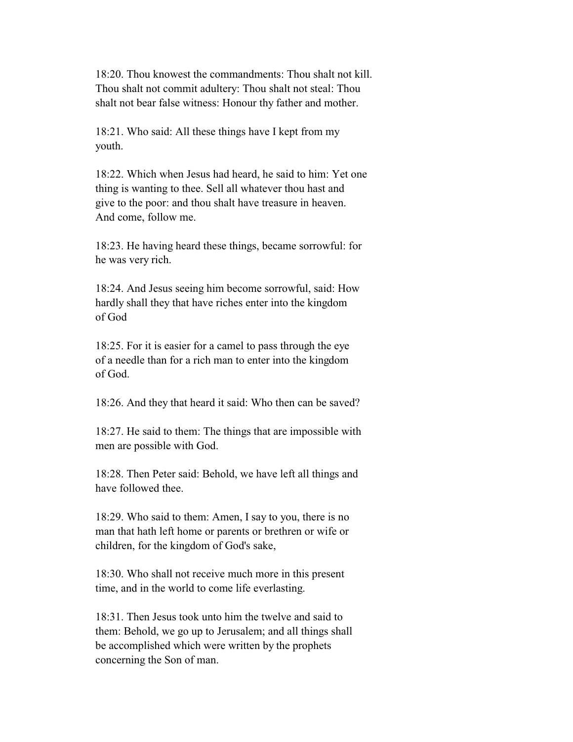18:20. Thou knowest the commandments: Thou shalt not kill. Thou shalt not commit adultery: Thou shalt not steal: Thou shalt not bear false witness: Honour thy father and mother.

18:21. Who said: All these things have I kept from my youth.

18:22. Which when Jesus had heard, he said to him: Yet one thing is wanting to thee. Sell all whatever thou hast and give to the poor: and thou shalt have treasure in heaven. And come, follow me.

18:23. He having heard these things, became sorrowful: for he was very rich.

18:24. And Jesus seeing him become sorrowful, said: How hardly shall they that have riches enter into the kingdom of God

18:25. For it is easier for a camel to pass through the eye of a needle than for a rich man to enter into the kingdom of God.

18:26. And they that heard it said: Who then can be saved?

18:27. He said to them: The things that are impossible with men are possible with God.

18:28. Then Peter said: Behold, we have left all things and have followed thee.

18:29. Who said to them: Amen, I say to you, there is no man that hath left home or parents or brethren or wife or children, for the kingdom of God's sake,

18:30. Who shall not receive much more in this present time, and in the world to come life everlasting.

18:31. Then Jesus took unto him the twelve and said to them: Behold, we go up to Jerusalem; and all things shall be accomplished which were written by the prophets concerning the Son of man.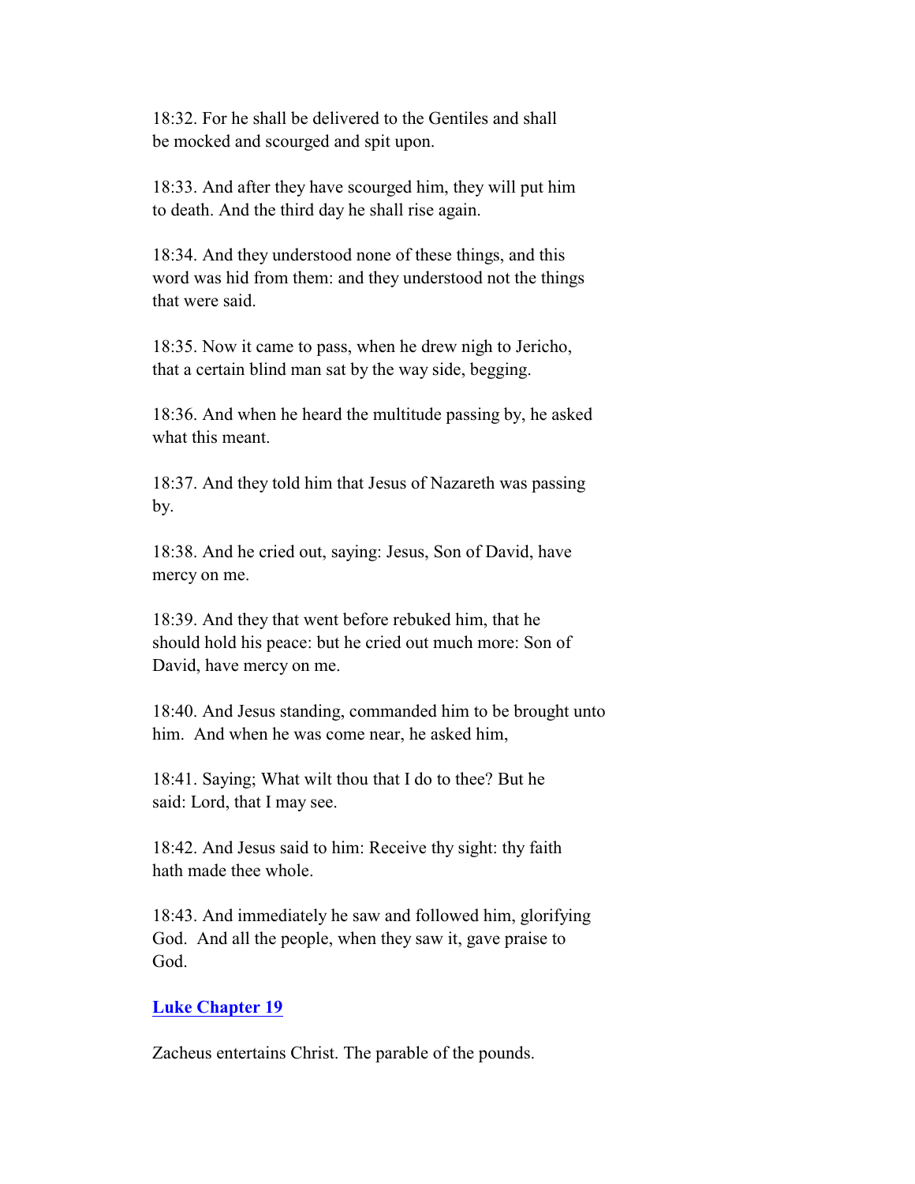18:32. For he shall be delivered to the Gentiles and shall be mocked and scourged and spit upon.

18:33. And after they have scourged him, they will put him to death. And the third day he shall rise again.

18:34. And they understood none of these things, and this word was hid from them: and they understood not the things that were said.

18:35. Now it came to pass, when he drew nigh to Jericho, that a certain blind man sat by the way side, begging.

18:36. And when he heard the multitude passing by, he asked what this meant.

18:37. And they told him that Jesus of Nazareth was passing by.

18:38. And he cried out, saying: Jesus, Son of David, have mercy on me.

18:39. And they that went before rebuked him, that he should hold his peace: but he cried out much more: Son of David, have mercy on me.

18:40. And Jesus standing, commanded him to be brought unto him. And when he was come near, he asked him,

18:41. Saying; What wilt thou that I do to thee? But he said: Lord, that I may see.

18:42. And Jesus said to him: Receive thy sight: thy faith hath made thee whole.

18:43. And immediately he saw and followed him, glorifying God. And all the people, when they saw it, gave praise to God.

## Luke Chapter 19

Zacheus entertains Christ. The parable of the pounds.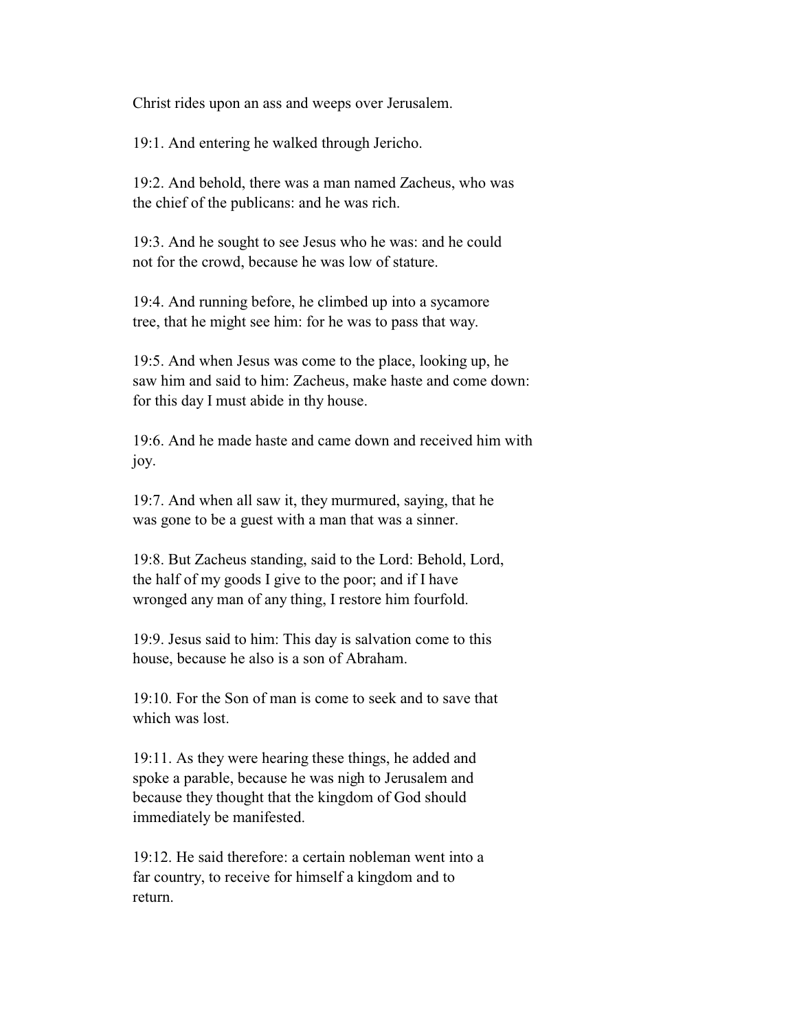Christ rides upon an ass and weeps over Jerusalem.

19:1. And entering he walked through Jericho.

19:2. And behold, there was a man named Zacheus, who was the chief of the publicans: and he was rich.

19:3. And he sought to see Jesus who he was: and he could not for the crowd, because he was low of stature.

19:4. And running before, he climbed up into a sycamore tree, that he might see him: for he was to pass that way.

19:5. And when Jesus was come to the place, looking up, he saw him and said to him: Zacheus, make haste and come down: for this day I must abide in thy house.

19:6. And he made haste and came down and received him with joy.

19:7. And when all saw it, they murmured, saying, that he was gone to be a guest with a man that was a sinner.

19:8. But Zacheus standing, said to the Lord: Behold, Lord, the half of my goods I give to the poor; and if I have wronged any man of any thing, I restore him fourfold.

19:9. Jesus said to him: This day is salvation come to this house, because he also is a son of Abraham.

19:10. For the Son of man is come to seek and to save that which was lost.

19:11. As they were hearing these things, he added and spoke a parable, because he was nigh to Jerusalem and because they thought that the kingdom of God should immediately be manifested.

19:12. He said therefore: a certain nobleman went into a far country, to receive for himself a kingdom and to return.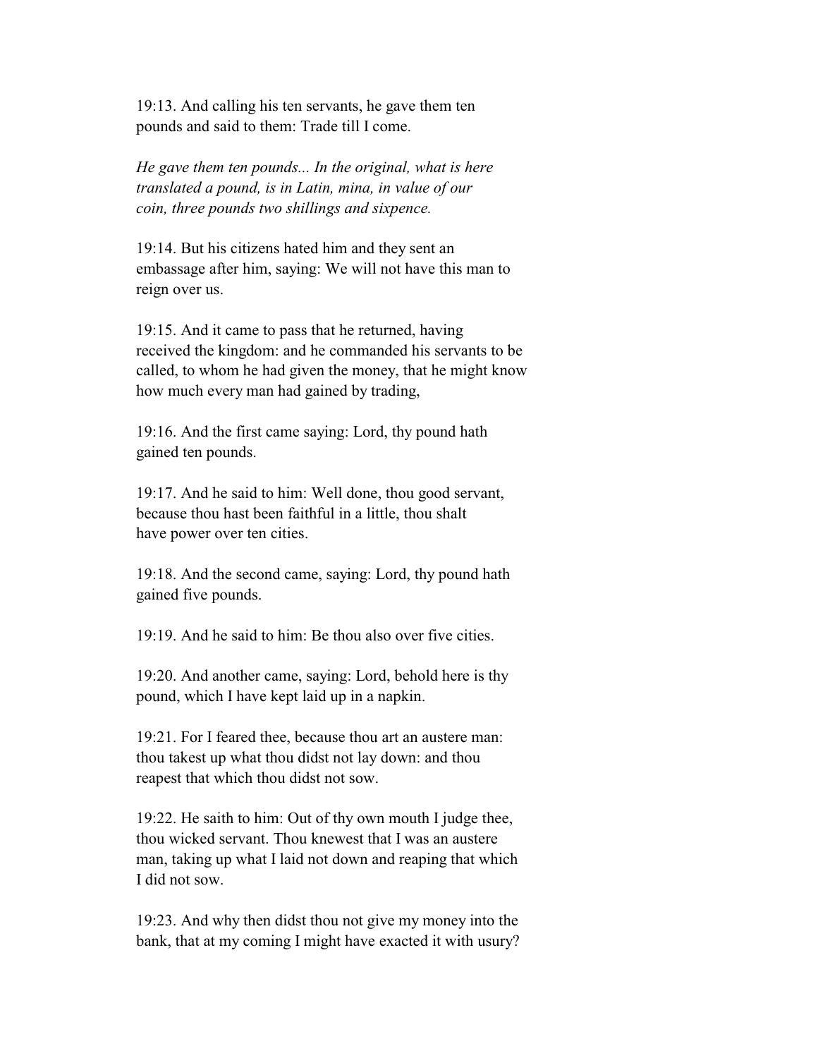19:13. And calling his ten servants, he gave them ten pounds and said to them: Trade till I come.

*He gave them ten pounds... In the original, what is here translated a pound, is in Latin, mina, in value of our coin, three pounds two shillings and sixpence.*

19:14. But his citizens hated him and they sent an embassage after him, saying: We will not have this man to reign over us.

19:15. And it came to pass that he returned, having received the kingdom: and he commanded his servants to be called, to whom he had given the money, that he might know how much every man had gained by trading,

19:16. And the first came saying: Lord, thy pound hath gained ten pounds.

19:17. And he said to him: Well done, thou good servant, because thou hast been faithful in a little, thou shalt have power over ten cities.

19:18. And the second came, saying: Lord, thy pound hath gained five pounds.

19:19. And he said to him: Be thou also over five cities.

19:20. And another came, saying: Lord, behold here is thy pound, which I have kept laid up in a napkin.

19:21. For I feared thee, because thou art an austere man: thou takest up what thou didst not lay down: and thou reapest that which thou didst not sow.

19:22. He saith to him: Out of thy own mouth I judge thee, thou wicked servant. Thou knewest that I was an austere man, taking up what I laid not down and reaping that which I did not sow.

19:23. And why then didst thou not give my money into the bank, that at my coming I might have exacted it with usury?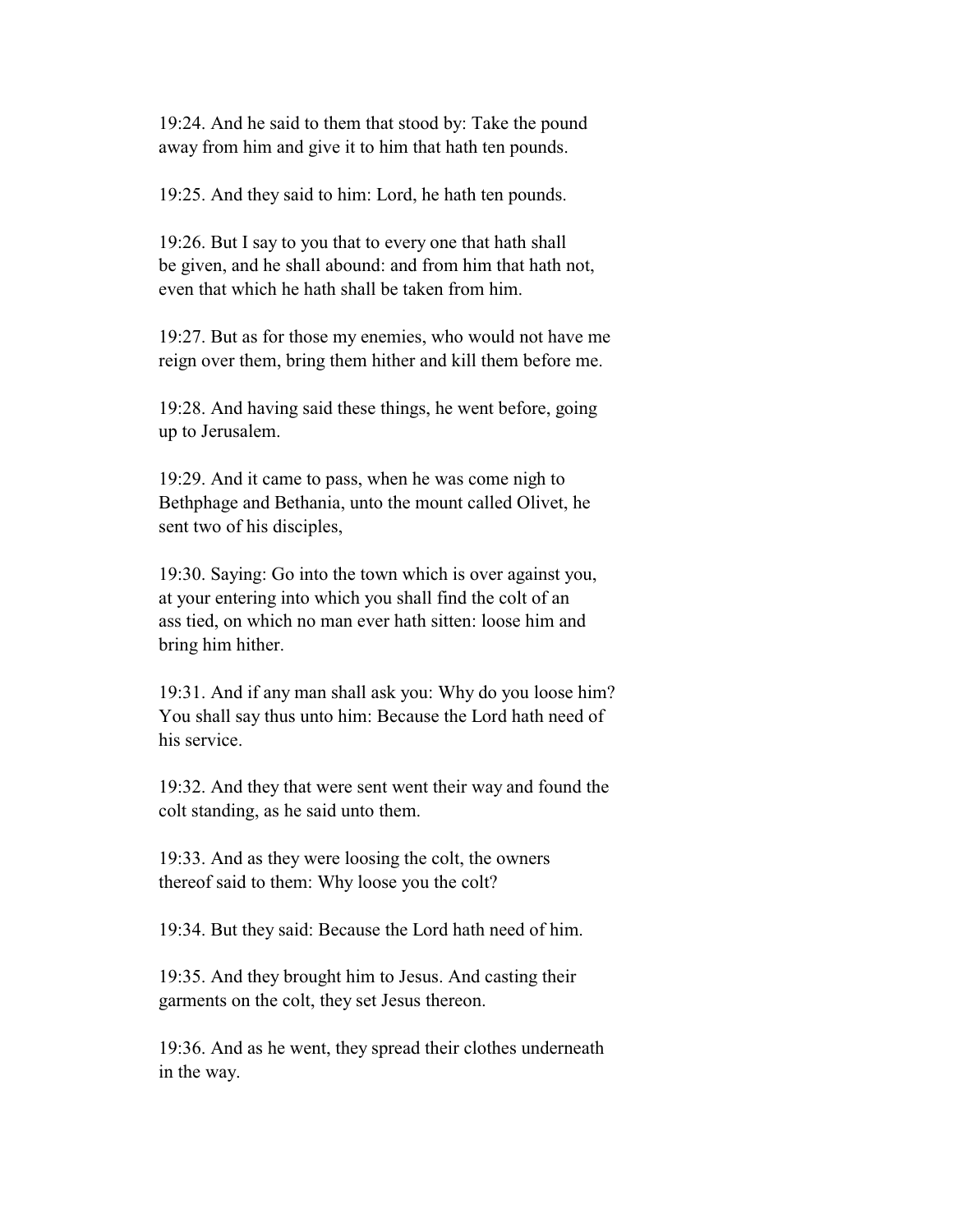19:24. And he said to them that stood by: Take the pound away from him and give it to him that hath ten pounds.

19:25. And they said to him: Lord, he hath ten pounds.

19:26. But I say to you that to every one that hath shall be given, and he shall abound: and from him that hath not, even that which he hath shall be taken from him.

19:27. But as for those my enemies, who would not have me reign over them, bring them hither and kill them before me.

19:28. And having said these things, he went before, going up to Jerusalem.

19:29. And it came to pass, when he was come nigh to Bethphage and Bethania, unto the mount called Olivet, he sent two of his disciples,

19:30. Saying: Go into the town which is over against you, at your entering into which you shall find the colt of an ass tied, on which no man ever hath sitten: loose him and bring him hither.

19:31. And if any man shall ask you: Why do you loose him? You shall say thus unto him: Because the Lord hath need of his service.

19:32. And they that were sent went their way and found the colt standing, as he said unto them.

19:33. And as they were loosing the colt, the owners thereof said to them: Why loose you the colt?

19:34. But they said: Because the Lord hath need of him.

19:35. And they brought him to Jesus. And casting their garments on the colt, they set Jesus thereon.

19:36. And as he went, they spread their clothes underneath in the way.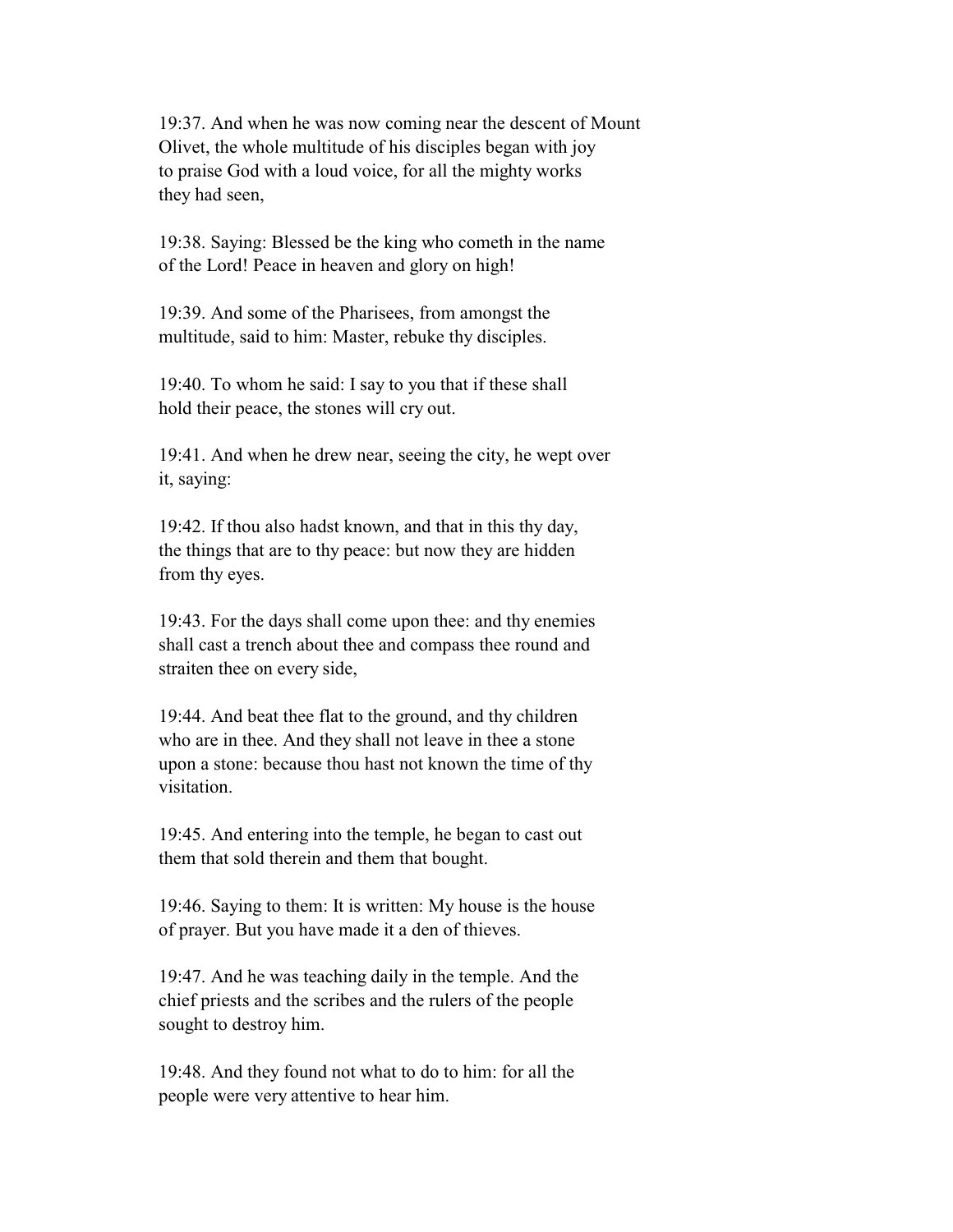19:37. And when he was now coming near the descent of Mount Olivet, the whole multitude of his disciples began with joy to praise God with a loud voice, for all the mighty works they had seen,

19:38. Saying: Blessed be the king who cometh in the name of the Lord! Peace in heaven and glory on high!

19:39. And some of the Pharisees, from amongst the multitude, said to him: Master, rebuke thy disciples.

19:40. To whom he said: I say to you that if these shall hold their peace, the stones will cry out.

19:41. And when he drew near, seeing the city, he wept over it, saying:

19:42. If thou also hadst known, and that in this thy day, the things that are to thy peace: but now they are hidden from thy eyes.

19:43. For the days shall come upon thee: and thy enemies shall cast a trench about thee and compass thee round and straiten thee on every side,

19:44. And beat thee flat to the ground, and thy children who are in thee. And they shall not leave in thee a stone upon a stone: because thou hast not known the time of thy visitation.

19:45. And entering into the temple, he began to cast out them that sold therein and them that bought.

19:46. Saying to them: It is written: My house is the house of prayer. But you have made it a den of thieves.

19:47. And he was teaching daily in the temple. And the chief priests and the scribes and the rulers of the people sought to destroy him.

19:48. And they found not what to do to him: for all the people were very attentive to hear him.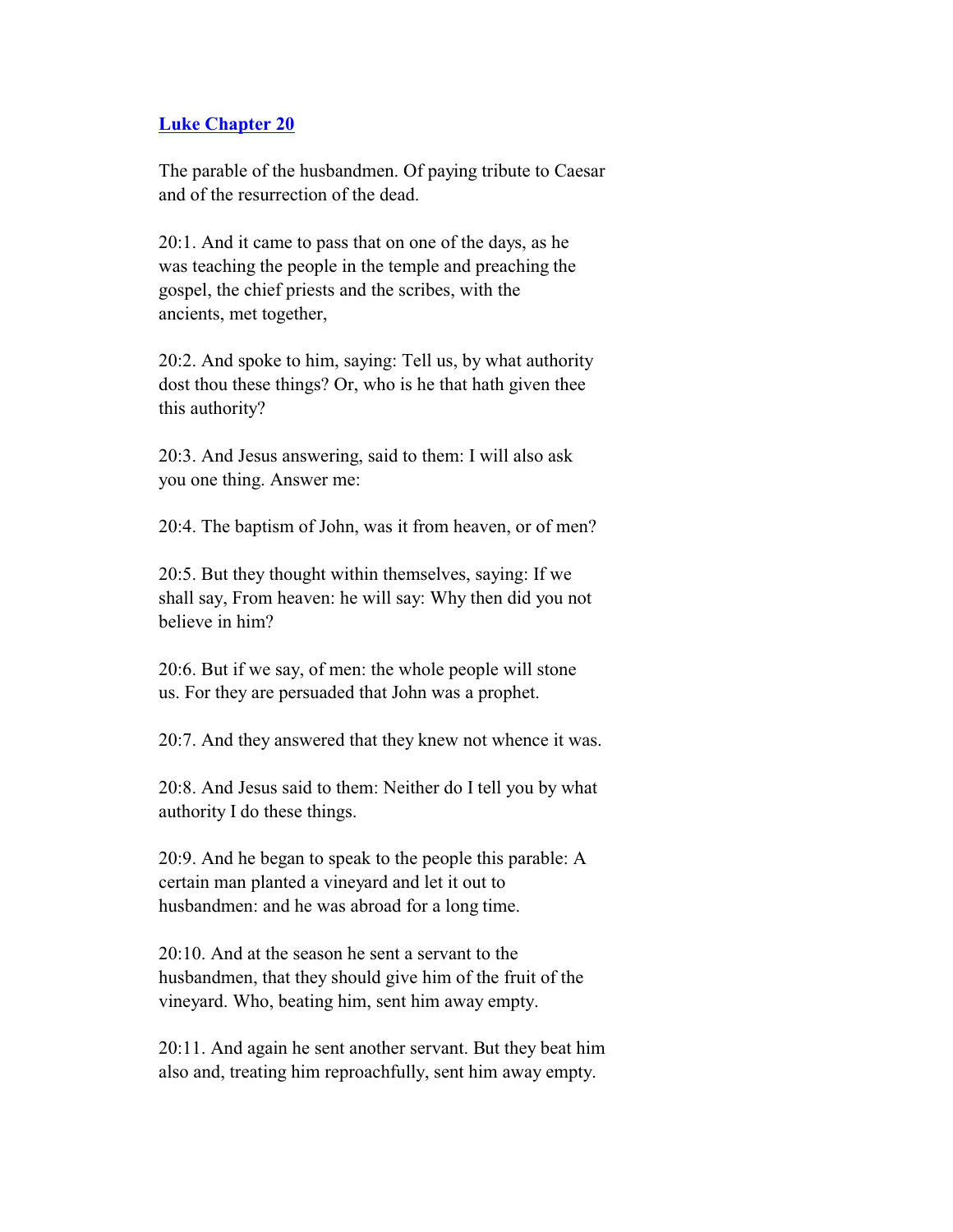## Luke Chapter 20

The parable of the husbandmen. Of paying tribute to Caesar and of the resurrection of the dead.

20:1. And it came to pass that on one of the days, as he was teaching the people in the temple and preaching the gospel, the chief priests and the scribes, with the ancients, met together,

20:2. And spoke to him, saying: Tell us, by what authority dost thou these things? Or, who is he that hath given thee this authority?

20:3. And Jesus answering, said to them: I will also ask you one thing. Answer me:

20:4. The baptism of John, was it from heaven, or of men?

20:5. But they thought within themselves, saying: If we shall say, From heaven: he will say: Why then did you not believe in him?

20:6. But if we say, of men: the whole people will stone us. For they are persuaded that John was a prophet.

20:7. And they answered that they knew not whence it was.

20:8. And Jesus said to them: Neither do I tell you by what authority I do these things.

20:9. And he began to speak to the people this parable: A certain man planted a vineyard and let it out to husbandmen: and he was abroad for a long time.

20:10. And at the season he sent a servant to the husbandmen, that they should give him of the fruit of the vineyard. Who, beating him, sent him away empty.

20:11. And again he sent another servant. But they beat him also and, treating him reproachfully, sent him away empty.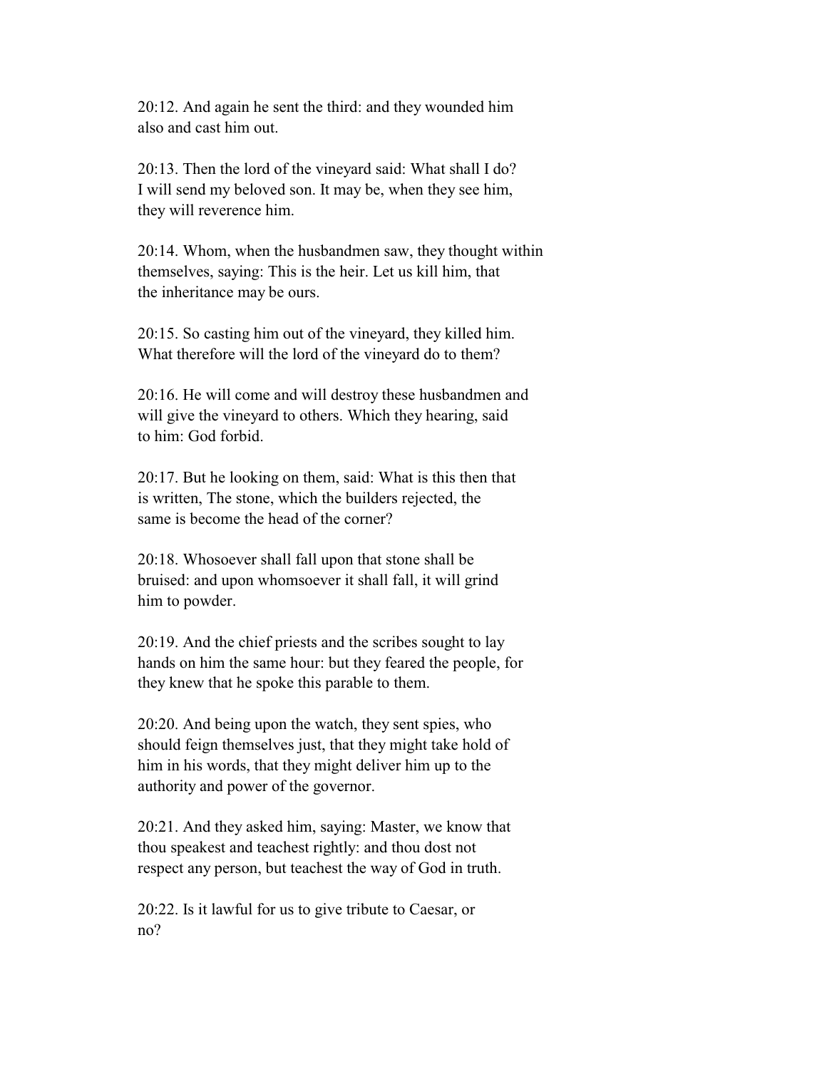20:12. And again he sent the third: and they wounded him also and cast him out.

20:13. Then the lord of the vineyard said: What shall I do? I will send my beloved son. It may be, when they see him, they will reverence him.

20:14. Whom, when the husbandmen saw, they thought within themselves, saying: This is the heir. Let us kill him, that the inheritance may be ours.

20:15. So casting him out of the vineyard, they killed him. What therefore will the lord of the vineyard do to them?

20:16. He will come and will destroy these husbandmen and will give the vineyard to others. Which they hearing, said to him: God forbid.

20:17. But he looking on them, said: What is this then that is written, The stone, which the builders rejected, the same is become the head of the corner?

20:18. Whosoever shall fall upon that stone shall be bruised: and upon whomsoever it shall fall, it will grind him to powder.

20:19. And the chief priests and the scribes sought to lay hands on him the same hour: but they feared the people, for they knew that he spoke this parable to them.

20:20. And being upon the watch, they sent spies, who should feign themselves just, that they might take hold of him in his words, that they might deliver him up to the authority and power of the governor.

20:21. And they asked him, saying: Master, we know that thou speakest and teachest rightly: and thou dost not respect any person, but teachest the way of God in truth.

20:22. Is it lawful for us to give tribute to Caesar, or no?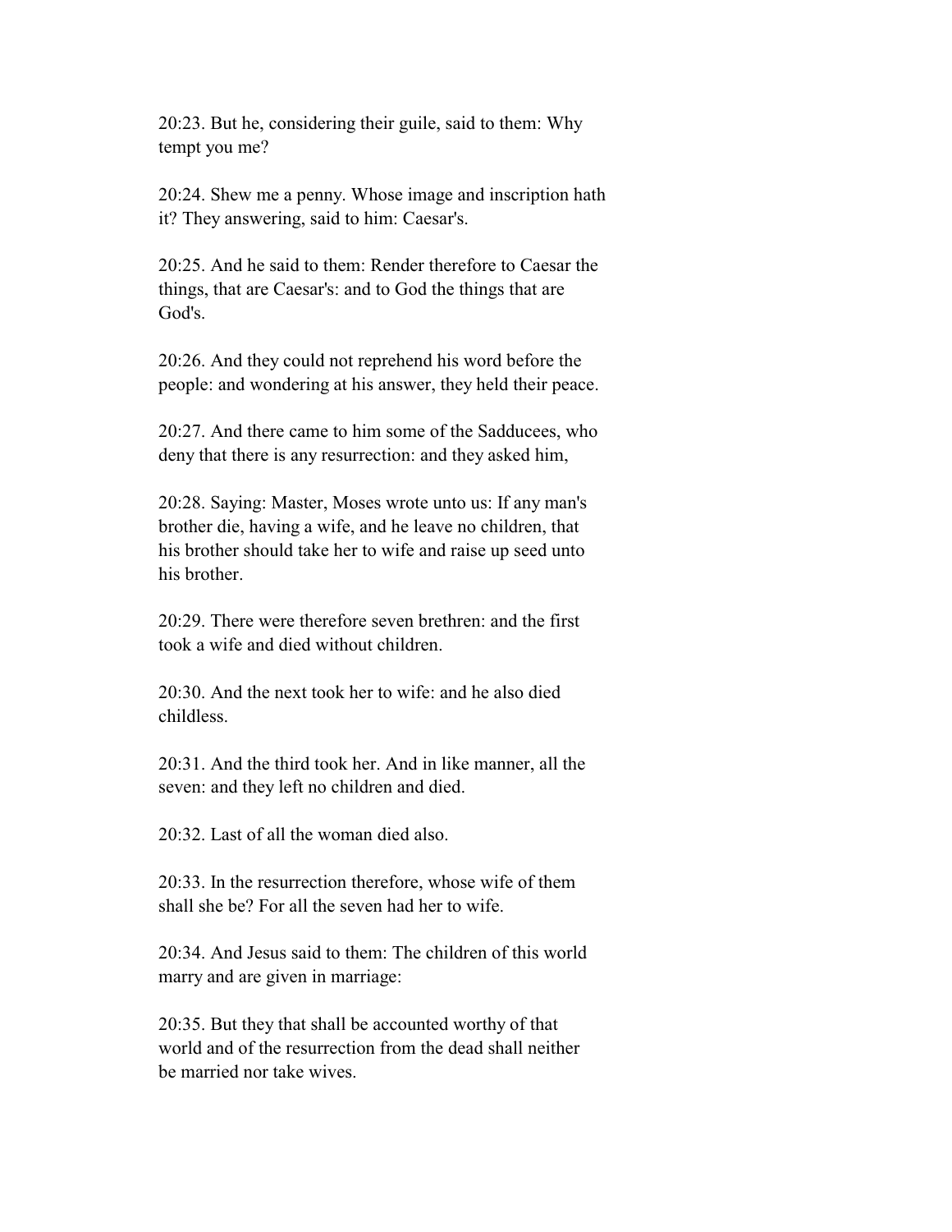20:23. But he, considering their guile, said to them: Why tempt you me?

20:24. Shew me a penny. Whose image and inscription hath it? They answering, said to him: Caesar's.

20:25. And he said to them: Render therefore to Caesar the things, that are Caesar's: and to God the things that are God's.

20:26. And they could not reprehend his word before the people: and wondering at his answer, they held their peace.

20:27. And there came to him some of the Sadducees, who deny that there is any resurrection: and they asked him,

20:28. Saying: Master, Moses wrote unto us: If any man's brother die, having a wife, and he leave no children, that his brother should take her to wife and raise up seed unto his brother.

20:29. There were therefore seven brethren: and the first took a wife and died without children.

20:30. And the next took her to wife: and he also died childless.

20:31. And the third took her. And in like manner, all the seven: and they left no children and died.

20:32. Last of all the woman died also.

20:33. In the resurrection therefore, whose wife of them shall she be? For all the seven had her to wife.

20:34. And Jesus said to them: The children of this world marry and are given in marriage:

20:35. But they that shall be accounted worthy of that world and of the resurrection from the dead shall neither be married nor take wives.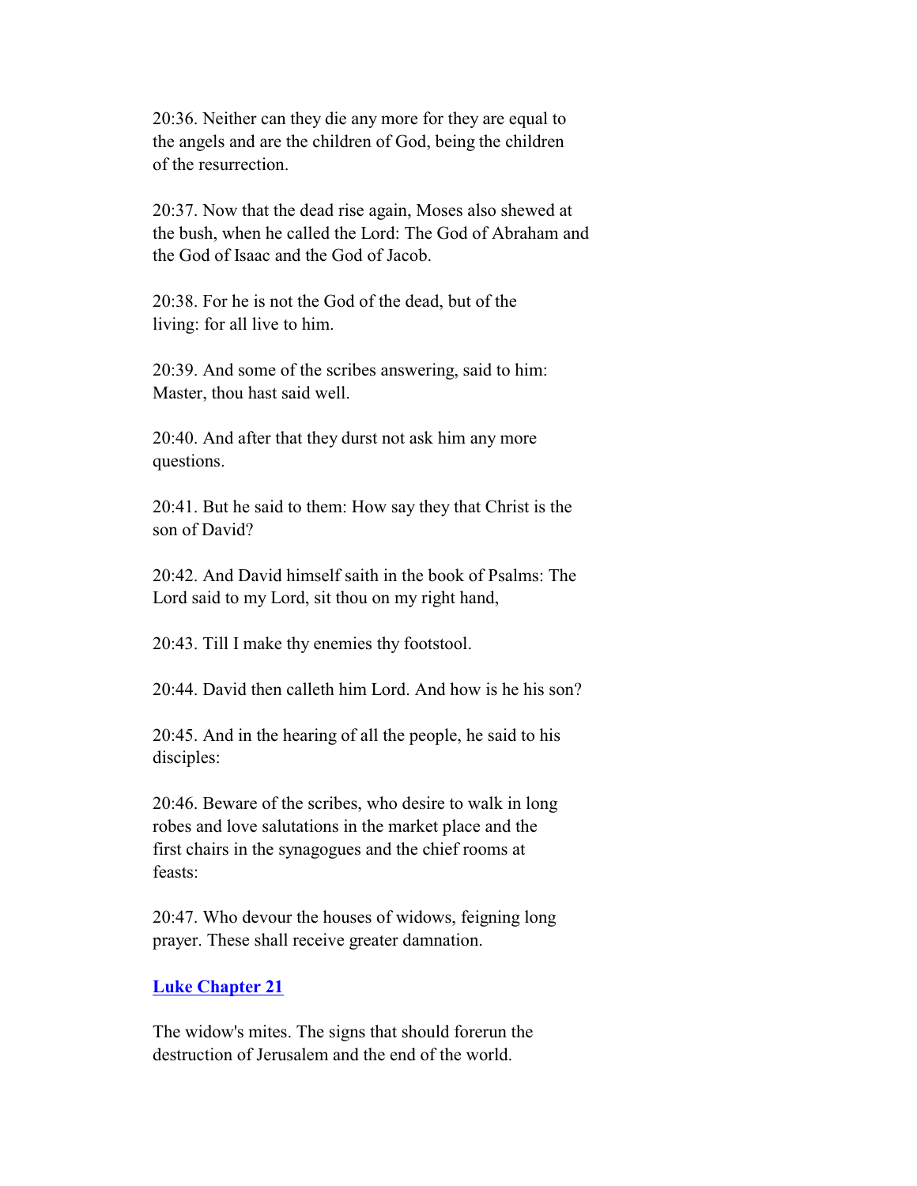20:36. Neither can they die any more for they are equal to the angels and are the children of God, being the children of the resurrection.

20:37. Now that the dead rise again, Moses also shewed at the bush, when he called the Lord: The God of Abraham and the God of Isaac and the God of Jacob.

20:38. For he is not the God of the dead, but of the living: for all live to him.

20:39. And some of the scribes answering, said to him: Master, thou hast said well.

20:40. And after that they durst not ask him any more questions.

20:41. But he said to them: How say they that Christ is the son of David?

20:42. And David himself saith in the book of Psalms: The Lord said to my Lord, sit thou on my right hand,

20:43. Till I make thy enemies thy footstool.

20:44. David then calleth him Lord. And how is he his son?

20:45. And in the hearing of all the people, he said to his disciples:

20:46. Beware of the scribes, who desire to walk in long robes and love salutations in the market place and the first chairs in the synagogues and the chief rooms at feasts:

20:47. Who devour the houses of widows, feigning long prayer. These shall receive greater damnation.

## Luke Chapter 21

The widow's mites. The signs that should forerun the destruction of Jerusalem and the end of the world.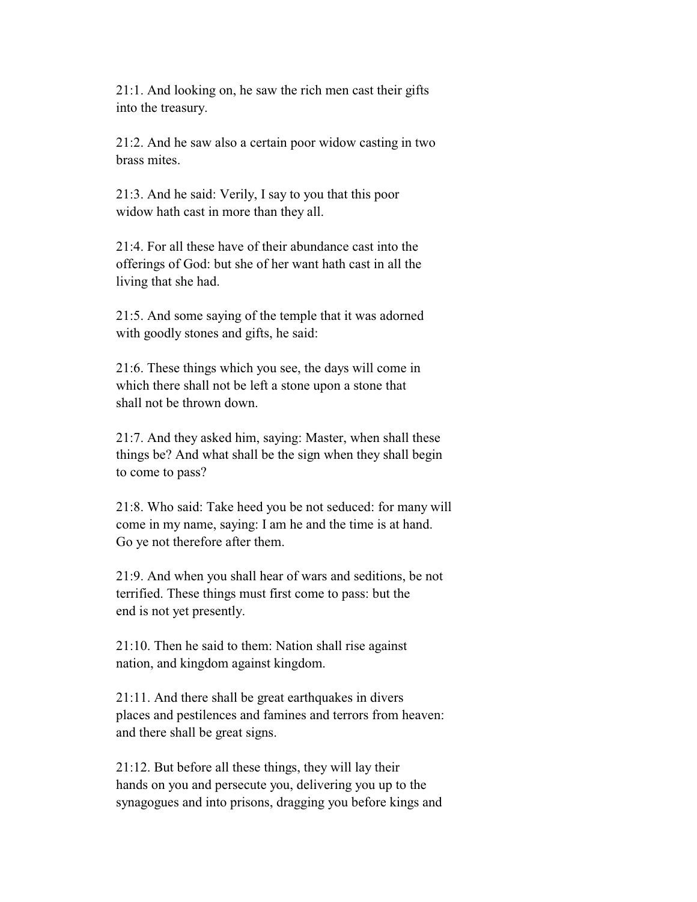21:1. And looking on, he saw the rich men cast their gifts into the treasury.

21:2. And he saw also a certain poor widow casting in two brass mites.

21:3. And he said: Verily, I say to you that this poor widow hath cast in more than they all.

21:4. For all these have of their abundance cast into the offerings of God: but she of her want hath cast in all the living that she had.

21:5. And some saying of the temple that it was adorned with goodly stones and gifts, he said:

21:6. These things which you see, the days will come in which there shall not be left a stone upon a stone that shall not be thrown down.

21:7. And they asked him, saying: Master, when shall these things be? And what shall be the sign when they shall begin to come to pass?

21:8. Who said: Take heed you be not seduced: for many will come in my name, saying: I am he and the time is at hand. Go ye not therefore after them.

21:9. And when you shall hear of wars and seditions, be not terrified. These things must first come to pass: but the end is not yet presently.

21:10. Then he said to them: Nation shall rise against nation, and kingdom against kingdom.

21:11. And there shall be great earthquakes in divers places and pestilences and famines and terrors from heaven: and there shall be great signs.

21:12. But before all these things, they will lay their hands on you and persecute you, delivering you up to the synagogues and into prisons, dragging you before kings and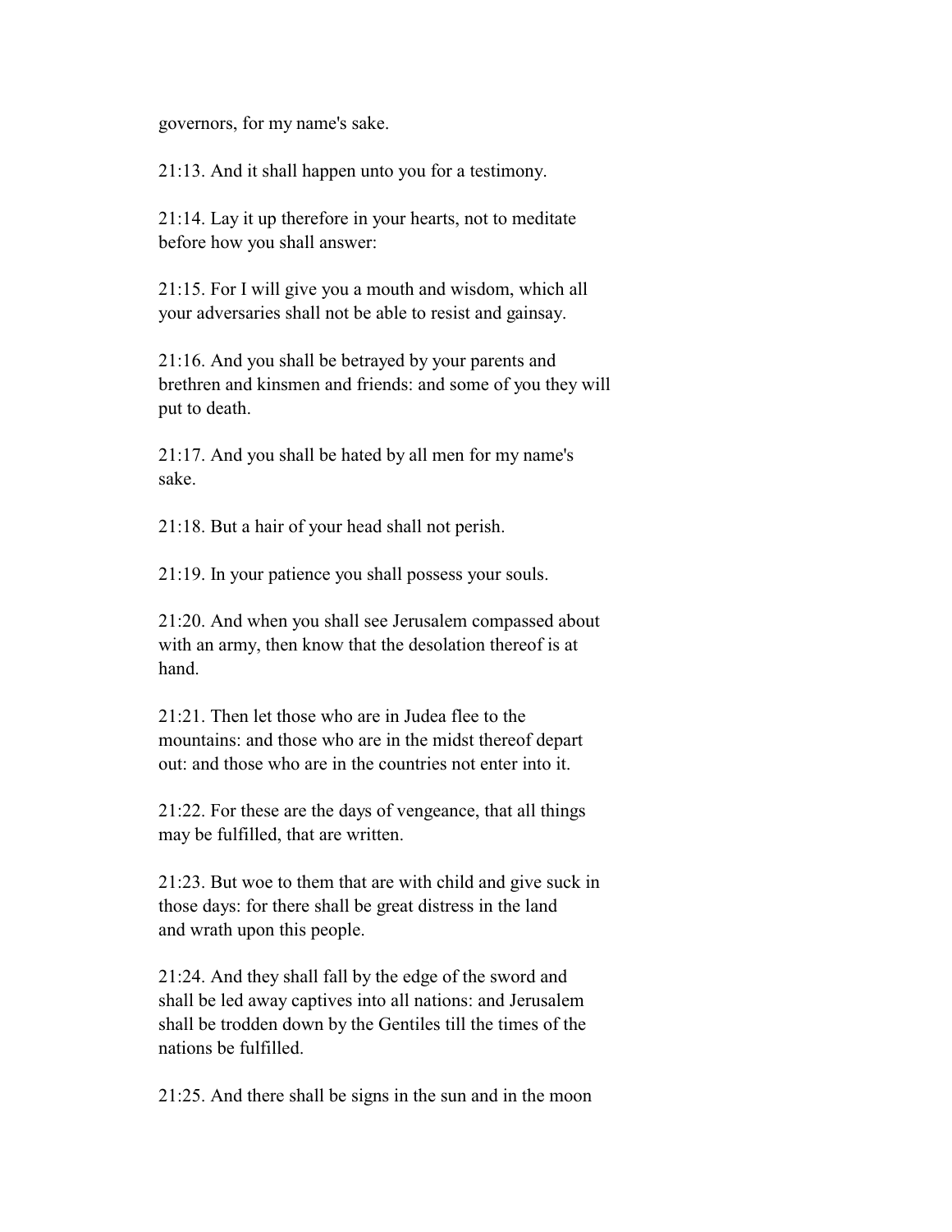governors, for my name's sake.

21:13. And it shall happen unto you for a testimony.

21:14. Lay it up therefore in your hearts, not to meditate before how you shall answer:

21:15. For I will give you a mouth and wisdom, which all your adversaries shall not be able to resist and gainsay.

21:16. And you shall be betrayed by your parents and brethren and kinsmen and friends: and some of you they will put to death.

21:17. And you shall be hated by all men for my name's sake.

21:18. But a hair of your head shall not perish.

21:19. In your patience you shall possess your souls.

21:20. And when you shall see Jerusalem compassed about with an army, then know that the desolation thereof is at hand.

21:21. Then let those who are in Judea flee to the mountains: and those who are in the midst thereof depart out: and those who are in the countries not enter into it.

21:22. For these are the days of vengeance, that all things may be fulfilled, that are written.

21:23. But woe to them that are with child and give suck in those days: for there shall be great distress in the land and wrath upon this people.

21:24. And they shall fall by the edge of the sword and shall be led away captives into all nations: and Jerusalem shall be trodden down by the Gentiles till the times of the nations be fulfilled.

21:25. And there shall be signs in the sun and in the moon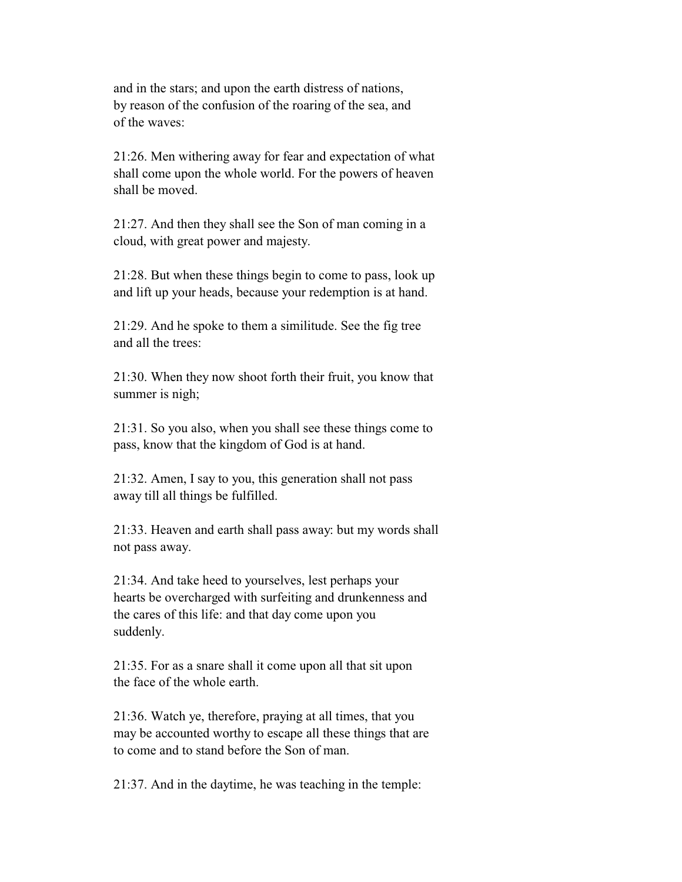and in the stars; and upon the earth distress of nations, by reason of the confusion of the roaring of the sea, and of the waves:

21:26. Men withering away for fear and expectation of what shall come upon the whole world. For the powers of heaven shall be moved.

21:27. And then they shall see the Son of man coming in a cloud, with great power and majesty.

21:28. But when these things begin to come to pass, look up and lift up your heads, because your redemption is at hand.

21:29. And he spoke to them a similitude. See the fig tree and all the trees:

21:30. When they now shoot forth their fruit, you know that summer is nigh;

21:31. So you also, when you shall see these things come to pass, know that the kingdom of God is at hand.

21:32. Amen, I say to you, this generation shall not pass away till all things be fulfilled.

21:33. Heaven and earth shall pass away: but my words shall not pass away.

21:34. And take heed to yourselves, lest perhaps your hearts be overcharged with surfeiting and drunkenness and the cares of this life: and that day come upon you suddenly.

21:35. For as a snare shall it come upon all that sit upon the face of the whole earth.

21:36. Watch ye, therefore, praying at all times, that you may be accounted worthy to escape all these things that are to come and to stand before the Son of man.

21:37. And in the daytime, he was teaching in the temple: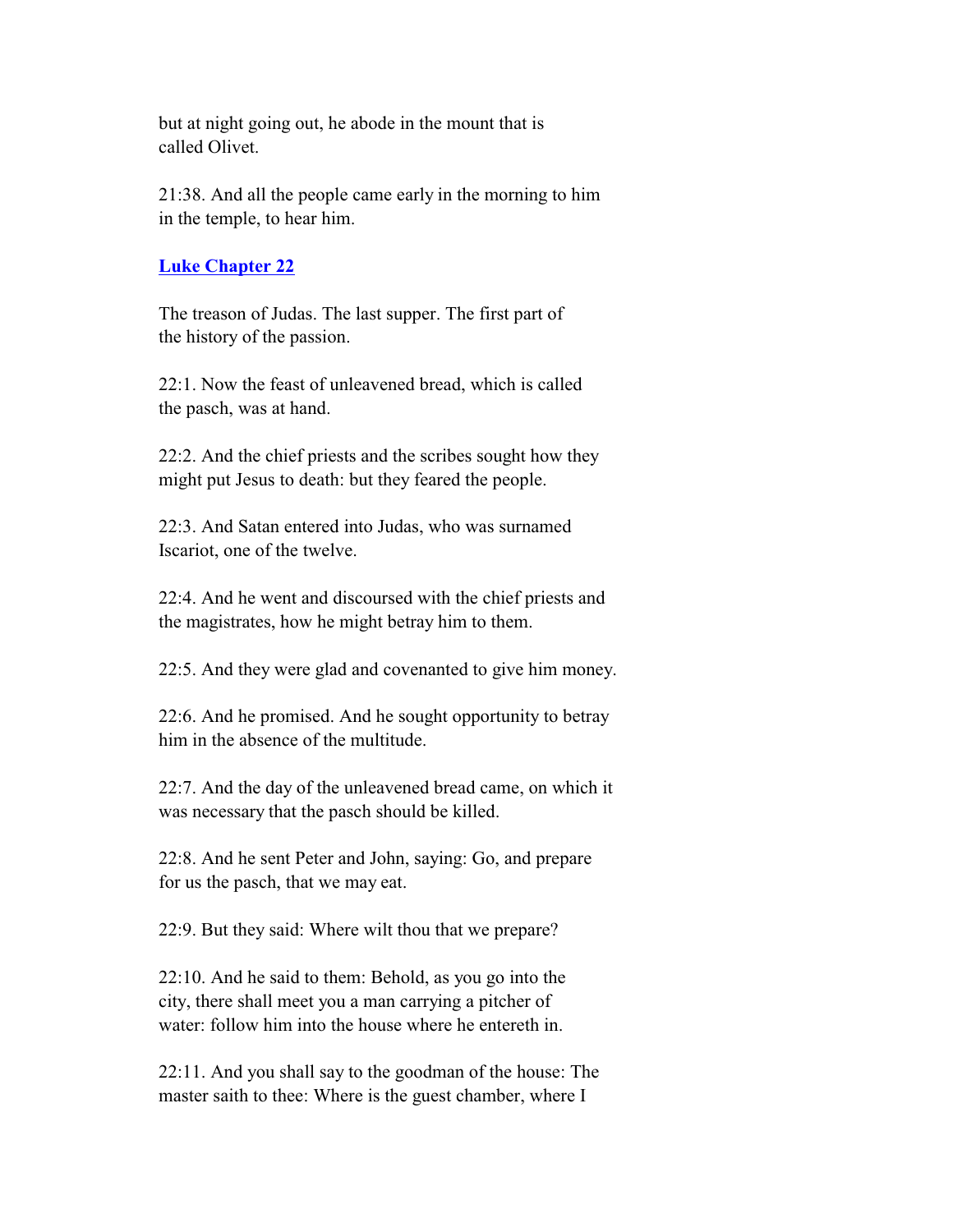but at night going out, he abode in the mount that is called Olivet.

21:38. And all the people came early in the morning to him in the temple, to hear him.

## Luke Chapter 22

The treason of Judas. The last supper. The first part of the history of the passion.

22:1. Now the feast of unleavened bread, which is called the pasch, was at hand.

22:2. And the chief priests and the scribes sought how they might put Jesus to death: but they feared the people.

22:3. And Satan entered into Judas, who was surnamed Iscariot, one of the twelve.

22:4. And he went and discoursed with the chief priests and the magistrates, how he might betray him to them.

22:5. And they were glad and covenanted to give him money.

22:6. And he promised. And he sought opportunity to betray him in the absence of the multitude.

22:7. And the day of the unleavened bread came, on which it was necessary that the pasch should be killed.

22:8. And he sent Peter and John, saying: Go, and prepare for us the pasch, that we may eat.

22:9. But they said: Where wilt thou that we prepare?

22:10. And he said to them: Behold, as you go into the city, there shall meet you a man carrying a pitcher of water: follow him into the house where he entereth in.

22:11. And you shall say to the goodman of the house: The master saith to thee: Where is the guest chamber, where I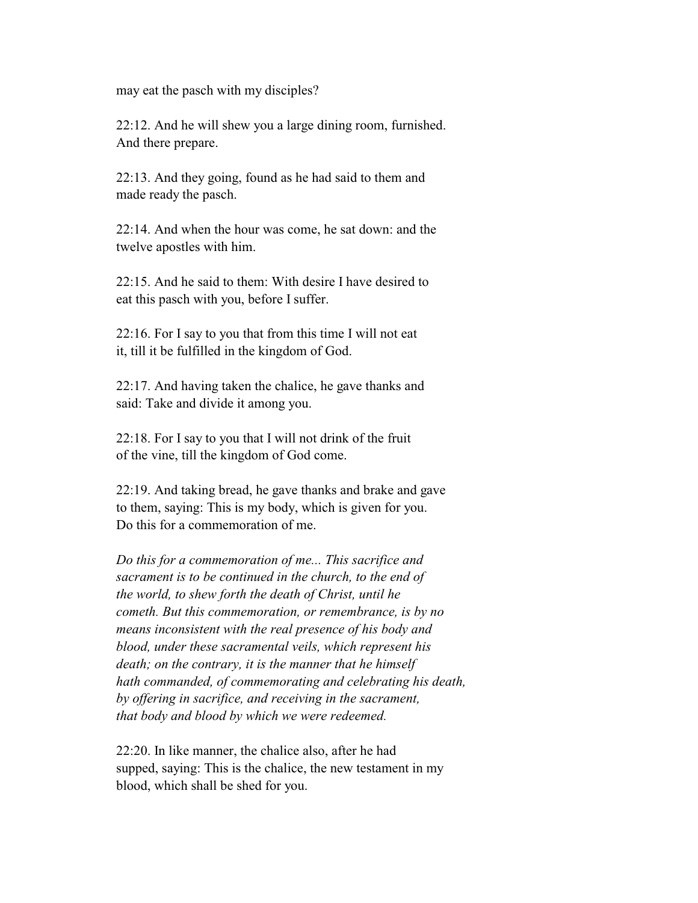may eat the pasch with my disciples?

22:12. And he will shew you a large dining room, furnished. And there prepare.

22:13. And they going, found as he had said to them and made ready the pasch.

22:14. And when the hour was come, he sat down: and the twelve apostles with him.

22:15. And he said to them: With desire I have desired to eat this pasch with you, before I suffer.

22:16. For I say to you that from this time I will not eat it, till it be fulfilled in the kingdom of God.

22:17. And having taken the chalice, he gave thanks and said: Take and divide it among you.

22:18. For I say to you that I will not drink of the fruit of the vine, till the kingdom of God come.

22:19. And taking bread, he gave thanks and brake and gave to them, saying: This is my body, which is given for you. Do this for a commemoration of me.

*Do this for a commemoration of me... This sacrifice and sacrament is to be continued in the church, to the end of the world, to shew forth the death of Christ, until he cometh. But this commemoration, or remembrance, is by no means inconsistent with the real presence of his body and blood, under these sacramental veils, which represent his death; on the contrary, it is the manner that he himself hath commanded, of commemorating and celebrating his death, by offering in sacrifice, and receiving in the sacrament, that body and blood by which we were redeemed.*

22:20. In like manner, the chalice also, after he had supped, saying: This is the chalice, the new testament in my blood, which shall be shed for you.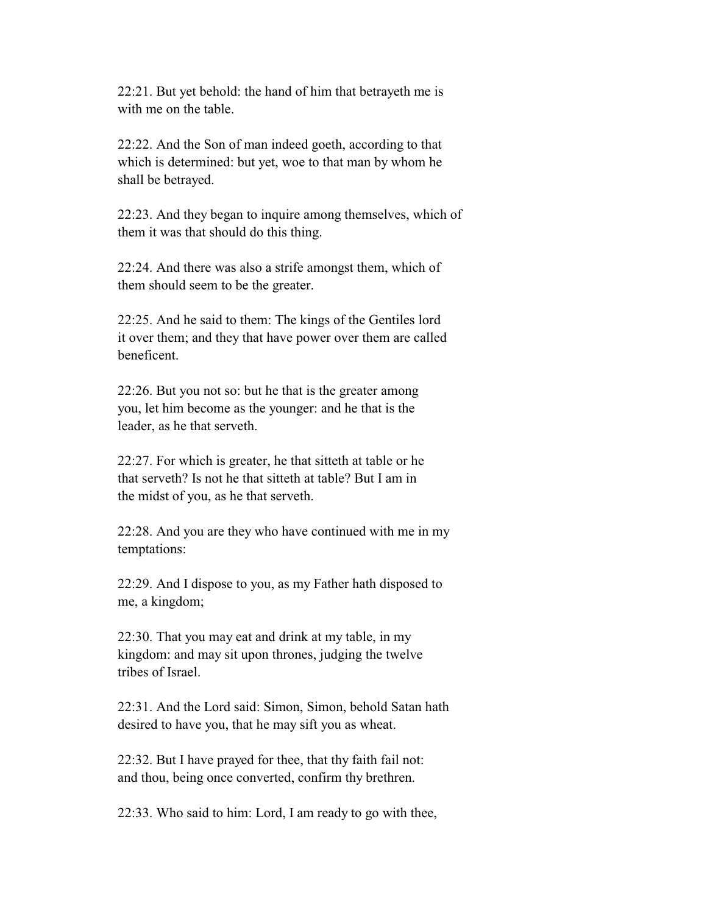22:21. But yet behold: the hand of him that betrayeth me is with me on the table.

22:22. And the Son of man indeed goeth, according to that which is determined: but yet, woe to that man by whom he shall be betrayed.

22:23. And they began to inquire among themselves, which of them it was that should do this thing.

22:24. And there was also a strife amongst them, which of them should seem to be the greater.

22:25. And he said to them: The kings of the Gentiles lord it over them; and they that have power over them are called beneficent.

22:26. But you not so: but he that is the greater among you, let him become as the younger: and he that is the leader, as he that serveth.

22:27. For which is greater, he that sitteth at table or he that serveth? Is not he that sitteth at table? But I am in the midst of you, as he that serveth.

22:28. And you are they who have continued with me in my temptations:

22:29. And I dispose to you, as my Father hath disposed to me, a kingdom;

22:30. That you may eat and drink at my table, in my kingdom: and may sit upon thrones, judging the twelve tribes of Israel.

22:31. And the Lord said: Simon, Simon, behold Satan hath desired to have you, that he may sift you as wheat.

22:32. But I have prayed for thee, that thy faith fail not: and thou, being once converted, confirm thy brethren.

22:33. Who said to him: Lord, I am ready to go with thee,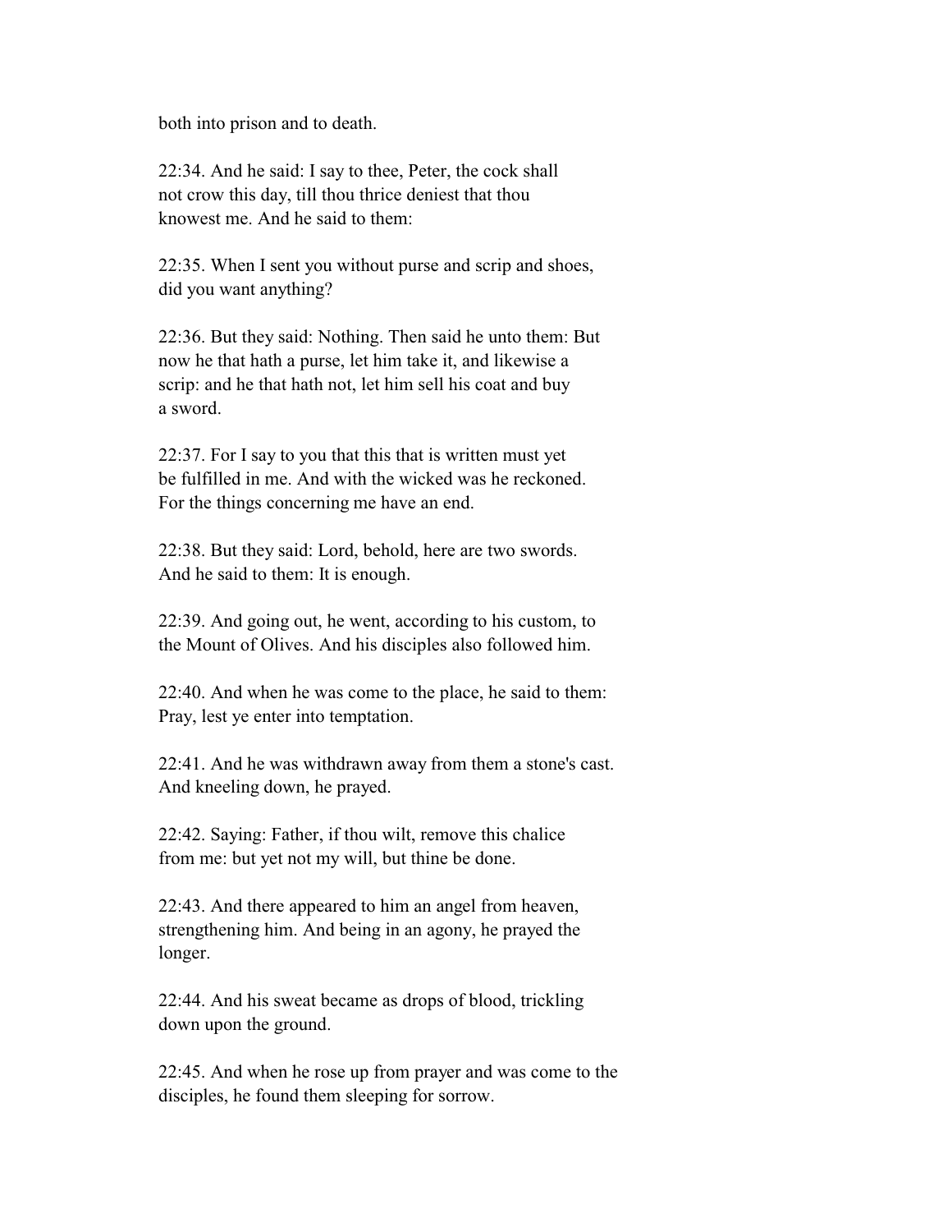both into prison and to death.

22:34. And he said: I say to thee, Peter, the cock shall not crow this day, till thou thrice deniest that thou knowest me. And he said to them:

22:35. When I sent you without purse and scrip and shoes, did you want anything?

22:36. But they said: Nothing. Then said he unto them: But now he that hath a purse, let him take it, and likewise a scrip: and he that hath not, let him sell his coat and buy a sword.

22:37. For I say to you that this that is written must yet be fulfilled in me. And with the wicked was he reckoned. For the things concerning me have an end.

22:38. But they said: Lord, behold, here are two swords. And he said to them: It is enough.

22:39. And going out, he went, according to his custom, to the Mount of Olives. And his disciples also followed him.

22:40. And when he was come to the place, he said to them: Pray, lest ye enter into temptation.

22:41. And he was withdrawn away from them a stone's cast. And kneeling down, he prayed.

22:42. Saying: Father, if thou wilt, remove this chalice from me: but yet not my will, but thine be done.

22:43. And there appeared to him an angel from heaven, strengthening him. And being in an agony, he prayed the longer.

22:44. And his sweat became as drops of blood, trickling down upon the ground.

22:45. And when he rose up from prayer and was come to the disciples, he found them sleeping for sorrow.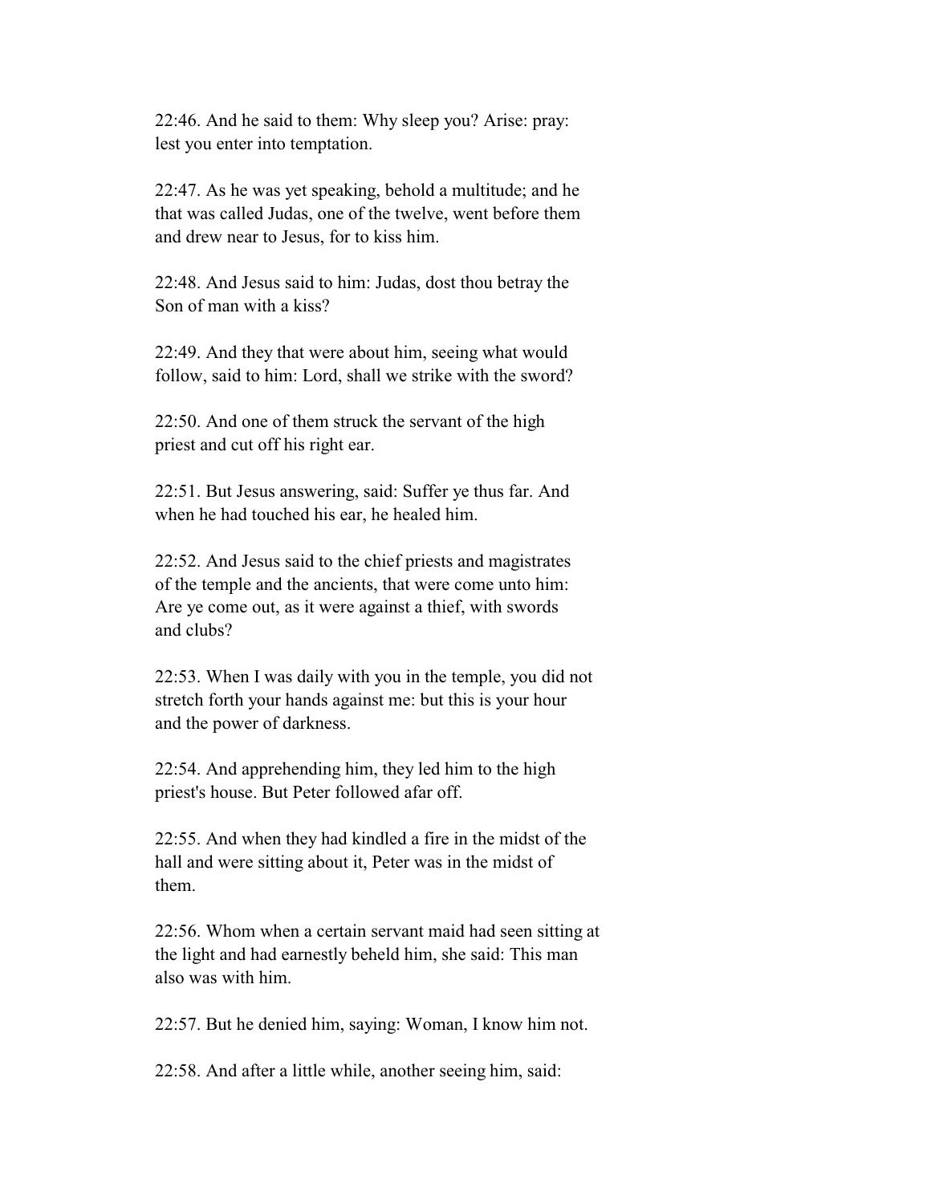22:46. And he said to them: Why sleep you? Arise: pray: lest you enter into temptation.

22:47. As he was yet speaking, behold a multitude; and he that was called Judas, one of the twelve, went before them and drew near to Jesus, for to kiss him.

22:48. And Jesus said to him: Judas, dost thou betray the Son of man with a kiss?

22:49. And they that were about him, seeing what would follow, said to him: Lord, shall we strike with the sword?

22:50. And one of them struck the servant of the high priest and cut off his right ear.

22:51. But Jesus answering, said: Suffer ye thus far. And when he had touched his ear, he healed him.

22:52. And Jesus said to the chief priests and magistrates of the temple and the ancients, that were come unto him: Are ye come out, as it were against a thief, with swords and clubs?

22:53. When I was daily with you in the temple, you did not stretch forth your hands against me: but this is your hour and the power of darkness.

22:54. And apprehending him, they led him to the high priest's house. But Peter followed afar off.

22:55. And when they had kindled a fire in the midst of the hall and were sitting about it, Peter was in the midst of them.

22:56. Whom when a certain servant maid had seen sitting at the light and had earnestly beheld him, she said: This man also was with him.

22:57. But he denied him, saying: Woman, I know him not.

22:58. And after a little while, another seeing him, said: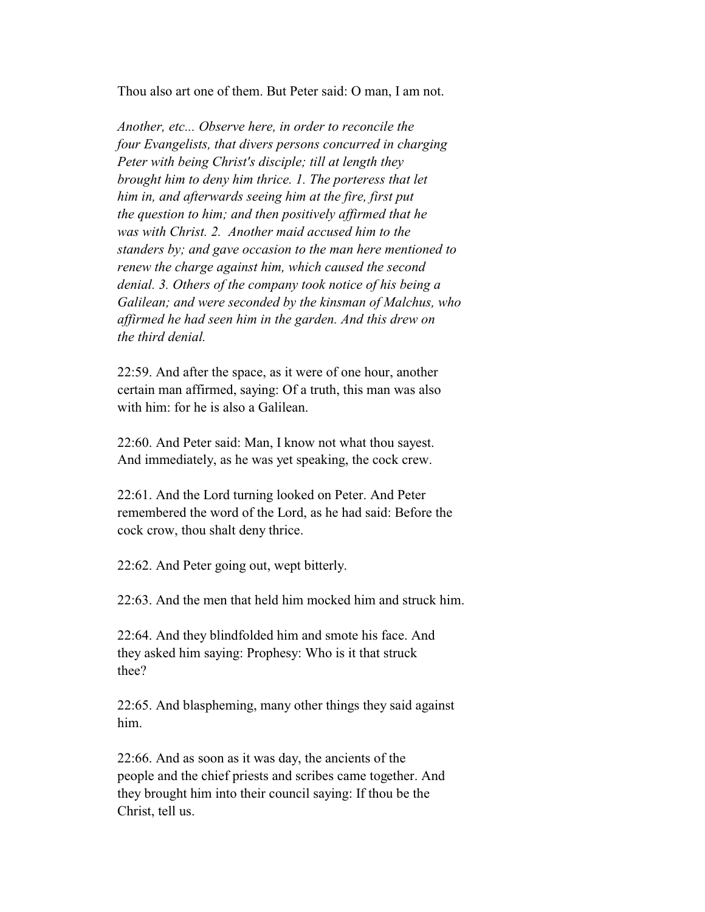Thou also art one of them. But Peter said: O man, I am not.

*Another, etc... Observe here, in order to reconcile the four Evangelists, that divers persons concurred in charging Peter with being Christ's disciple; till at length they brought him to deny him thrice. 1. The porteress that let him in, and afterwards seeing him at the fire, first put the question to him; and then positively affirmed that he was with Christ. 2. Another maid accused him to the standers by; and gave occasion to the man here mentioned to renew the charge against him, which caused the second denial. 3. Others of the company took notice of his being a Galilean; and were seconded by the kinsman of Malchus, who affirmed he had seen him in the garden. And this drew on the third denial.*

22:59. And after the space, as it were of one hour, another certain man affirmed, saying: Of a truth, this man was also with him: for he is also a Galilean.

22:60. And Peter said: Man, I know not what thou sayest. And immediately, as he was yet speaking, the cock crew.

22:61. And the Lord turning looked on Peter. And Peter remembered the word of the Lord, as he had said: Before the cock crow, thou shalt deny thrice.

22:62. And Peter going out, wept bitterly.

22:63. And the men that held him mocked him and struck him.

22:64. And they blindfolded him and smote his face. And they asked him saying: Prophesy: Who is it that struck thee?

22:65. And blaspheming, many other things they said against him.

22:66. And as soon as it was day, the ancients of the people and the chief priests and scribes came together. And they brought him into their council saying: If thou be the Christ, tell us.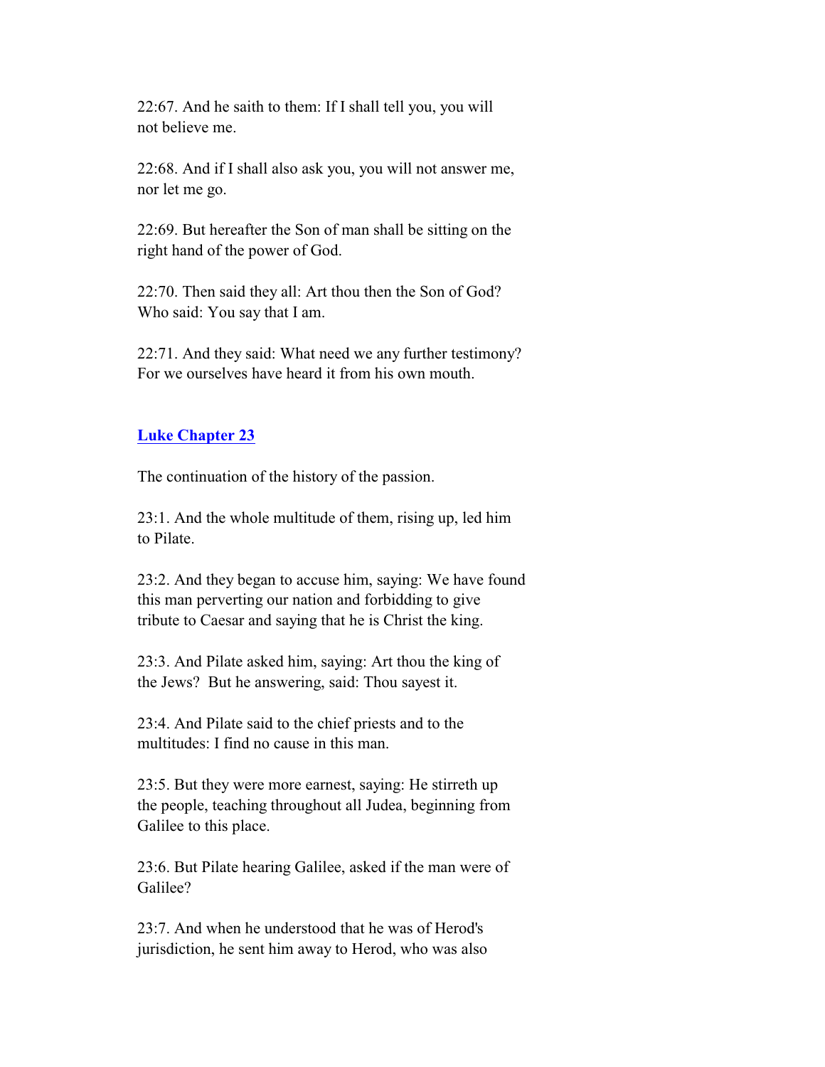22:67. And he saith to them: If I shall tell you, you will not believe me.

22:68. And if I shall also ask you, you will not answer me, nor let me go.

22:69. But hereafter the Son of man shall be sitting on the right hand of the power of God.

22:70. Then said they all: Art thou then the Son of God? Who said: You say that I am.

22:71. And they said: What need we any further testimony? For we ourselves have heard it from his own mouth.

## Luke Chapter 23

The continuation of the history of the passion.

23:1. And the whole multitude of them, rising up, led him to Pilate.

23:2. And they began to accuse him, saying: We have found this man perverting our nation and forbidding to give tribute to Caesar and saying that he is Christ the king.

23:3. And Pilate asked him, saying: Art thou the king of the Jews? But he answering, said: Thou sayest it.

23:4. And Pilate said to the chief priests and to the multitudes: I find no cause in this man.

23:5. But they were more earnest, saying: He stirreth up the people, teaching throughout all Judea, beginning from Galilee to this place.

23:6. But Pilate hearing Galilee, asked if the man were of Galilee?

23:7. And when he understood that he was of Herod's jurisdiction, he sent him away to Herod, who was also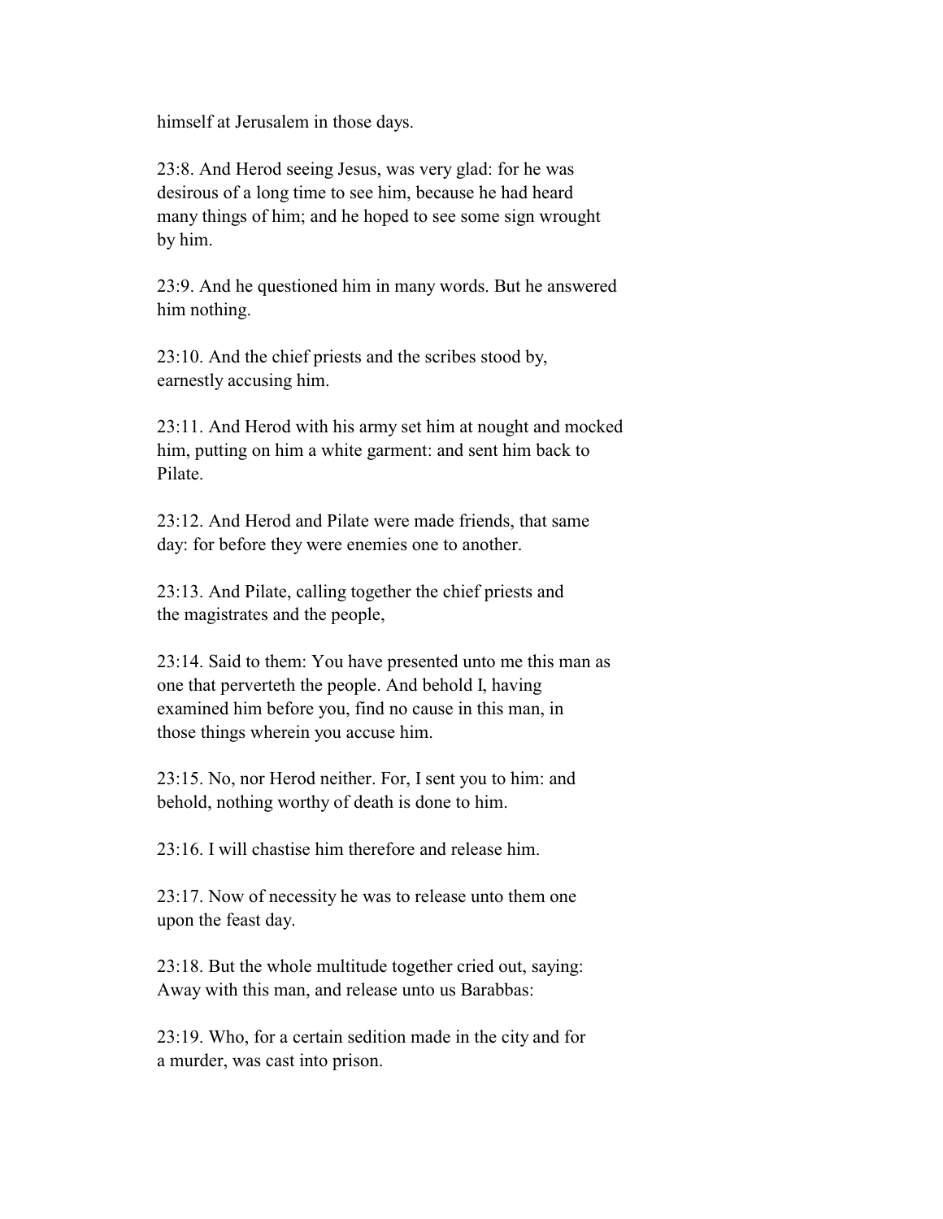himself at Jerusalem in those days.

23:8. And Herod seeing Jesus, was very glad: for he was desirous of a long time to see him, because he had heard many things of him; and he hoped to see some sign wrought by him.

23:9. And he questioned him in many words. But he answered him nothing.

23:10. And the chief priests and the scribes stood by, earnestly accusing him.

23:11. And Herod with his army set him at nought and mocked him, putting on him a white garment: and sent him back to Pilate.

23:12. And Herod and Pilate were made friends, that same day: for before they were enemies one to another.

23:13. And Pilate, calling together the chief priests and the magistrates and the people,

23:14. Said to them: You have presented unto me this man as one that perverteth the people. And behold I, having examined him before you, find no cause in this man, in those things wherein you accuse him.

23:15. No, nor Herod neither. For, I sent you to him: and behold, nothing worthy of death is done to him.

23:16. I will chastise him therefore and release him.

23:17. Now of necessity he was to release unto them one upon the feast day.

23:18. But the whole multitude together cried out, saying: Away with this man, and release unto us Barabbas:

23:19. Who, for a certain sedition made in the city and for a murder, was cast into prison.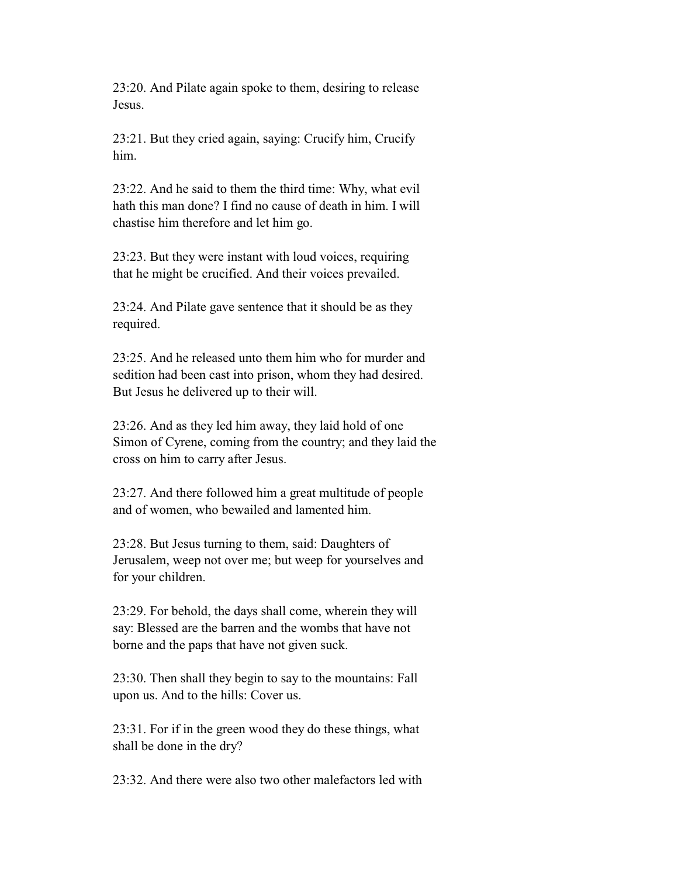23:20. And Pilate again spoke to them, desiring to release Jesus.

23:21. But they cried again, saying: Crucify him, Crucify him.

23:22. And he said to them the third time: Why, what evil hath this man done? I find no cause of death in him. I will chastise him therefore and let him go.

23:23. But they were instant with loud voices, requiring that he might be crucified. And their voices prevailed.

23:24. And Pilate gave sentence that it should be as they required.

23:25. And he released unto them him who for murder and sedition had been cast into prison, whom they had desired. But Jesus he delivered up to their will.

23:26. And as they led him away, they laid hold of one Simon of Cyrene, coming from the country; and they laid the cross on him to carry after Jesus.

23:27. And there followed him a great multitude of people and of women, who bewailed and lamented him.

23:28. But Jesus turning to them, said: Daughters of Jerusalem, weep not over me; but weep for yourselves and for your children.

23:29. For behold, the days shall come, wherein they will say: Blessed are the barren and the wombs that have not borne and the paps that have not given suck.

23:30. Then shall they begin to say to the mountains: Fall upon us. And to the hills: Cover us.

23:31. For if in the green wood they do these things, what shall be done in the dry?

23:32. And there were also two other malefactors led with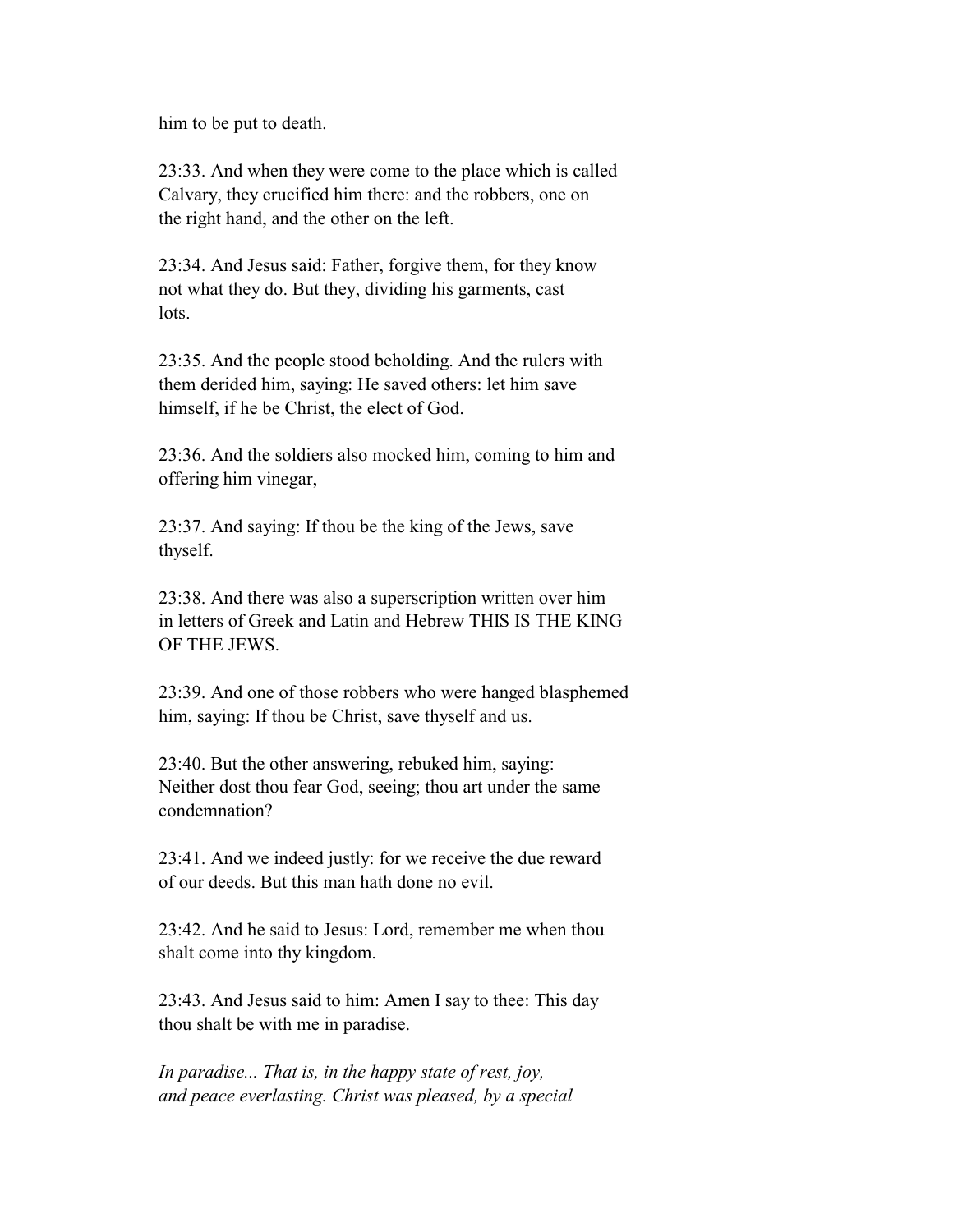him to be put to death.

23:33. And when they were come to the place which is called Calvary, they crucified him there: and the robbers, one on the right hand, and the other on the left.

23:34. And Jesus said: Father, forgive them, for they know not what they do. But they, dividing his garments, cast lots.

23:35. And the people stood beholding. And the rulers with them derided him, saying: He saved others: let him save himself, if he be Christ, the elect of God.

23:36. And the soldiers also mocked him, coming to him and offering him vinegar,

23:37. And saying: If thou be the king of the Jews, save thyself.

23:38. And there was also a superscription written over him in letters of Greek and Latin and Hebrew THIS IS THE KING OF THE JEWS.

23:39. And one of those robbers who were hanged blasphemed him, saying: If thou be Christ, save thyself and us.

23:40. But the other answering, rebuked him, saying: Neither dost thou fear God, seeing; thou art under the same condemnation?

23:41. And we indeed justly: for we receive the due reward of our deeds. But this man hath done no evil.

23:42. And he said to Jesus: Lord, remember me when thou shalt come into thy kingdom.

23:43. And Jesus said to him: Amen I say to thee: This day thou shalt be with me in paradise.

*In paradise... That is, in the happy state of rest, joy, and peace everlasting. Christ was pleased, by a special*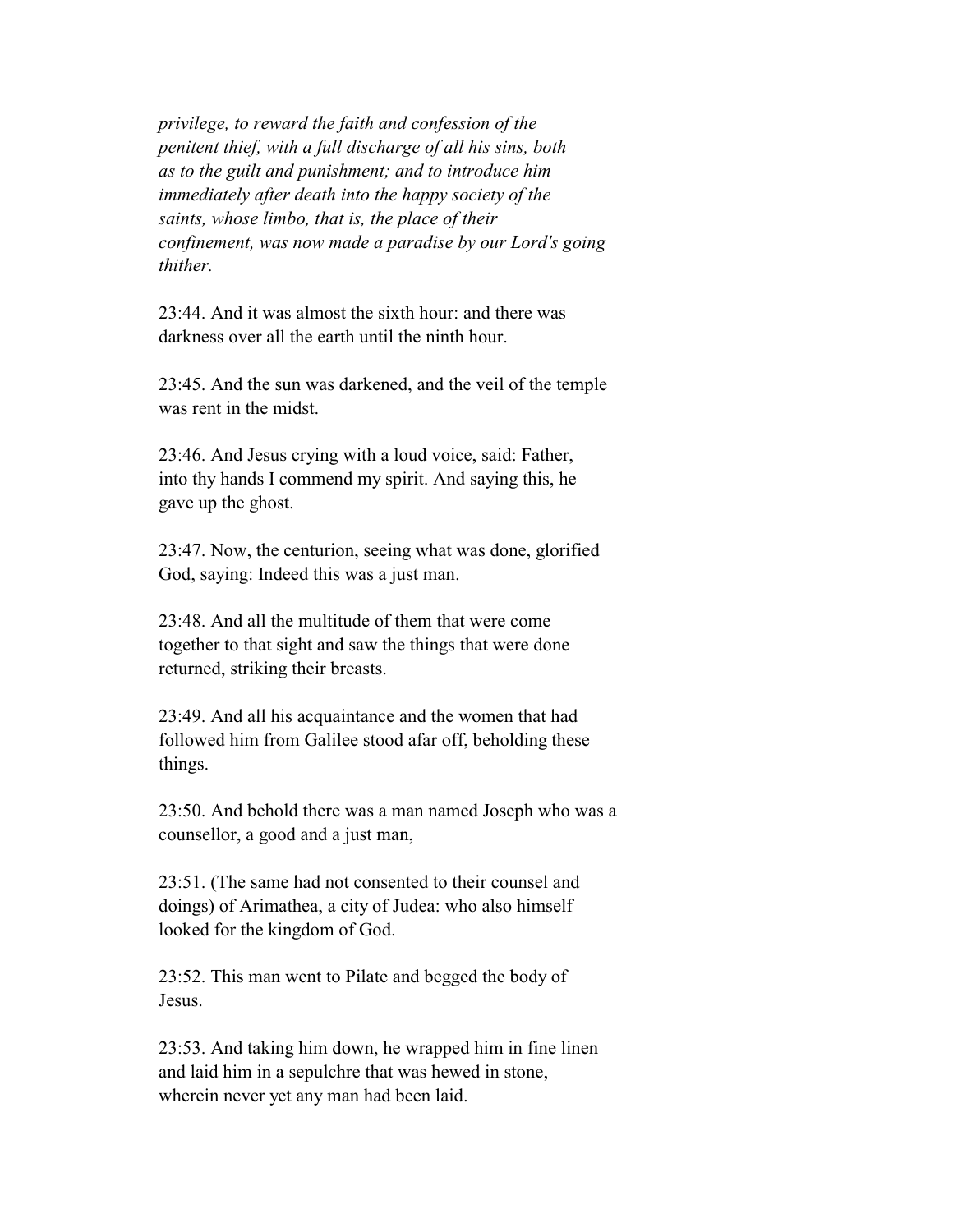*privilege, to reward the faith and confession of the penitent thief, with a full discharge of all his sins, both as to the guilt and punishment; and to introduce him immediately after death into the happy society of the saints, whose limbo, that is, the place of their confinement, was now made a paradise by our Lord's going thither.*

23:44. And it was almost the sixth hour: and there was darkness over all the earth until the ninth hour.

23:45. And the sun was darkened, and the veil of the temple was rent in the midst.

23:46. And Jesus crying with a loud voice, said: Father, into thy hands I commend my spirit. And saying this, he gave up the ghost.

23:47. Now, the centurion, seeing what was done, glorified God, saying: Indeed this was a just man.

23:48. And all the multitude of them that were come together to that sight and saw the things that were done returned, striking their breasts.

23:49. And all his acquaintance and the women that had followed him from Galilee stood afar off, beholding these things.

23:50. And behold there was a man named Joseph who was a counsellor, a good and a just man,

23:51. (The same had not consented to their counsel and doings) of Arimathea, a city of Judea: who also himself looked for the kingdom of God.

23:52. This man went to Pilate and begged the body of Jesus.

23:53. And taking him down, he wrapped him in fine linen and laid him in a sepulchre that was hewed in stone, wherein never yet any man had been laid.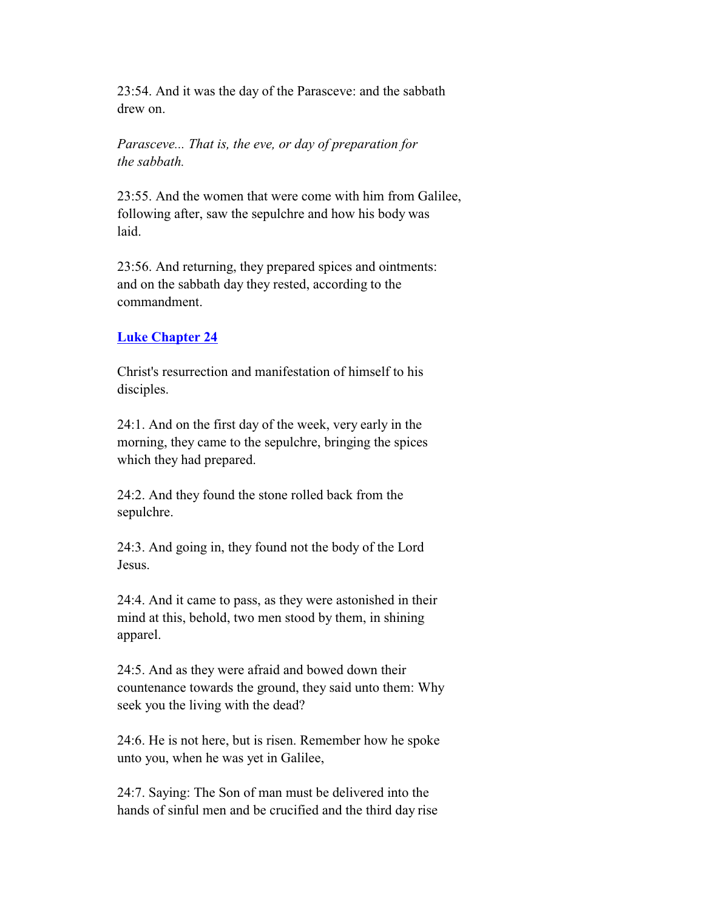23:54. And it was the day of the Parasceve: and the sabbath drew on.

*Parasceve... That is, the eve, or day of preparation for the sabbath.*

23:55. And the women that were come with him from Galilee, following after, saw the sepulchre and how his body was laid.

23:56. And returning, they prepared spices and ointments: and on the sabbath day they rested, according to the commandment.

## Luke Chapter 24

Christ's resurrection and manifestation of himself to his disciples.

24:1. And on the first day of the week, very early in the morning, they came to the sepulchre, bringing the spices which they had prepared.

24:2. And they found the stone rolled back from the sepulchre.

24:3. And going in, they found not the body of the Lord Jesus.

24:4. And it came to pass, as they were astonished in their mind at this, behold, two men stood by them, in shining apparel.

24:5. And as they were afraid and bowed down their countenance towards the ground, they said unto them: Why seek you the living with the dead?

24:6. He is not here, but is risen. Remember how he spoke unto you, when he was yet in Galilee,

24:7. Saying: The Son of man must be delivered into the hands of sinful men and be crucified and the third day rise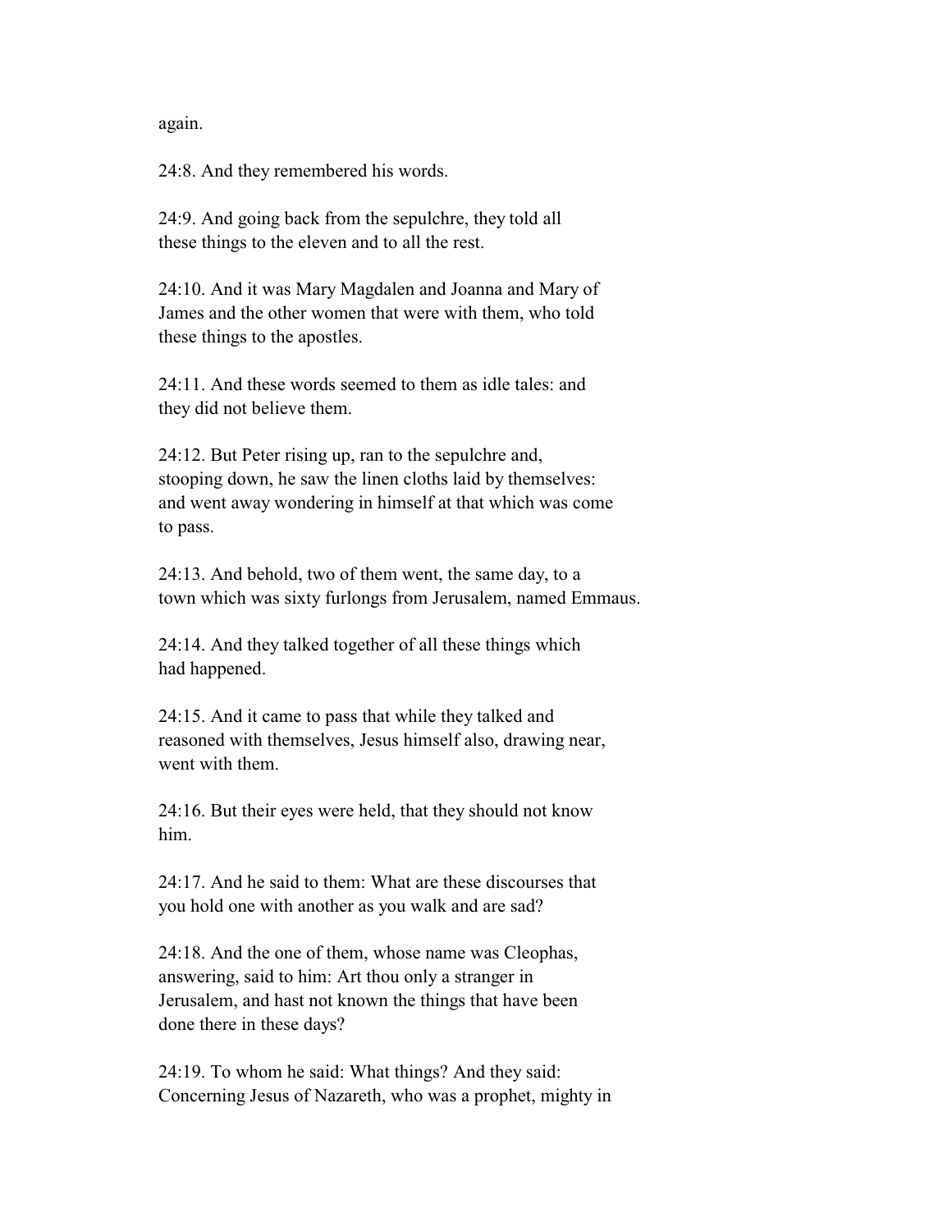again.

24:8. And they remembered his words.

24:9. And going back from the sepulchre, they told all these things to the eleven and to all the rest.

24:10. And it was Mary Magdalen and Joanna and Mary of James and the other women that were with them, who told these things to the apostles.

24:11. And these words seemed to them as idle tales: and they did not believe them.

24:12. But Peter rising up, ran to the sepulchre and, stooping down, he saw the linen cloths laid by themselves: and went away wondering in himself at that which was come to pass.

24:13. And behold, two of them went, the same day, to a town which was sixty furlongs from Jerusalem, named Emmaus.

24:14. And they talked together of all these things which had happened.

24:15. And it came to pass that while they talked and reasoned with themselves, Jesus himself also, drawing near, went with them.

24:16. But their eyes were held, that they should not know him.

24:17. And he said to them: What are these discourses that you hold one with another as you walk and are sad?

24:18. And the one of them, whose name was Cleophas, answering, said to him: Art thou only a stranger in Jerusalem, and hast not known the things that have been done there in these days?

24:19. To whom he said: What things? And they said: Concerning Jesus of Nazareth, who was a prophet, mighty in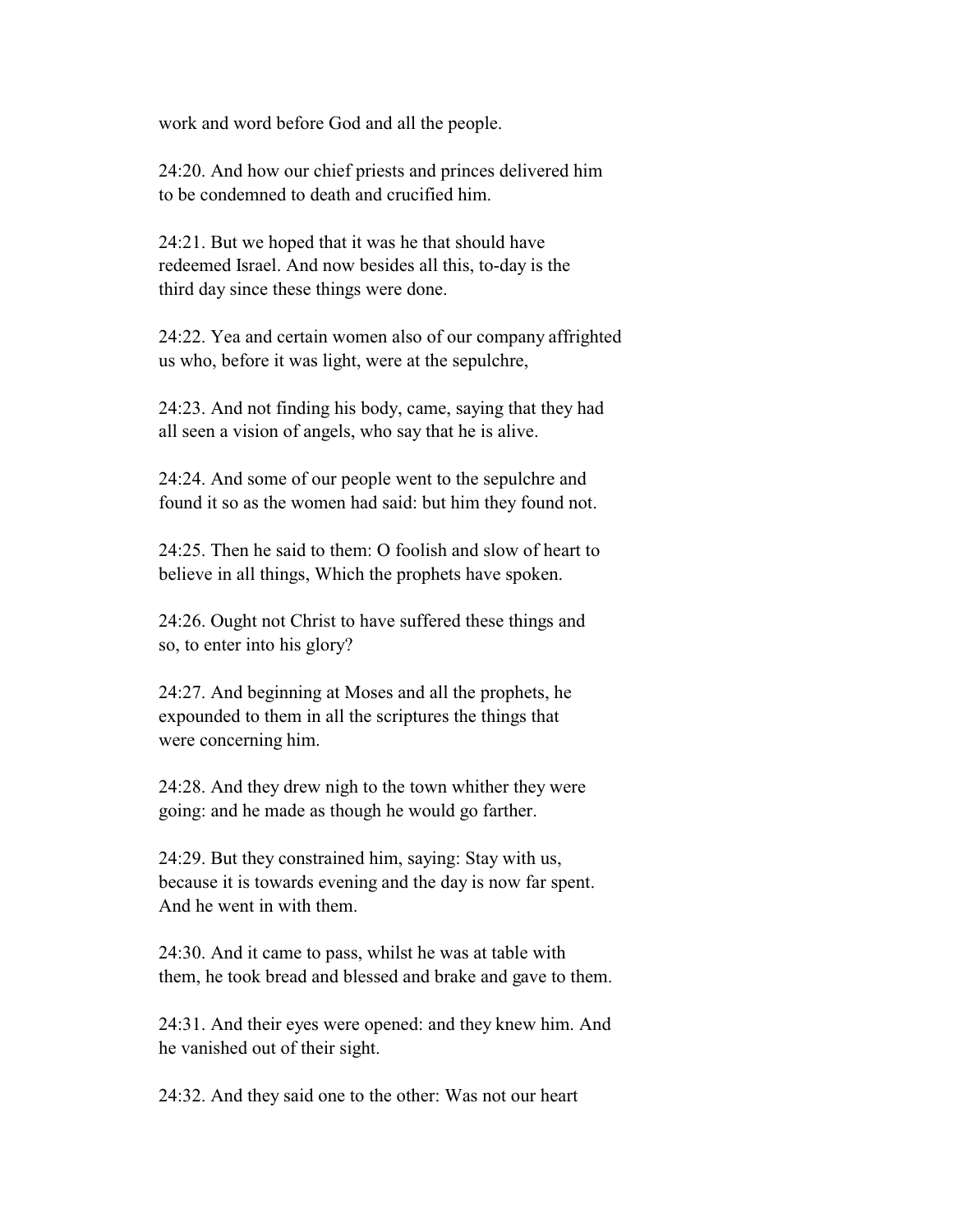work and word before God and all the people.

24:20. And how our chief priests and princes delivered him to be condemned to death and crucified him.

24:21. But we hoped that it was he that should have redeemed Israel. And now besides all this, to-day is the third day since these things were done.

24:22. Yea and certain women also of our company affrighted us who, before it was light, were at the sepulchre,

24:23. And not finding his body, came, saying that they had all seen a vision of angels, who say that he is alive.

24:24. And some of our people went to the sepulchre and found it so as the women had said: but him they found not.

24:25. Then he said to them: O foolish and slow of heart to believe in all things, Which the prophets have spoken.

24:26. Ought not Christ to have suffered these things and so, to enter into his glory?

24:27. And beginning at Moses and all the prophets, he expounded to them in all the scriptures the things that were concerning him.

24:28. And they drew nigh to the town whither they were going: and he made as though he would go farther.

24:29. But they constrained him, saying: Stay with us, because it is towards evening and the day is now far spent. And he went in with them.

24:30. And it came to pass, whilst he was at table with them, he took bread and blessed and brake and gave to them.

24:31. And their eyes were opened: and they knew him. And he vanished out of their sight.

24:32. And they said one to the other: Was not our heart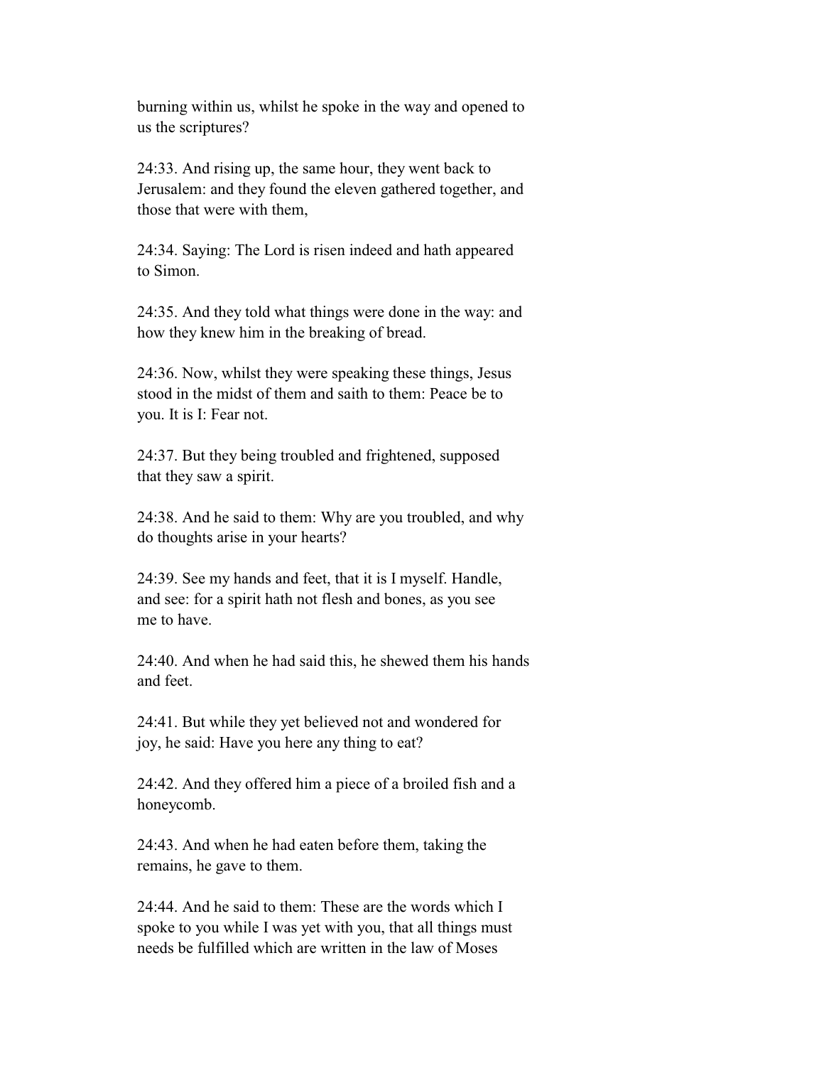burning within us, whilst he spoke in the way and opened to us the scriptures?

24:33. And rising up, the same hour, they went back to Jerusalem: and they found the eleven gathered together, and those that were with them,

24:34. Saying: The Lord is risen indeed and hath appeared to Simon.

24:35. And they told what things were done in the way: and how they knew him in the breaking of bread.

24:36. Now, whilst they were speaking these things, Jesus stood in the midst of them and saith to them: Peace be to you. It is I: Fear not.

24:37. But they being troubled and frightened, supposed that they saw a spirit.

24:38. And he said to them: Why are you troubled, and why do thoughts arise in your hearts?

24:39. See my hands and feet, that it is I myself. Handle, and see: for a spirit hath not flesh and bones, as you see me to have.

24:40. And when he had said this, he shewed them his hands and feet.

24:41. But while they yet believed not and wondered for joy, he said: Have you here any thing to eat?

24:42. And they offered him a piece of a broiled fish and a honeycomb.

24:43. And when he had eaten before them, taking the remains, he gave to them.

24:44. And he said to them: These are the words which I spoke to you while I was yet with you, that all things must needs be fulfilled which are written in the law of Moses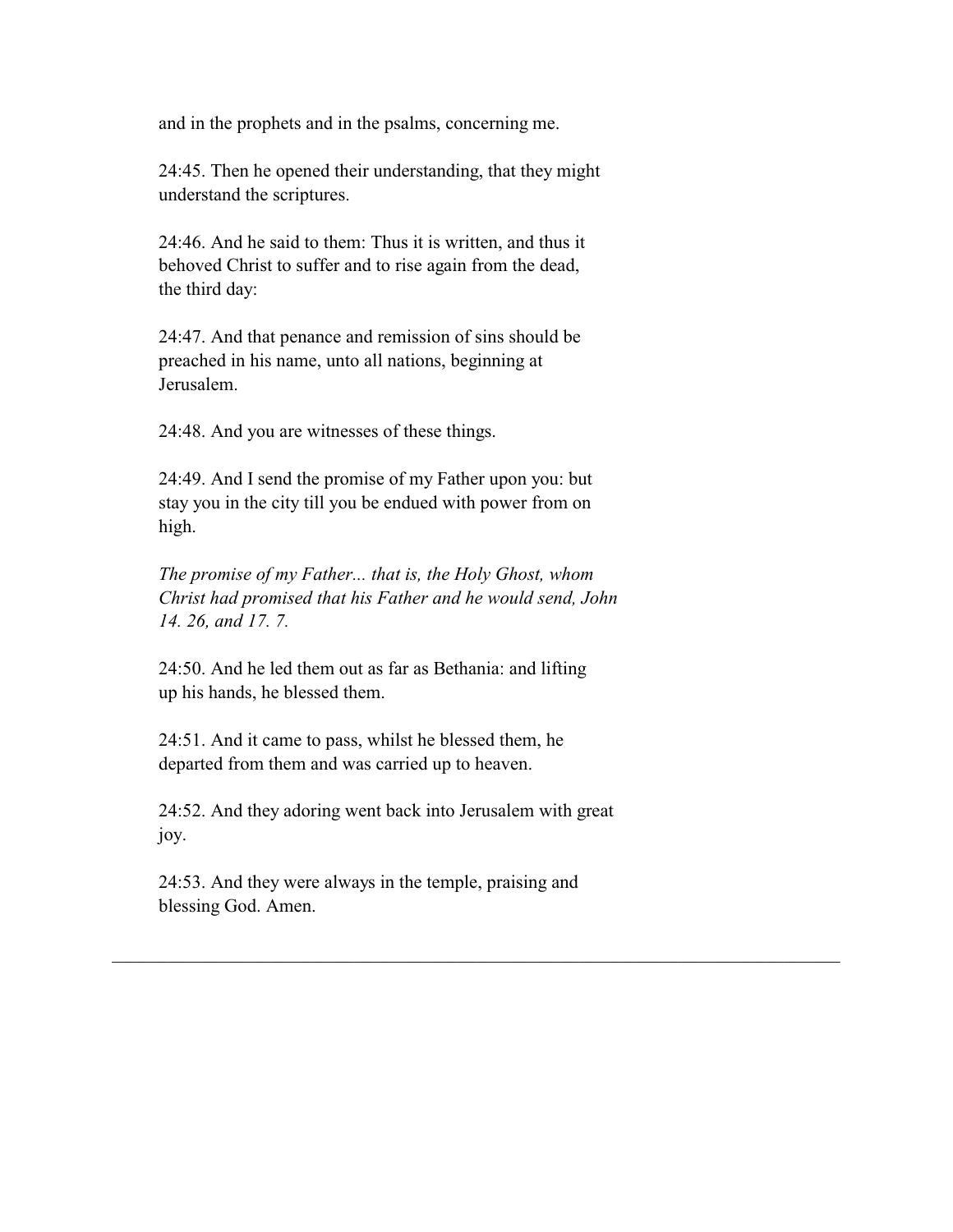and in the prophets and in the psalms, concerning me.

24:45. Then he opened their understanding, that they might understand the scriptures.

24:46. And he said to them: Thus it is written, and thus it behoved Christ to suffer and to rise again from the dead, the third day:

24:47. And that penance and remission of sins should be preached in his name, unto all nations, beginning at Jerusalem.

24:48. And you are witnesses of these things.

24:49. And I send the promise of my Father upon you: but stay you in the city till you be endued with power from on high.

*The promise of my Father... that is, the Holy Ghost, whom Christ had promised that his Father and he would send, John 14. 26, and 17. 7.*

24:50. And he led them out as far as Bethania: and lifting up his hands, he blessed them.

24:51. And it came to pass, whilst he blessed them, he departed from them and was carried up to heaven.

24:52. And they adoring went back into Jerusalem with great joy.

24:53. And they were always in the temple, praising and blessing God. Amen.

---